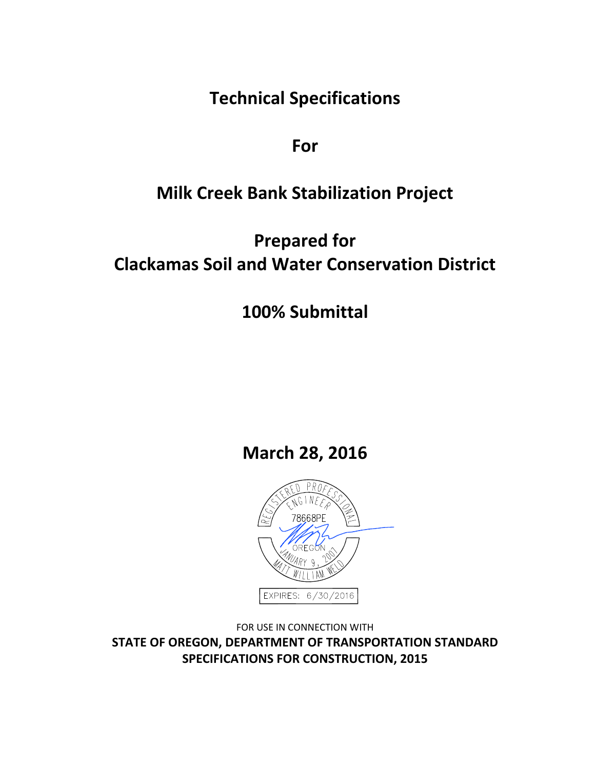# Technical Specifications

# For

# Milk Creek Bank Stabilization Project

# Prepared for
# Clackamas Soil and Water Conservation District

# 100% Submittal

# March 28, 2016

REGISTERED PROFESSIONAL ENGINEER
78668PE
OREGON
JANUARY 9, 2007
MATT WILLIAM WELD

EXPIRES: 6/30/2016

FOR USE IN CONNECTION WITH

**STATE OF OREGON, DEPARTMENT OF TRANSPORTATION STANDARD SPECIFICATIONS FOR CONSTRUCTION, 2015**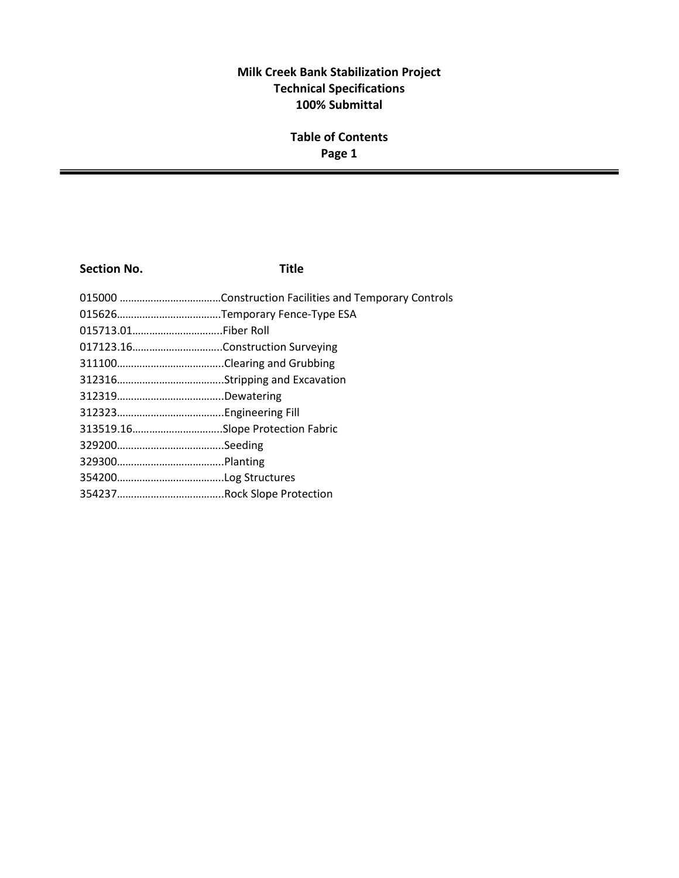**Milk Creek Bank Stabilization Project**
**Technical Specifications**
**100% Submittal**

**Table of Contents**
**Page 1**

| Section No. | Title |
|---|---|
| 015000 | Construction Facilities and Temporary Controls |
| 015626 | Temporary Fence-Type ESA |
| 015713.01 | Fiber Roll |
| 017123.16 | Construction Surveying |
| 311100 | Clearing and Grubbing |
| 312316 | Stripping and Excavation |
| 312319 | Dewatering |
| 312323 | Engineering Fill |
| 313519.16 | Slope Protection Fabric |
| 329200 | Seeding |
| 329300 | Planting |
| 354200 | Log Structures |
| 354237 | Rock Slope Protection |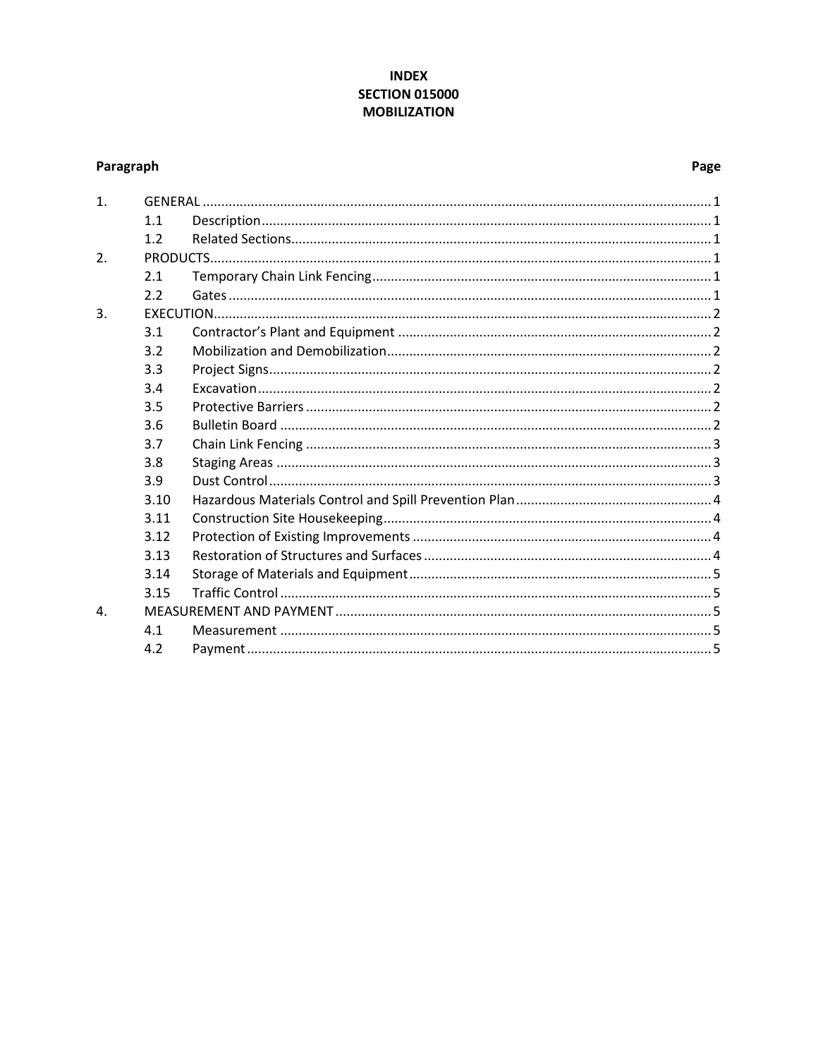# INDEX
# SECTION 015000
# MOBILIZATION

| Paragraph | | | Page |
|---|---|---|---|
| 1. | GENERAL | | 1 |
| | 1.1 | Description | 1 |
| | 1.2 | Related Sections | 1 |
| 2. | PRODUCTS | | 1 |
| | 2.1 | Temporary Chain Link Fencing | 1 |
| | 2.2 | Gates | 1 |
| 3. | EXECUTION | | 2 |
| | 3.1 | Contractor's Plant and Equipment | 2 |
| | 3.2 | Mobilization and Demobilization | 2 |
| | 3.3 | Project Signs | 2 |
| | 3.4 | Excavation | 2 |
| | 3.5 | Protective Barriers | 2 |
| | 3.6 | Bulletin Board | 2 |
| | 3.7 | Chain Link Fencing | 3 |
| | 3.8 | Staging Areas | 3 |
| | 3.9 | Dust Control | 3 |
| | 3.10 | Hazardous Materials Control and Spill Prevention Plan | 4 |
| | 3.11 | Construction Site Housekeeping | 4 |
| | 3.12 | Protection of Existing Improvements | 4 |
| | 3.13 | Restoration of Structures and Surfaces | 4 |
| | 3.14 | Storage of Materials and Equipment | 5 |
| | 3.15 | Traffic Control | 5 |
| 4. | MEASUREMENT AND PAYMENT | | 5 |
| | 4.1 | Measurement | 5 |
| | 4.2 | Payment | 5 |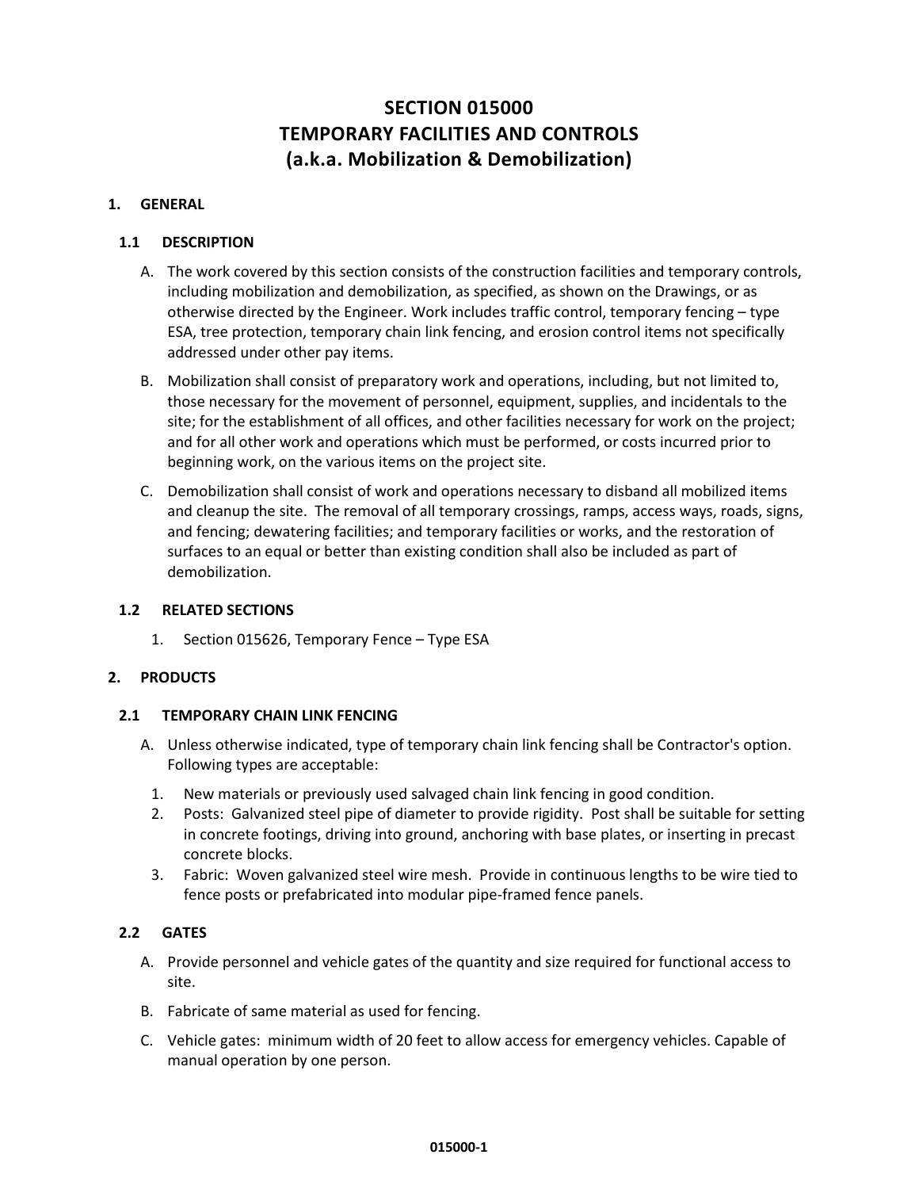# SECTION 015000
# TEMPORARY FACILITIES AND CONTROLS
# (a.k.a. Mobilization & Demobilization)

## 1. GENERAL

### 1.1 DESCRIPTION

A. The work covered by this section consists of the construction facilities and temporary controls, including mobilization and demobilization, as specified, as shown on the Drawings, or as otherwise directed by the Engineer. Work includes traffic control, temporary fencing – type ESA, tree protection, temporary chain link fencing, and erosion control items not specifically addressed under other pay items.

B. Mobilization shall consist of preparatory work and operations, including, but not limited to, those necessary for the movement of personnel, equipment, supplies, and incidentals to the site; for the establishment of all offices, and other facilities necessary for work on the project; and for all other work and operations which must be performed, or costs incurred prior to beginning work, on the various items on the project site.

C. Demobilization shall consist of work and operations necessary to disband all mobilized items and cleanup the site. The removal of all temporary crossings, ramps, access ways, roads, signs, and fencing; dewatering facilities; and temporary facilities or works, and the restoration of surfaces to an equal or better than existing condition shall also be included as part of demobilization.

### 1.2 RELATED SECTIONS

1. Section 015626, Temporary Fence – Type ESA

## 2. PRODUCTS

### 2.1 TEMPORARY CHAIN LINK FENCING

A. Unless otherwise indicated, type of temporary chain link fencing shall be Contractor's option. Following types are acceptable:

1. New materials or previously used salvaged chain link fencing in good condition.
2. Posts: Galvanized steel pipe of diameter to provide rigidity. Post shall be suitable for setting in concrete footings, driving into ground, anchoring with base plates, or inserting in precast concrete blocks.
3. Fabric: Woven galvanized steel wire mesh. Provide in continuous lengths to be wire tied to fence posts or prefabricated into modular pipe-framed fence panels.

### 2.2 GATES

A. Provide personnel and vehicle gates of the quantity and size required for functional access to site.

B. Fabricate of same material as used for fencing.

C. Vehicle gates: minimum width of 20 feet to allow access for emergency vehicles. Capable of manual operation by one person.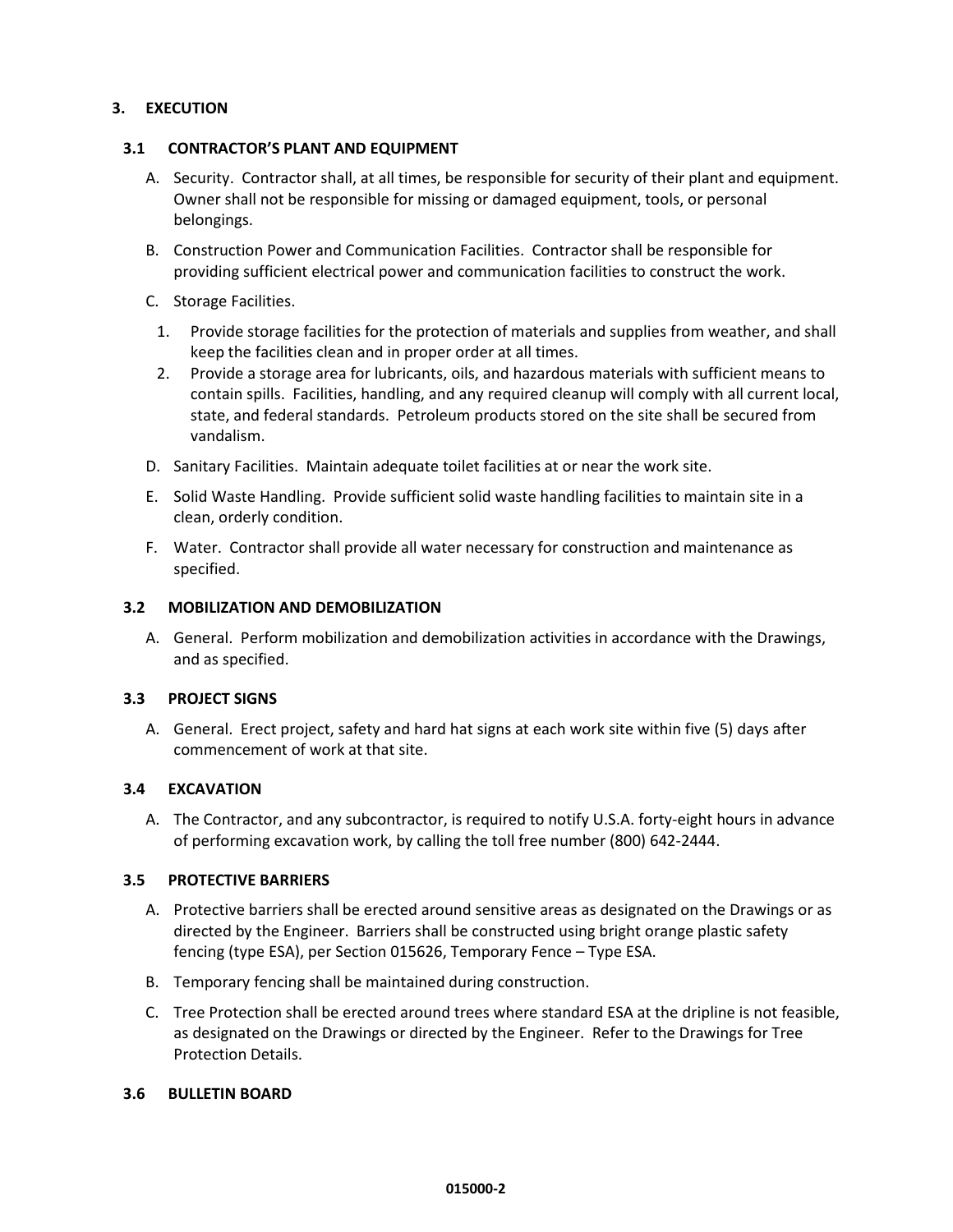## 3. EXECUTION

### 3.1 CONTRACTOR'S PLANT AND EQUIPMENT

A. Security. Contractor shall, at all times, be responsible for security of their plant and equipment. Owner shall not be responsible for missing or damaged equipment, tools, or personal belongings.

B. Construction Power and Communication Facilities. Contractor shall be responsible for providing sufficient electrical power and communication facilities to construct the work.

C. Storage Facilities.

1. Provide storage facilities for the protection of materials and supplies from weather, and shall keep the facilities clean and in proper order at all times.
2. Provide a storage area for lubricants, oils, and hazardous materials with sufficient means to contain spills. Facilities, handling, and any required cleanup will comply with all current local, state, and federal standards. Petroleum products stored on the site shall be secured from vandalism.

D. Sanitary Facilities. Maintain adequate toilet facilities at or near the work site.

E. Solid Waste Handling. Provide sufficient solid waste handling facilities to maintain site in a clean, orderly condition.

F. Water. Contractor shall provide all water necessary for construction and maintenance as specified.

### 3.2 MOBILIZATION AND DEMOBILIZATION

A. General. Perform mobilization and demobilization activities in accordance with the Drawings, and as specified.

### 3.3 PROJECT SIGNS

A. General. Erect project, safety and hard hat signs at each work site within five (5) days after commencement of work at that site.

### 3.4 EXCAVATION

A. The Contractor, and any subcontractor, is required to notify U.S.A. forty-eight hours in advance of performing excavation work, by calling the toll free number (800) 642-2444.

### 3.5 PROTECTIVE BARRIERS

A. Protective barriers shall be erected around sensitive areas as designated on the Drawings or as directed by the Engineer. Barriers shall be constructed using bright orange plastic safety fencing (type ESA), per Section 015626, Temporary Fence – Type ESA.

B. Temporary fencing shall be maintained during construction.

C. Tree Protection shall be erected around trees where standard ESA at the dripline is not feasible, as designated on the Drawings or directed by the Engineer. Refer to the Drawings for Tree Protection Details.

### 3.6 BULLETIN BOARD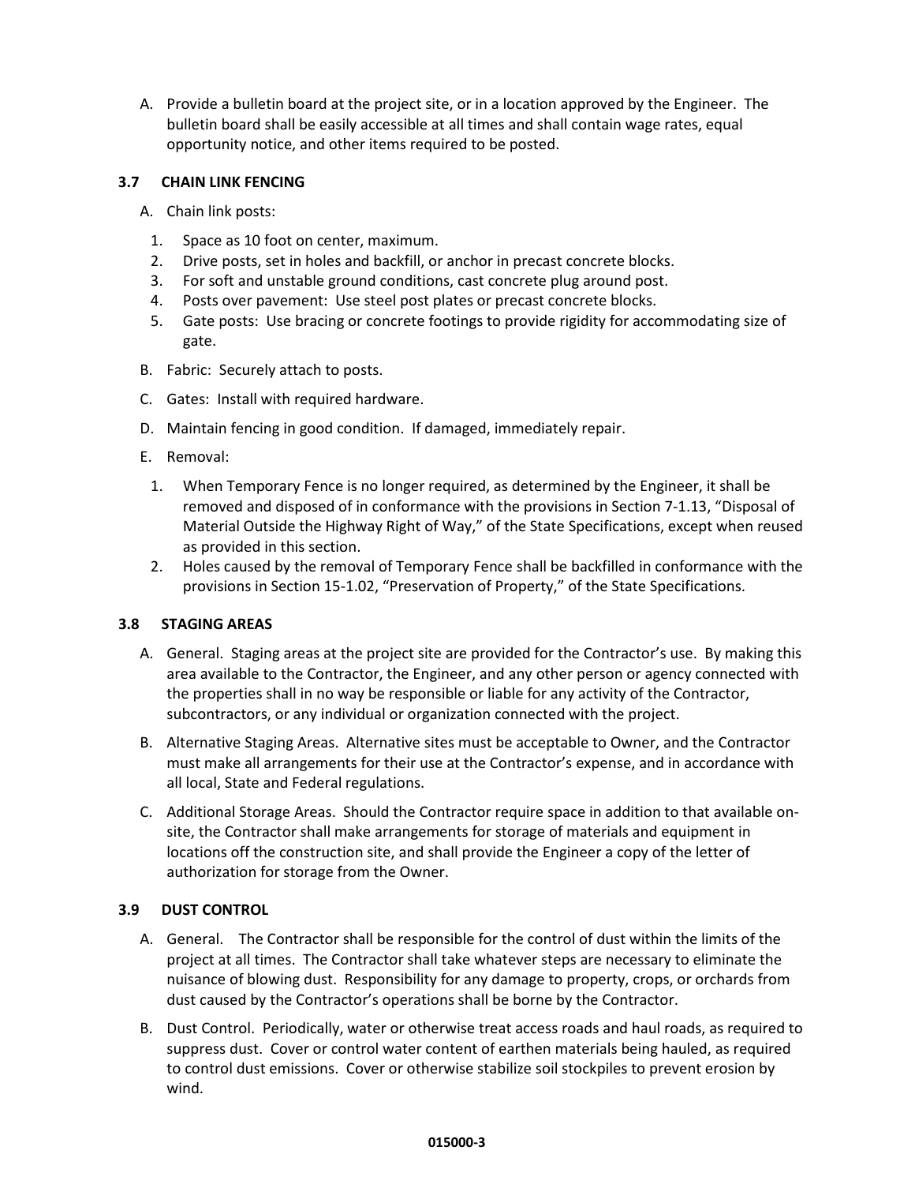A. Provide a bulletin board at the project site, or in a location approved by the Engineer. The bulletin board shall be easily accessible at all times and shall contain wage rates, equal opportunity notice, and other items required to be posted.

### 3.7 CHAIN LINK FENCING

A. Chain link posts:

   1. Space as 10 foot on center, maximum.
   2. Drive posts, set in holes and backfill, or anchor in precast concrete blocks.
   3. For soft and unstable ground conditions, cast concrete plug around post.
   4. Posts over pavement: Use steel post plates or precast concrete blocks.
   5. Gate posts: Use bracing or concrete footings to provide rigidity for accommodating size of gate.

B. Fabric: Securely attach to posts.

C. Gates: Install with required hardware.

D. Maintain fencing in good condition. If damaged, immediately repair.

E. Removal:

   1. When Temporary Fence is no longer required, as determined by the Engineer, it shall be removed and disposed of in conformance with the provisions in Section 7-1.13, "Disposal of Material Outside the Highway Right of Way," of the State Specifications, except when reused as provided in this section.
   2. Holes caused by the removal of Temporary Fence shall be backfilled in conformance with the provisions in Section 15-1.02, "Preservation of Property," of the State Specifications.

### 3.8 STAGING AREAS

A. General. Staging areas at the project site are provided for the Contractor's use. By making this area available to the Contractor, the Engineer, and any other person or agency connected with the properties shall in no way be responsible or liable for any activity of the Contractor, subcontractors, or any individual or organization connected with the project.

B. Alternative Staging Areas. Alternative sites must be acceptable to Owner, and the Contractor must make all arrangements for their use at the Contractor's expense, and in accordance with all local, State and Federal regulations.

C. Additional Storage Areas. Should the Contractor require space in addition to that available on-site, the Contractor shall make arrangements for storage of materials and equipment in locations off the construction site, and shall provide the Engineer a copy of the letter of authorization for storage from the Owner.

### 3.9 DUST CONTROL

A. General. The Contractor shall be responsible for the control of dust within the limits of the project at all times. The Contractor shall take whatever steps are necessary to eliminate the nuisance of blowing dust. Responsibility for any damage to property, crops, or orchards from dust caused by the Contractor's operations shall be borne by the Contractor.

B. Dust Control. Periodically, water or otherwise treat access roads and haul roads, as required to suppress dust. Cover or control water content of earthen materials being hauled, as required to control dust emissions. Cover or otherwise stabilize soil stockpiles to prevent erosion by wind.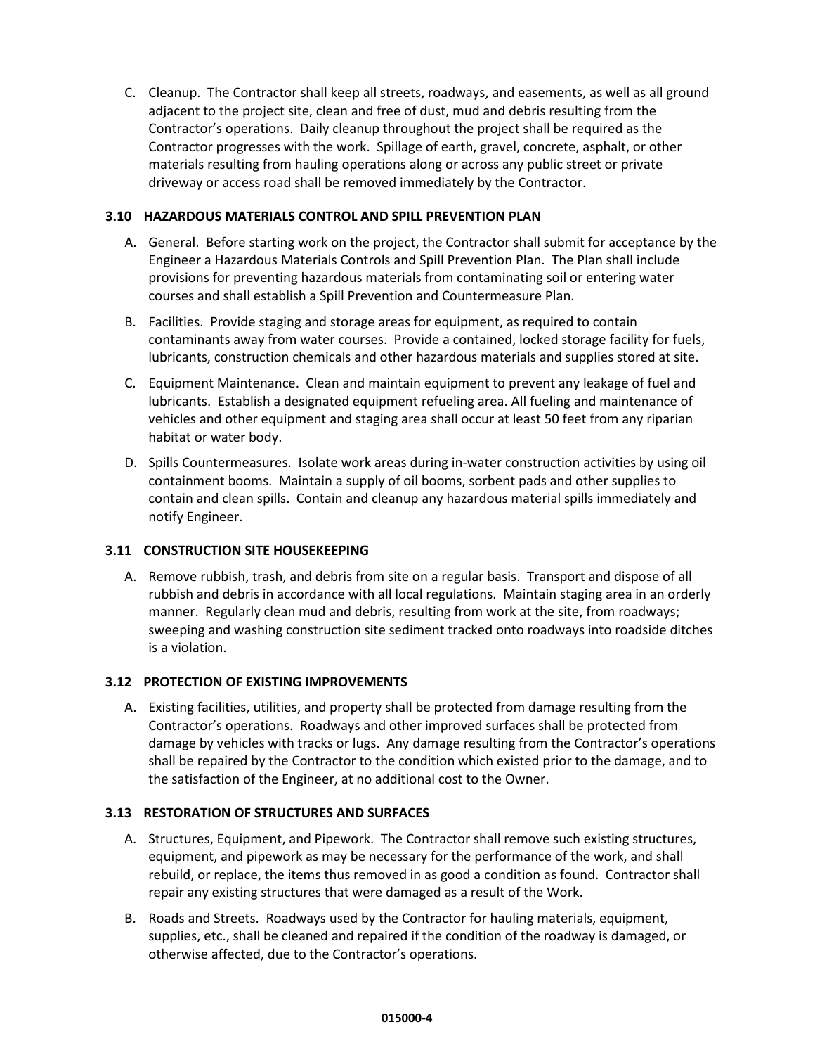C. Cleanup. The Contractor shall keep all streets, roadways, and easements, as well as all ground adjacent to the project site, clean and free of dust, mud and debris resulting from the Contractor's operations. Daily cleanup throughout the project shall be required as the Contractor progresses with the work. Spillage of earth, gravel, concrete, asphalt, or other materials resulting from hauling operations along or across any public street or private driveway or access road shall be removed immediately by the Contractor.

### 3.10 HAZARDOUS MATERIALS CONTROL AND SPILL PREVENTION PLAN

A. General. Before starting work on the project, the Contractor shall submit for acceptance by the Engineer a Hazardous Materials Controls and Spill Prevention Plan. The Plan shall include provisions for preventing hazardous materials from contaminating soil or entering water courses and shall establish a Spill Prevention and Countermeasure Plan.

B. Facilities. Provide staging and storage areas for equipment, as required to contain contaminants away from water courses. Provide a contained, locked storage facility for fuels, lubricants, construction chemicals and other hazardous materials and supplies stored at site.

C. Equipment Maintenance. Clean and maintain equipment to prevent any leakage of fuel and lubricants. Establish a designated equipment refueling area. All fueling and maintenance of vehicles and other equipment and staging area shall occur at least 50 feet from any riparian habitat or water body.

D. Spills Countermeasures. Isolate work areas during in-water construction activities by using oil containment booms. Maintain a supply of oil booms, sorbent pads and other supplies to contain and clean spills. Contain and cleanup any hazardous material spills immediately and notify Engineer.

### 3.11 CONSTRUCTION SITE HOUSEKEEPING

A. Remove rubbish, trash, and debris from site on a regular basis. Transport and dispose of all rubbish and debris in accordance with all local regulations. Maintain staging area in an orderly manner. Regularly clean mud and debris, resulting from work at the site, from roadways; sweeping and washing construction site sediment tracked onto roadways into roadside ditches is a violation.

### 3.12 PROTECTION OF EXISTING IMPROVEMENTS

A. Existing facilities, utilities, and property shall be protected from damage resulting from the Contractor's operations. Roadways and other improved surfaces shall be protected from damage by vehicles with tracks or lugs. Any damage resulting from the Contractor's operations shall be repaired by the Contractor to the condition which existed prior to the damage, and to the satisfaction of the Engineer, at no additional cost to the Owner.

### 3.13 RESTORATION OF STRUCTURES AND SURFACES

A. Structures, Equipment, and Pipework. The Contractor shall remove such existing structures, equipment, and pipework as may be necessary for the performance of the work, and shall rebuild, or replace, the items thus removed in as good a condition as found. Contractor shall repair any existing structures that were damaged as a result of the Work.

B. Roads and Streets. Roadways used by the Contractor for hauling materials, equipment, supplies, etc., shall be cleaned and repaired if the condition of the roadway is damaged, or otherwise affected, due to the Contractor's operations.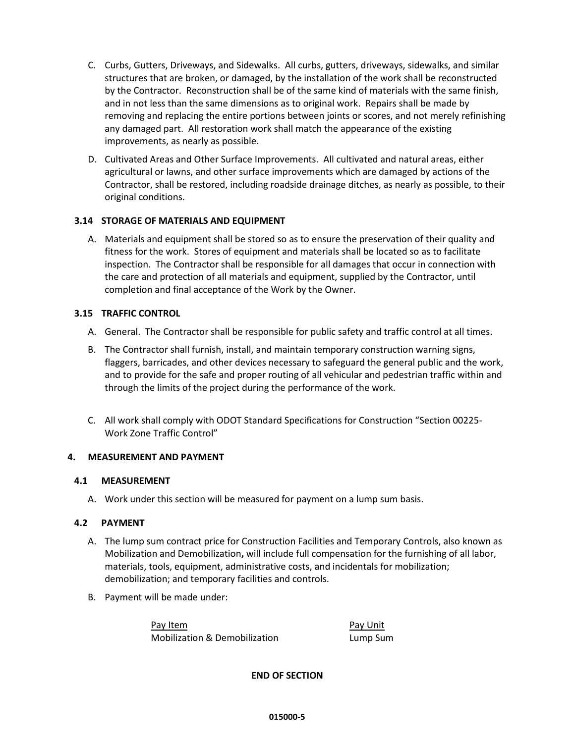C. Curbs, Gutters, Driveways, and Sidewalks. All curbs, gutters, driveways, sidewalks, and similar structures that are broken, or damaged, by the installation of the work shall be reconstructed by the Contractor. Reconstruction shall be of the same kind of materials with the same finish, and in not less than the same dimensions as to original work. Repairs shall be made by removing and replacing the entire portions between joints or scores, and not merely refinishing any damaged part. All restoration work shall match the appearance of the existing improvements, as nearly as possible.

D. Cultivated Areas and Other Surface Improvements. All cultivated and natural areas, either agricultural or lawns, and other surface improvements which are damaged by actions of the Contractor, shall be restored, including roadside drainage ditches, as nearly as possible, to their original conditions.

### 3.14 STORAGE OF MATERIALS AND EQUIPMENT

A. Materials and equipment shall be stored so as to ensure the preservation of their quality and fitness for the work. Stores of equipment and materials shall be located so as to facilitate inspection. The Contractor shall be responsible for all damages that occur in connection with the care and protection of all materials and equipment, supplied by the Contractor, until completion and final acceptance of the Work by the Owner.

### 3.15 TRAFFIC CONTROL

A. General. The Contractor shall be responsible for public safety and traffic control at all times.

B. The Contractor shall furnish, install, and maintain temporary construction warning signs, flaggers, barricades, and other devices necessary to safeguard the general public and the work, and to provide for the safe and proper routing of all vehicular and pedestrian traffic within and through the limits of the project during the performance of the work.

C. All work shall comply with ODOT Standard Specifications for Construction "Section 00225-Work Zone Traffic Control"

## 4. MEASUREMENT AND PAYMENT

### 4.1 MEASUREMENT

A. Work under this section will be measured for payment on a lump sum basis.

### 4.2 PAYMENT

A. The lump sum contract price for Construction Facilities and Temporary Controls, also known as Mobilization and Demobilization**,** will include full compensation for the furnishing of all labor, materials, tools, equipment, administrative costs, and incidentals for mobilization; demobilization; and temporary facilities and controls.

B. Payment will be made under:

| Pay Item | Pay Unit |
|---|---|
| Mobilization & Demobilization | Lump Sum |

**END OF SECTION**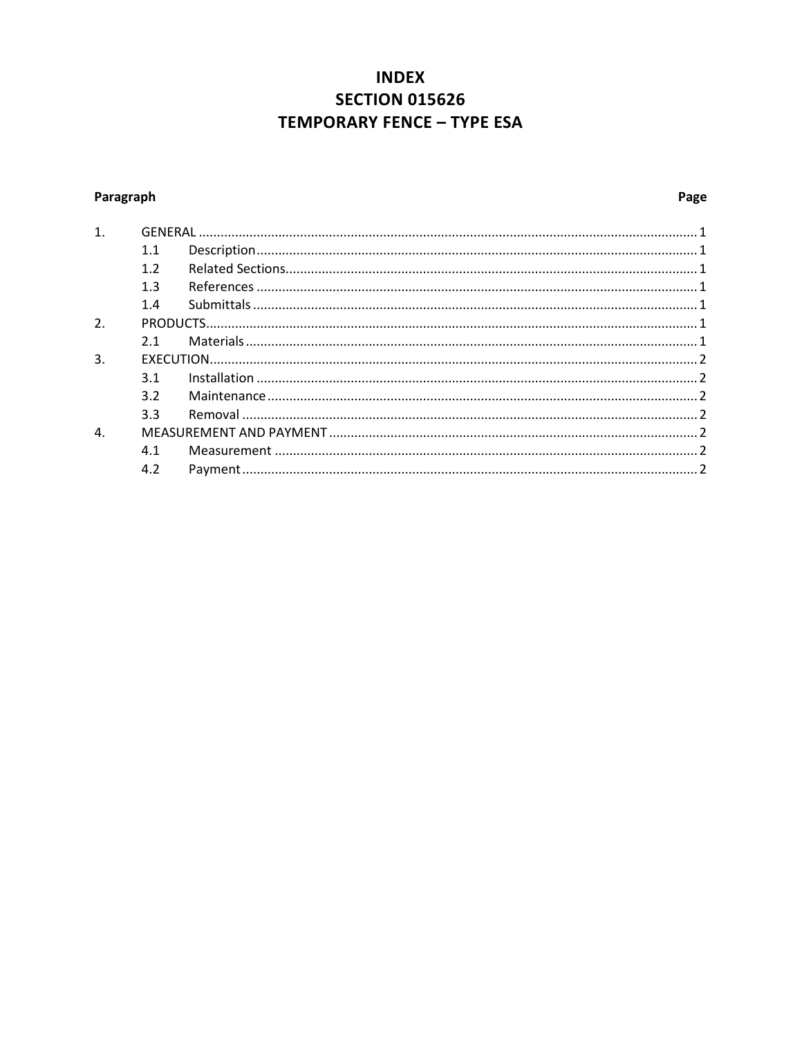# INDEX
# SECTION 015626
# TEMPORARY FENCE – TYPE ESA

| Paragraph | | | Page |
|---|---|---|---|
| 1. | GENERAL | | 1 |
| | 1.1 | Description | 1 |
| | 1.2 | Related Sections | 1 |
| | 1.3 | References | 1 |
| | 1.4 | Submittals | 1 |
| 2. | PRODUCTS | | 1 |
| | 2.1 | Materials | 1 |
| 3. | EXECUTION | | 2 |
| | 3.1 | Installation | 2 |
| | 3.2 | Maintenance | 2 |
| | 3.3 | Removal | 2 |
| 4. | MEASUREMENT AND PAYMENT | | 2 |
| | 4.1 | Measurement | 2 |
| | 4.2 | Payment | 2 |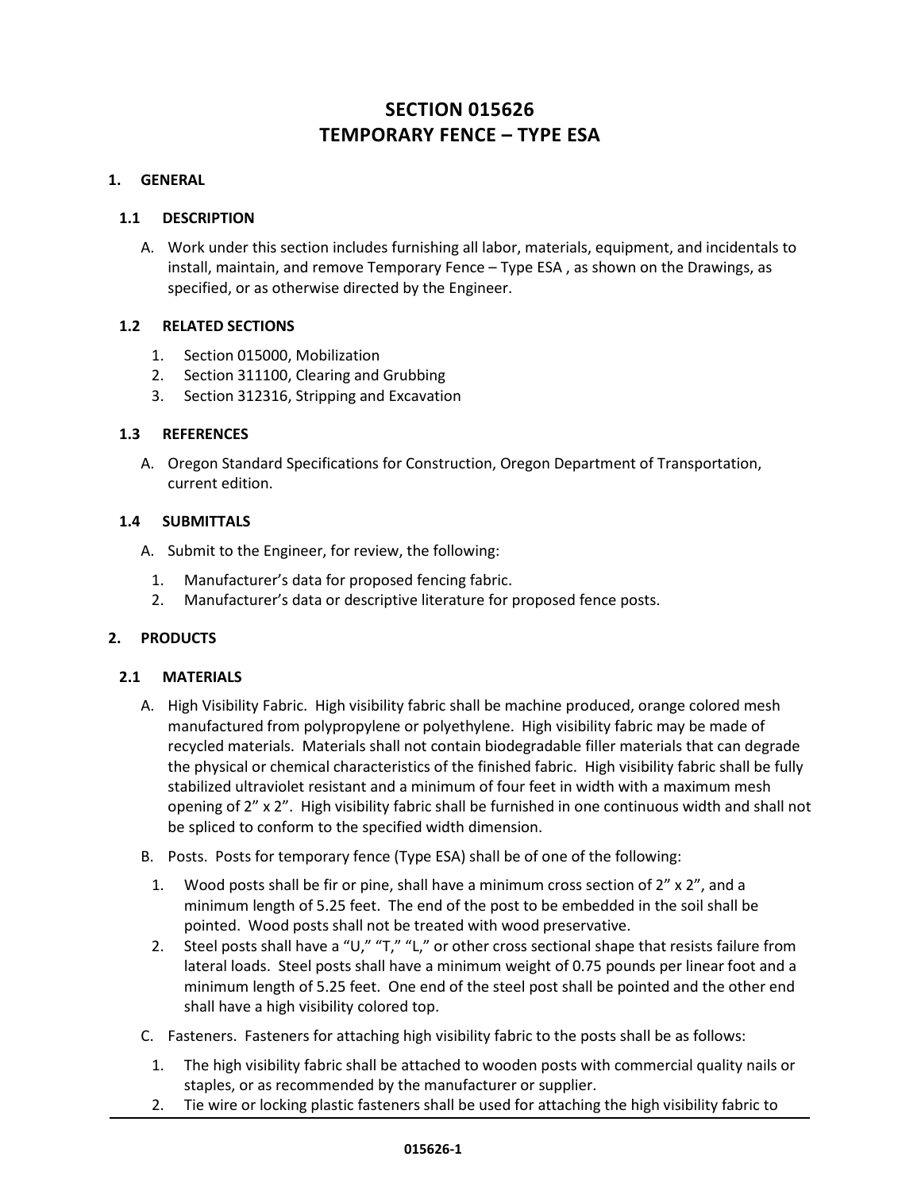# SECTION 015626
# TEMPORARY FENCE – TYPE ESA

## 1. GENERAL

### 1.1 DESCRIPTION

A. Work under this section includes furnishing all labor, materials, equipment, and incidentals to install, maintain, and remove Temporary Fence – Type ESA , as shown on the Drawings, as specified, or as otherwise directed by the Engineer.

### 1.2 RELATED SECTIONS

1. Section 015000, Mobilization
2. Section 311100, Clearing and Grubbing
3. Section 312316, Stripping and Excavation

### 1.3 REFERENCES

A. Oregon Standard Specifications for Construction, Oregon Department of Transportation, current edition.

### 1.4 SUBMITTALS

A. Submit to the Engineer, for review, the following:

1. Manufacturer's data for proposed fencing fabric.
2. Manufacturer's data or descriptive literature for proposed fence posts.

## 2. PRODUCTS

### 2.1 MATERIALS

A. High Visibility Fabric. High visibility fabric shall be machine produced, orange colored mesh manufactured from polypropylene or polyethylene. High visibility fabric may be made of recycled materials. Materials shall not contain biodegradable filler materials that can degrade the physical or chemical characteristics of the finished fabric. High visibility fabric shall be fully stabilized ultraviolet resistant and a minimum of four feet in width with a maximum mesh opening of 2" x 2". High visibility fabric shall be furnished in one continuous width and shall not be spliced to conform to the specified width dimension.

B. Posts. Posts for temporary fence (Type ESA) shall be of one of the following:

1. Wood posts shall be fir or pine, shall have a minimum cross section of 2" x 2", and a minimum length of 5.25 feet. The end of the post to be embedded in the soil shall be pointed. Wood posts shall not be treated with wood preservative.
2. Steel posts shall have a "U," "T," "L," or other cross sectional shape that resists failure from lateral loads. Steel posts shall have a minimum weight of 0.75 pounds per linear foot and a minimum length of 5.25 feet. One end of the steel post shall be pointed and the other end shall have a high visibility colored top.

C. Fasteners. Fasteners for attaching high visibility fabric to the posts shall be as follows:

1. The high visibility fabric shall be attached to wooden posts with commercial quality nails or staples, or as recommended by the manufacturer or supplier.
2. Tie wire or locking plastic fasteners shall be used for attaching the high visibility fabric to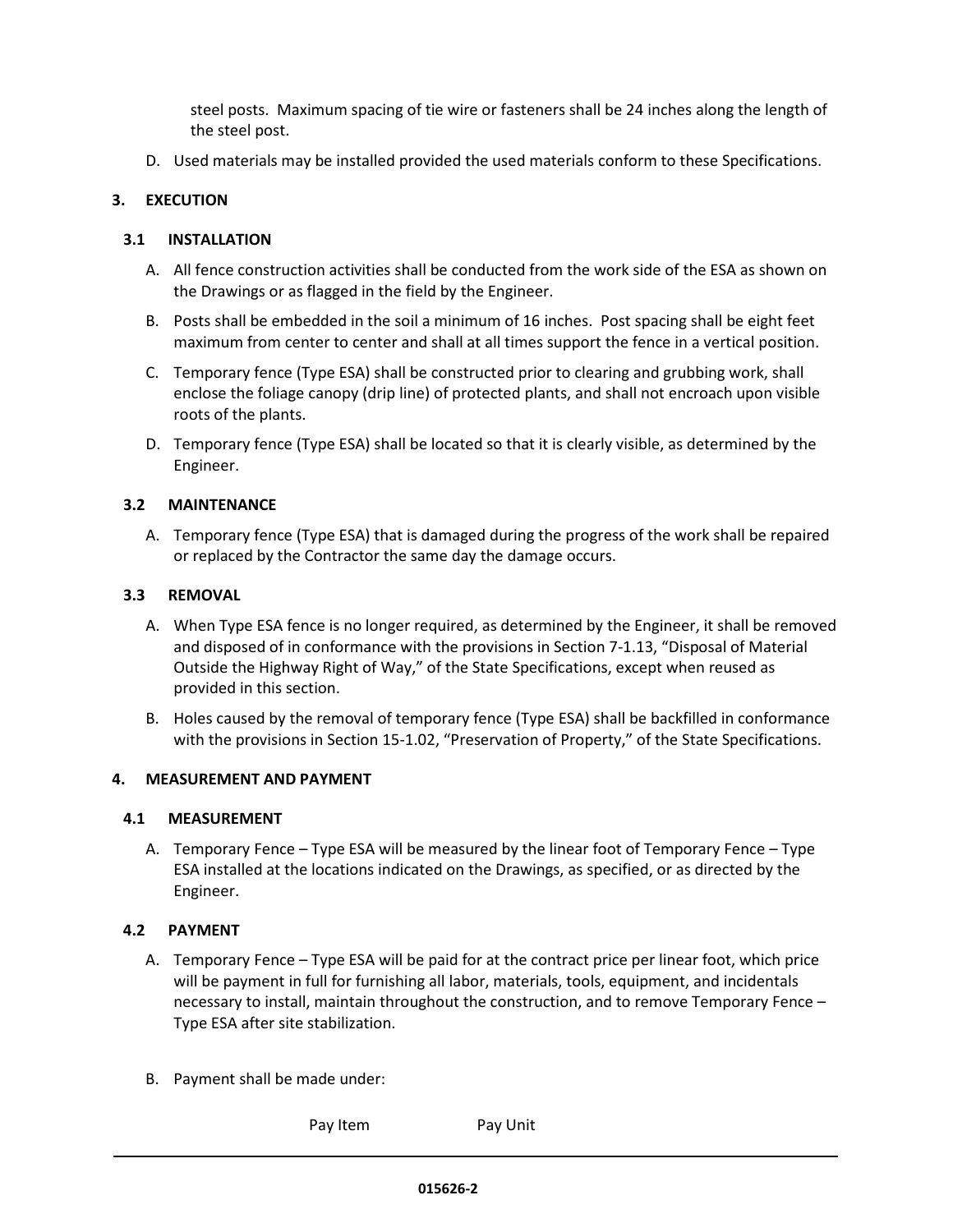steel posts. Maximum spacing of tie wire or fasteners shall be 24 inches along the length of the steel post.

D. Used materials may be installed provided the used materials conform to these Specifications.

## 3. EXECUTION

### 3.1 INSTALLATION

A. All fence construction activities shall be conducted from the work side of the ESA as shown on the Drawings or as flagged in the field by the Engineer.

B. Posts shall be embedded in the soil a minimum of 16 inches. Post spacing shall be eight feet maximum from center to center and shall at all times support the fence in a vertical position.

C. Temporary fence (Type ESA) shall be constructed prior to clearing and grubbing work, shall enclose the foliage canopy (drip line) of protected plants, and shall not encroach upon visible roots of the plants.

D. Temporary fence (Type ESA) shall be located so that it is clearly visible, as determined by the Engineer.

### 3.2 MAINTENANCE

A. Temporary fence (Type ESA) that is damaged during the progress of the work shall be repaired or replaced by the Contractor the same day the damage occurs.

### 3.3 REMOVAL

A. When Type ESA fence is no longer required, as determined by the Engineer, it shall be removed and disposed of in conformance with the provisions in Section 7-1.13, "Disposal of Material Outside the Highway Right of Way," of the State Specifications, except when reused as provided in this section.

B. Holes caused by the removal of temporary fence (Type ESA) shall be backfilled in conformance with the provisions in Section 15-1.02, "Preservation of Property," of the State Specifications.

## 4. MEASUREMENT AND PAYMENT

### 4.1 MEASUREMENT

A. Temporary Fence – Type ESA will be measured by the linear foot of Temporary Fence – Type ESA installed at the locations indicated on the Drawings, as specified, or as directed by the Engineer.

### 4.2 PAYMENT

A. Temporary Fence – Type ESA will be paid for at the contract price per linear foot, which price will be payment in full for furnishing all labor, materials, tools, equipment, and incidentals necessary to install, maintain throughout the construction, and to remove Temporary Fence – Type ESA after site stabilization.

B. Payment shall be made under:

| Pay Item | Pay Unit |
|---|---|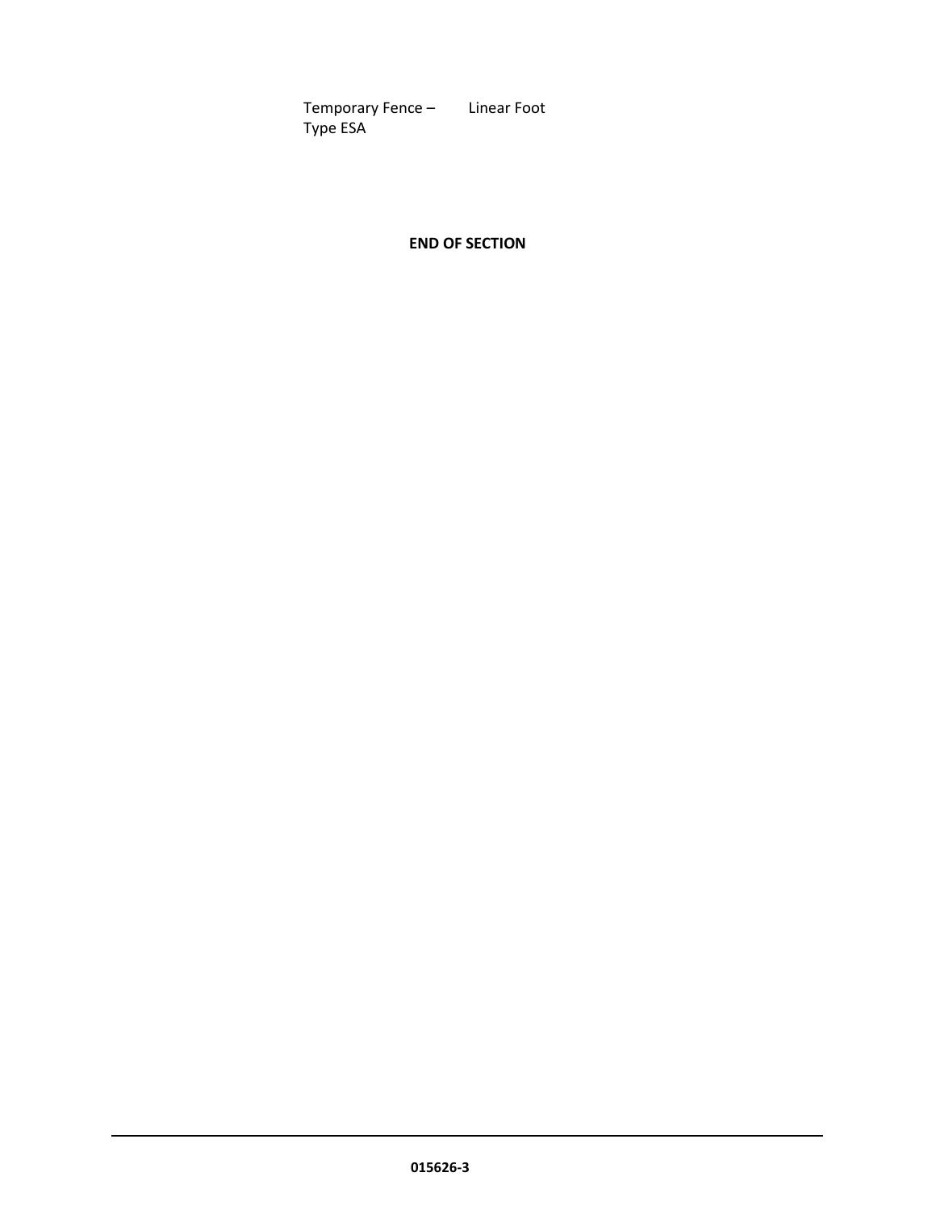| | |
|---|---|
| Temporary Fence – Type ESA | Linear Foot |

**END OF SECTION**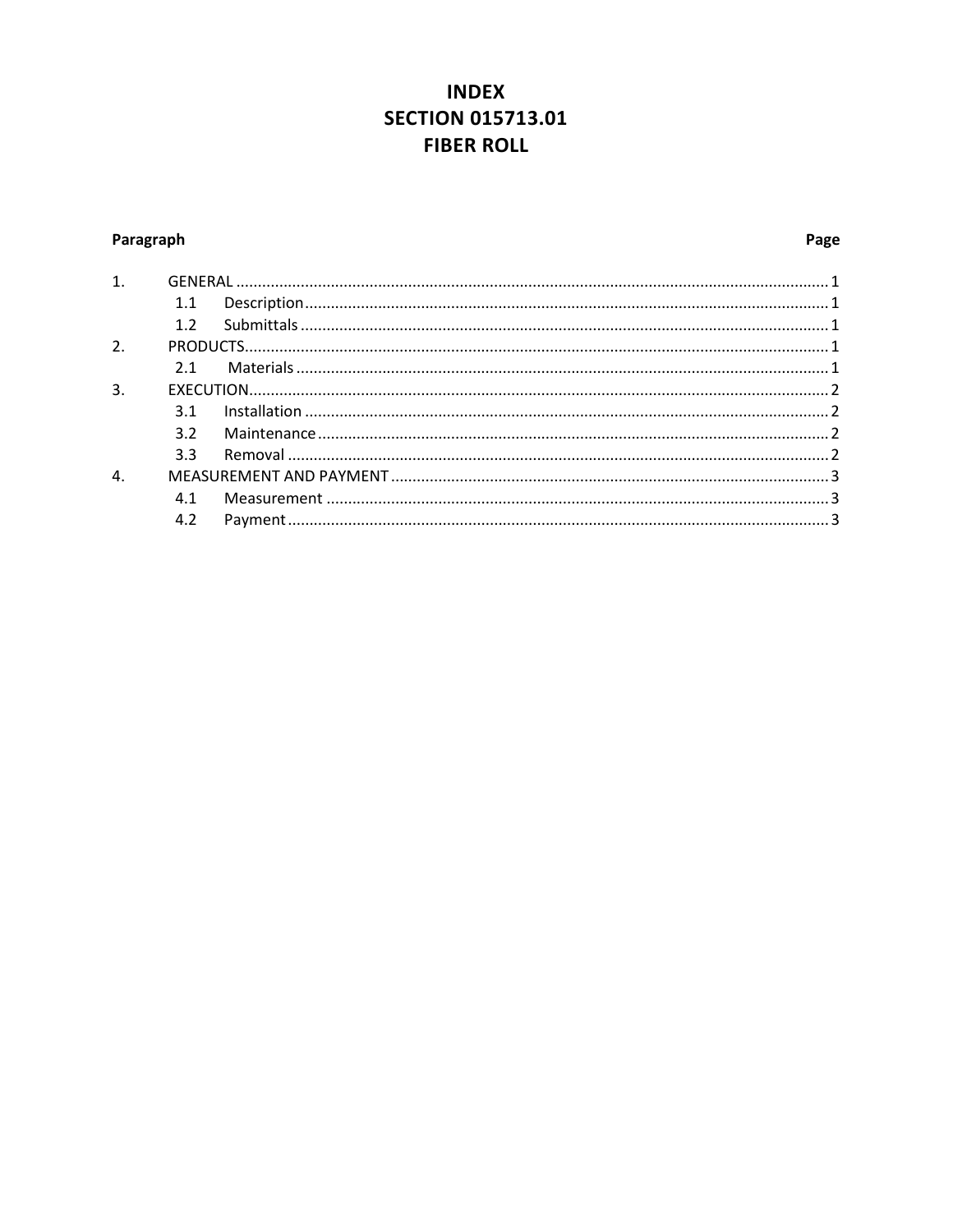# INDEX
# SECTION 015713.01
# FIBER ROLL

| Paragraph | | Page |
|---|---|---|
| 1. | GENERAL | 1 |
| | 1.1 Description | 1 |
| | 1.2 Submittals | 1 |
| 2. | PRODUCTS | 1 |
| | 2.1 Materials | 1 |
| 3. | EXECUTION | 2 |
| | 3.1 Installation | 2 |
| | 3.2 Maintenance | 2 |
| | 3.3 Removal | 2 |
| 4. | MEASUREMENT AND PAYMENT | 3 |
| | 4.1 Measurement | 3 |
| | 4.2 Payment | 3 |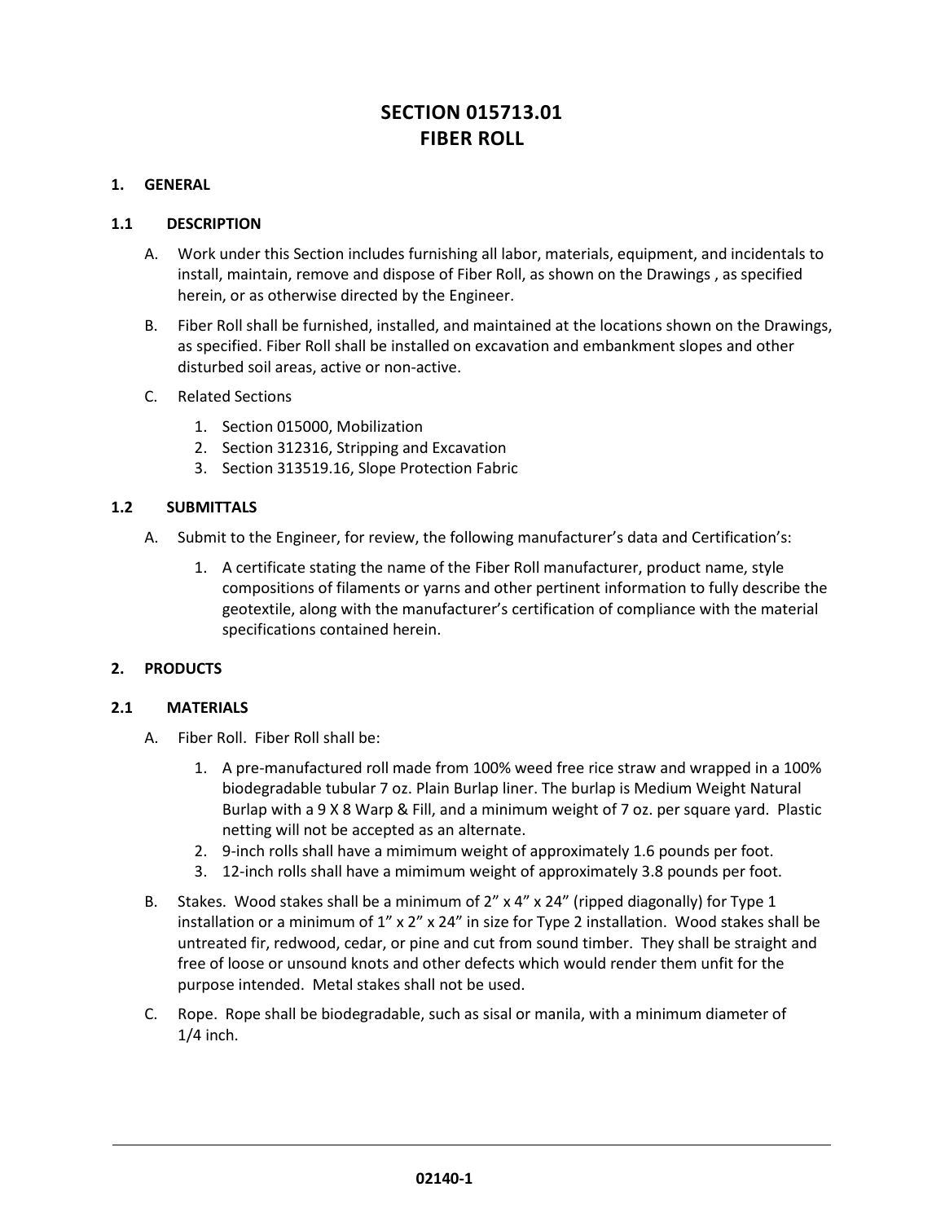# SECTION 015713.01
# FIBER ROLL

## 1. GENERAL

### 1.1 DESCRIPTION

A. Work under this Section includes furnishing all labor, materials, equipment, and incidentals to install, maintain, remove and dispose of Fiber Roll, as shown on the Drawings , as specified herein, or as otherwise directed by the Engineer.

B. Fiber Roll shall be furnished, installed, and maintained at the locations shown on the Drawings, as specified. Fiber Roll shall be installed on excavation and embankment slopes and other disturbed soil areas, active or non-active.

C. Related Sections

1. Section 015000, Mobilization
2. Section 312316, Stripping and Excavation
3. Section 313519.16, Slope Protection Fabric

### 1.2 SUBMITTALS

A. Submit to the Engineer, for review, the following manufacturer's data and Certification's:

1. A certificate stating the name of the Fiber Roll manufacturer, product name, style compositions of filaments or yarns and other pertinent information to fully describe the geotextile, along with the manufacturer's certification of compliance with the material specifications contained herein.

## 2. PRODUCTS

### 2.1 MATERIALS

A. Fiber Roll. Fiber Roll shall be:

1. A pre-manufactured roll made from 100% weed free rice straw and wrapped in a 100% biodegradable tubular 7 oz. Plain Burlap liner. The burlap is Medium Weight Natural Burlap with a 9 X 8 Warp & Fill, and a minimum weight of 7 oz. per square yard. Plastic netting will not be accepted as an alternate.
2. 9-inch rolls shall have a mimimum weight of approximately 1.6 pounds per foot.
3. 12-inch rolls shall have a mimimum weight of approximately 3.8 pounds per foot.

B. Stakes. Wood stakes shall be a minimum of 2" x 4" x 24" (ripped diagonally) for Type 1 installation or a minimum of 1" x 2" x 24" in size for Type 2 installation. Wood stakes shall be untreated fir, redwood, cedar, or pine and cut from sound timber. They shall be straight and free of loose or unsound knots and other defects which would render them unfit for the purpose intended. Metal stakes shall not be used.

C. Rope. Rope shall be biodegradable, such as sisal or manila, with a minimum diameter of 1/4 inch.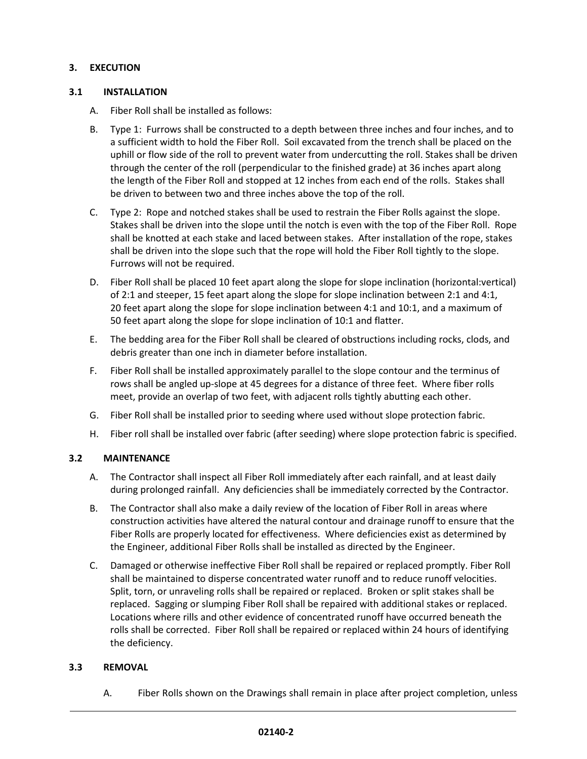## 3. EXECUTION

### 3.1 INSTALLATION

A. Fiber Roll shall be installed as follows:

B. Type 1: Furrows shall be constructed to a depth between three inches and four inches, and to a sufficient width to hold the Fiber Roll. Soil excavated from the trench shall be placed on the uphill or flow side of the roll to prevent water from undercutting the roll. Stakes shall be driven through the center of the roll (perpendicular to the finished grade) at 36 inches apart along the length of the Fiber Roll and stopped at 12 inches from each end of the rolls. Stakes shall be driven to between two and three inches above the top of the roll.

C. Type 2: Rope and notched stakes shall be used to restrain the Fiber Rolls against the slope. Stakes shall be driven into the slope until the notch is even with the top of the Fiber Roll. Rope shall be knotted at each stake and laced between stakes. After installation of the rope, stakes shall be driven into the slope such that the rope will hold the Fiber Roll tightly to the slope. Furrows will not be required.

D. Fiber Roll shall be placed 10 feet apart along the slope for slope inclination (horizontal:vertical) of 2:1 and steeper, 15 feet apart along the slope for slope inclination between 2:1 and 4:1, 20 feet apart along the slope for slope inclination between 4:1 and 10:1, and a maximum of 50 feet apart along the slope for slope inclination of 10:1 and flatter.

E. The bedding area for the Fiber Roll shall be cleared of obstructions including rocks, clods, and debris greater than one inch in diameter before installation.

F. Fiber Roll shall be installed approximately parallel to the slope contour and the terminus of rows shall be angled up-slope at 45 degrees for a distance of three feet. Where fiber rolls meet, provide an overlap of two feet, with adjacent rolls tightly abutting each other.

G. Fiber Roll shall be installed prior to seeding where used without slope protection fabric.

H. Fiber roll shall be installed over fabric (after seeding) where slope protection fabric is specified.

### 3.2 MAINTENANCE

A. The Contractor shall inspect all Fiber Roll immediately after each rainfall, and at least daily during prolonged rainfall. Any deficiencies shall be immediately corrected by the Contractor.

B. The Contractor shall also make a daily review of the location of Fiber Roll in areas where construction activities have altered the natural contour and drainage runoff to ensure that the Fiber Rolls are properly located for effectiveness. Where deficiencies exist as determined by the Engineer, additional Fiber Rolls shall be installed as directed by the Engineer.

C. Damaged or otherwise ineffective Fiber Roll shall be repaired or replaced promptly. Fiber Roll shall be maintained to disperse concentrated water runoff and to reduce runoff velocities. Split, torn, or unraveling rolls shall be repaired or replaced. Broken or split stakes shall be replaced. Sagging or slumping Fiber Roll shall be repaired with additional stakes or replaced. Locations where rills and other evidence of concentrated runoff have occurred beneath the rolls shall be corrected. Fiber Roll shall be repaired or replaced within 24 hours of identifying the deficiency.

### 3.3 REMOVAL

A. Fiber Rolls shown on the Drawings shall remain in place after project completion, unless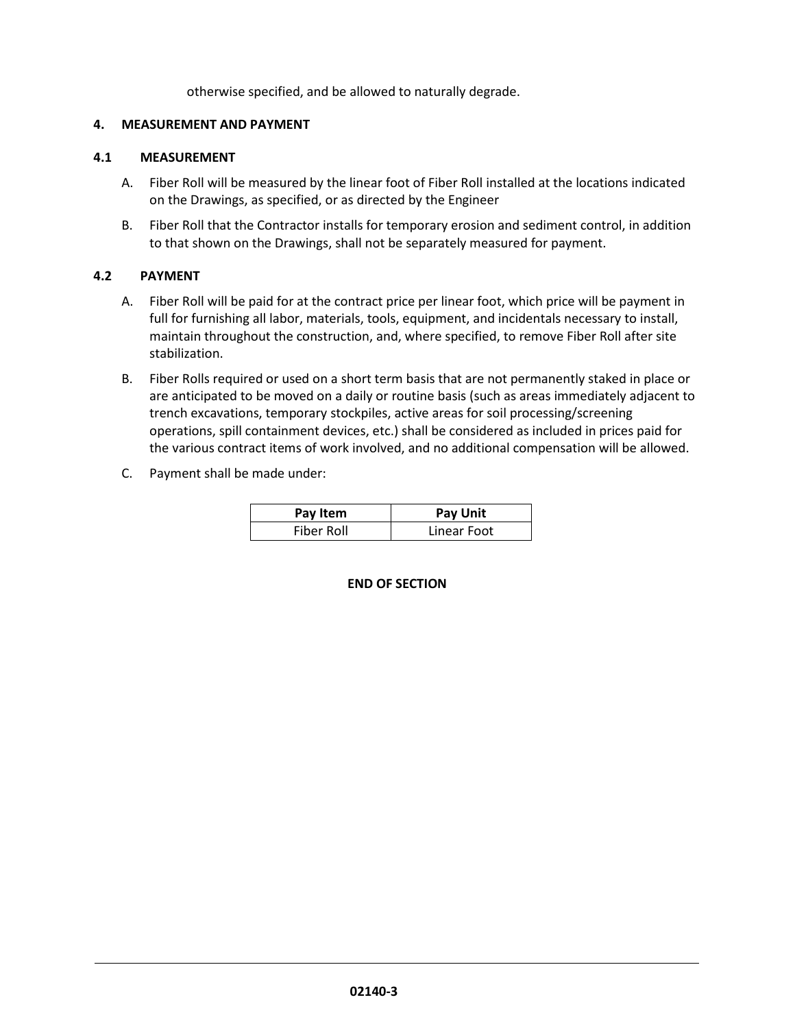otherwise specified, and be allowed to naturally degrade.

## 4. MEASUREMENT AND PAYMENT

### 4.1 MEASUREMENT

A. Fiber Roll will be measured by the linear foot of Fiber Roll installed at the locations indicated on the Drawings, as specified, or as directed by the Engineer

B. Fiber Roll that the Contractor installs for temporary erosion and sediment control, in addition to that shown on the Drawings, shall not be separately measured for payment.

### 4.2 PAYMENT

A. Fiber Roll will be paid for at the contract price per linear foot, which price will be payment in full for furnishing all labor, materials, tools, equipment, and incidentals necessary to install, maintain throughout the construction, and, where specified, to remove Fiber Roll after site stabilization.

B. Fiber Rolls required or used on a short term basis that are not permanently staked in place or are anticipated to be moved on a daily or routine basis (such as areas immediately adjacent to trench excavations, temporary stockpiles, active areas for soil processing/screening operations, spill containment devices, etc.) shall be considered as included in prices paid for the various contract items of work involved, and no additional compensation will be allowed.

C. Payment shall be made under:

| Pay Item | Pay Unit |
|---|---|
| Fiber Roll | Linear Foot |

**END OF SECTION**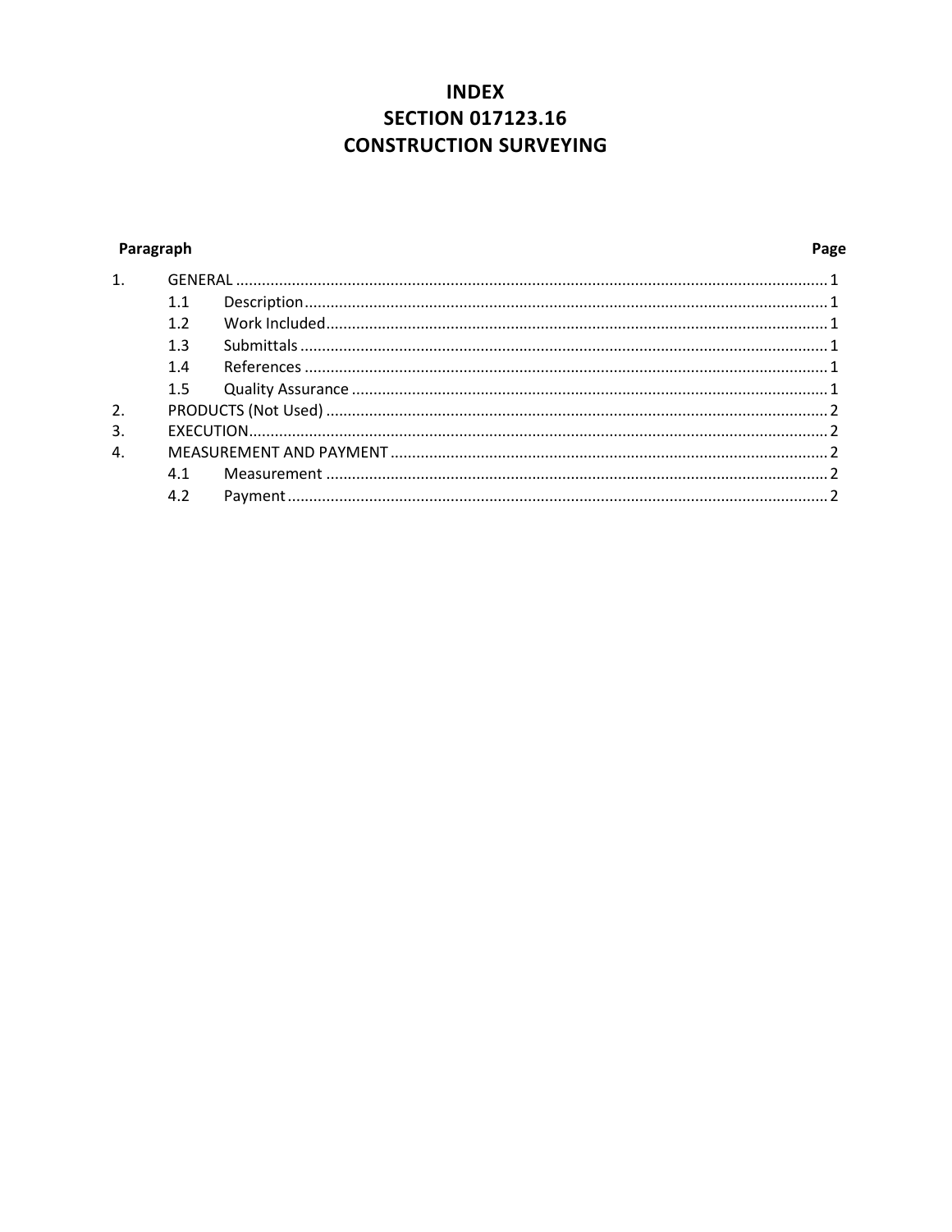# INDEX
# SECTION 017123.16
# CONSTRUCTION SURVEYING

| Paragraph | | | Page |
|---|---|---|---|
| 1. | GENERAL | | 1 |
| | 1.1 | Description | 1 |
| | 1.2 | Work Included | 1 |
| | 1.3 | Submittals | 1 |
| | 1.4 | References | 1 |
| | 1.5 | Quality Assurance | 1 |
| 2. | PRODUCTS (Not Used) | | 2 |
| 3. | EXECUTION | | 2 |
| 4. | MEASUREMENT AND PAYMENT | | 2 |
| | 4.1 | Measurement | 2 |
| | 4.2 | Payment | 2 |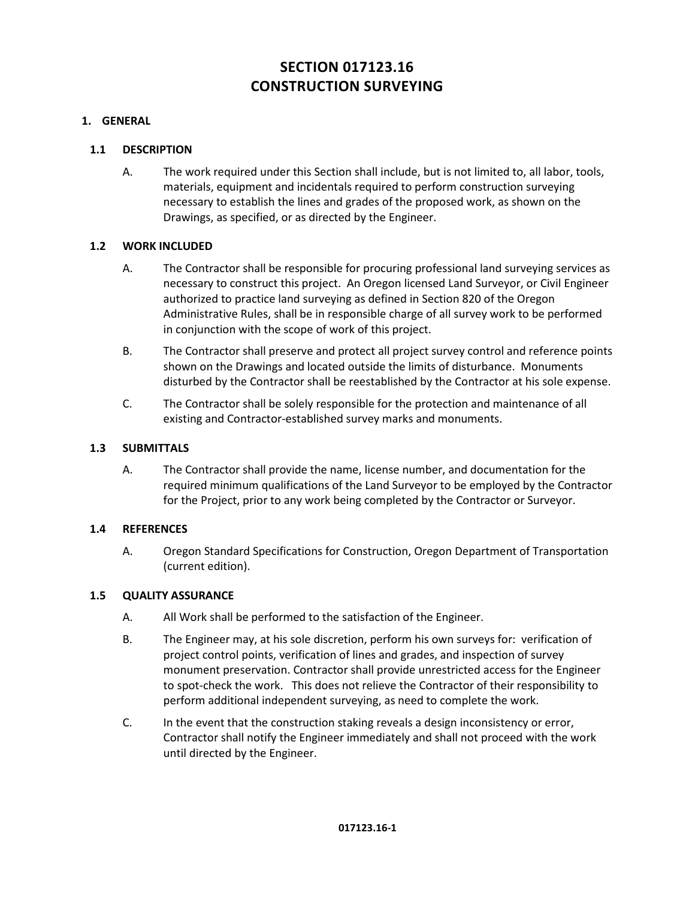# SECTION 017123.16
# CONSTRUCTION SURVEYING

## 1. GENERAL

### 1.1 DESCRIPTION

A. The work required under this Section shall include, but is not limited to, all labor, tools, materials, equipment and incidentals required to perform construction surveying necessary to establish the lines and grades of the proposed work, as shown on the Drawings, as specified, or as directed by the Engineer.

### 1.2 WORK INCLUDED

A. The Contractor shall be responsible for procuring professional land surveying services as necessary to construct this project. An Oregon licensed Land Surveyor, or Civil Engineer authorized to practice land surveying as defined in Section 820 of the Oregon Administrative Rules, shall be in responsible charge of all survey work to be performed in conjunction with the scope of work of this project.

B. The Contractor shall preserve and protect all project survey control and reference points shown on the Drawings and located outside the limits of disturbance. Monuments disturbed by the Contractor shall be reestablished by the Contractor at his sole expense.

C. The Contractor shall be solely responsible for the protection and maintenance of all existing and Contractor-established survey marks and monuments.

### 1.3 SUBMITTALS

A. The Contractor shall provide the name, license number, and documentation for the required minimum qualifications of the Land Surveyor to be employed by the Contractor for the Project, prior to any work being completed by the Contractor or Surveyor.

### 1.4 REFERENCES

A. Oregon Standard Specifications for Construction, Oregon Department of Transportation (current edition).

### 1.5 QUALITY ASSURANCE

A. All Work shall be performed to the satisfaction of the Engineer.

B. The Engineer may, at his sole discretion, perform his own surveys for: verification of project control points, verification of lines and grades, and inspection of survey monument preservation. Contractor shall provide unrestricted access for the Engineer to spot-check the work. This does not relieve the Contractor of their responsibility to perform additional independent surveying, as need to complete the work.

C. In the event that the construction staking reveals a design inconsistency or error, Contractor shall notify the Engineer immediately and shall not proceed with the work until directed by the Engineer.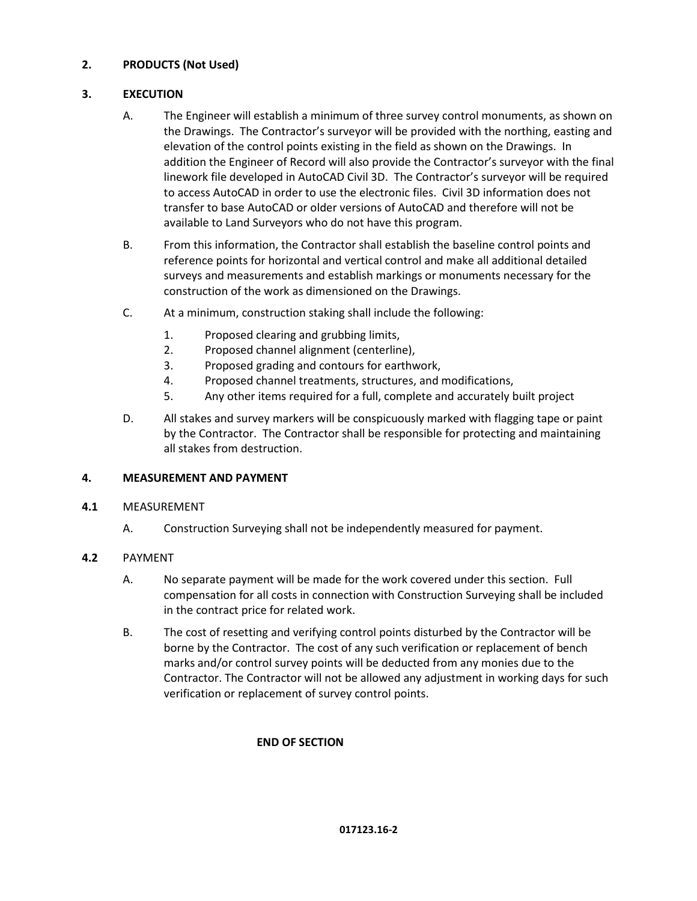## 2. PRODUCTS (Not Used)

## 3. EXECUTION

A. The Engineer will establish a minimum of three survey control monuments, as shown on the Drawings. The Contractor's surveyor will be provided with the northing, easting and elevation of the control points existing in the field as shown on the Drawings. In addition the Engineer of Record will also provide the Contractor's surveyor with the final linework file developed in AutoCAD Civil 3D. The Contractor's surveyor will be required to access AutoCAD in order to use the electronic files. Civil 3D information does not transfer to base AutoCAD or older versions of AutoCAD and therefore will not be available to Land Surveyors who do not have this program.

B. From this information, the Contractor shall establish the baseline control points and reference points for horizontal and vertical control and make all additional detailed surveys and measurements and establish markings or monuments necessary for the construction of the work as dimensioned on the Drawings.

C. At a minimum, construction staking shall include the following:

1. Proposed clearing and grubbing limits,
2. Proposed channel alignment (centerline),
3. Proposed grading and contours for earthwork,
4. Proposed channel treatments, structures, and modifications,
5. Any other items required for a full, complete and accurately built project

D. All stakes and survey markers will be conspicuously marked with flagging tape or paint by the Contractor. The Contractor shall be responsible for protecting and maintaining all stakes from destruction.

## 4. MEASUREMENT AND PAYMENT

### 4.1 MEASUREMENT

A. Construction Surveying shall not be independently measured for payment.

### 4.2 PAYMENT

A. No separate payment will be made for the work covered under this section. Full compensation for all costs in connection with Construction Surveying shall be included in the contract price for related work.

B. The cost of resetting and verifying control points disturbed by the Contractor will be borne by the Contractor. The cost of any such verification or replacement of bench marks and/or control survey points will be deducted from any monies due to the Contractor. The Contractor will not be allowed any adjustment in working days for such verification or replacement of survey control points.

**END OF SECTION**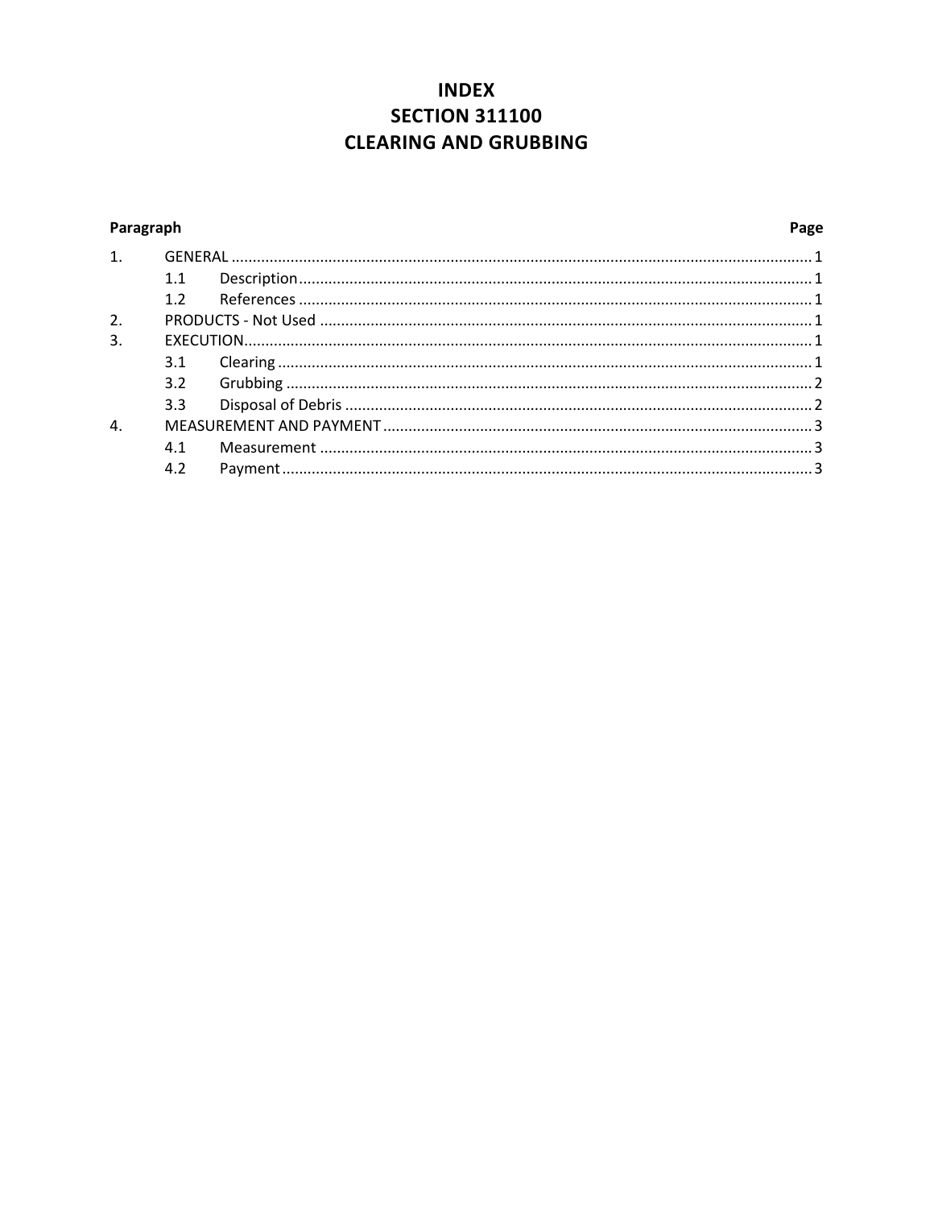# INDEX
# SECTION 311100
# CLEARING AND GRUBBING

| Paragraph | | Page |
|---|---|---|
| 1. | GENERAL | 1 |
| | 1.1 Description | 1 |
| | 1.2 References | 1 |
| 2. | PRODUCTS - Not Used | 1 |
| 3. | EXECUTION | 1 |
| | 3.1 Clearing | 1 |
| | 3.2 Grubbing | 2 |
| | 3.3 Disposal of Debris | 2 |
| 4. | MEASUREMENT AND PAYMENT | 3 |
| | 4.1 Measurement | 3 |
| | 4.2 Payment | 3 |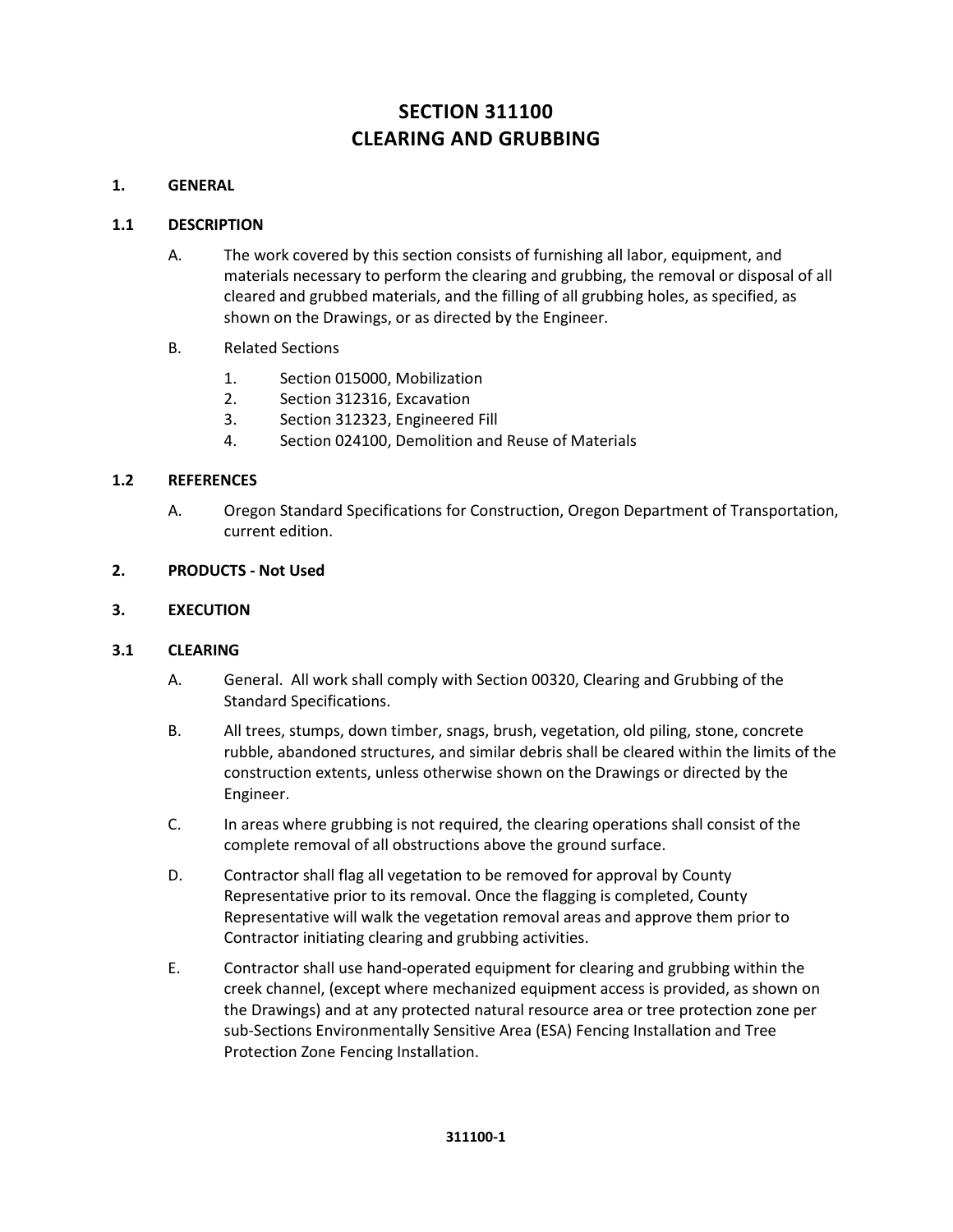# SECTION 311100
# CLEARING AND GRUBBING

## 1. GENERAL

### 1.1 DESCRIPTION

A. The work covered by this section consists of furnishing all labor, equipment, and materials necessary to perform the clearing and grubbing, the removal or disposal of all cleared and grubbed materials, and the filling of all grubbing holes, as specified, as shown on the Drawings, or as directed by the Engineer.

B. Related Sections

1. Section 015000, Mobilization
2. Section 312316, Excavation
3. Section 312323, Engineered Fill
4. Section 024100, Demolition and Reuse of Materials

### 1.2 REFERENCES

A. Oregon Standard Specifications for Construction, Oregon Department of Transportation, current edition.

## 2. PRODUCTS - Not Used

## 3. EXECUTION

### 3.1 CLEARING

A. General. All work shall comply with Section 00320, Clearing and Grubbing of the Standard Specifications.

B. All trees, stumps, down timber, snags, brush, vegetation, old piling, stone, concrete rubble, abandoned structures, and similar debris shall be cleared within the limits of the construction extents, unless otherwise shown on the Drawings or directed by the Engineer.

C. In areas where grubbing is not required, the clearing operations shall consist of the complete removal of all obstructions above the ground surface.

D. Contractor shall flag all vegetation to be removed for approval by County Representative prior to its removal. Once the flagging is completed, County Representative will walk the vegetation removal areas and approve them prior to Contractor initiating clearing and grubbing activities.

E. Contractor shall use hand-operated equipment for clearing and grubbing within the creek channel, (except where mechanized equipment access is provided, as shown on the Drawings) and at any protected natural resource area or tree protection zone per sub-Sections Environmentally Sensitive Area (ESA) Fencing Installation and Tree Protection Zone Fencing Installation.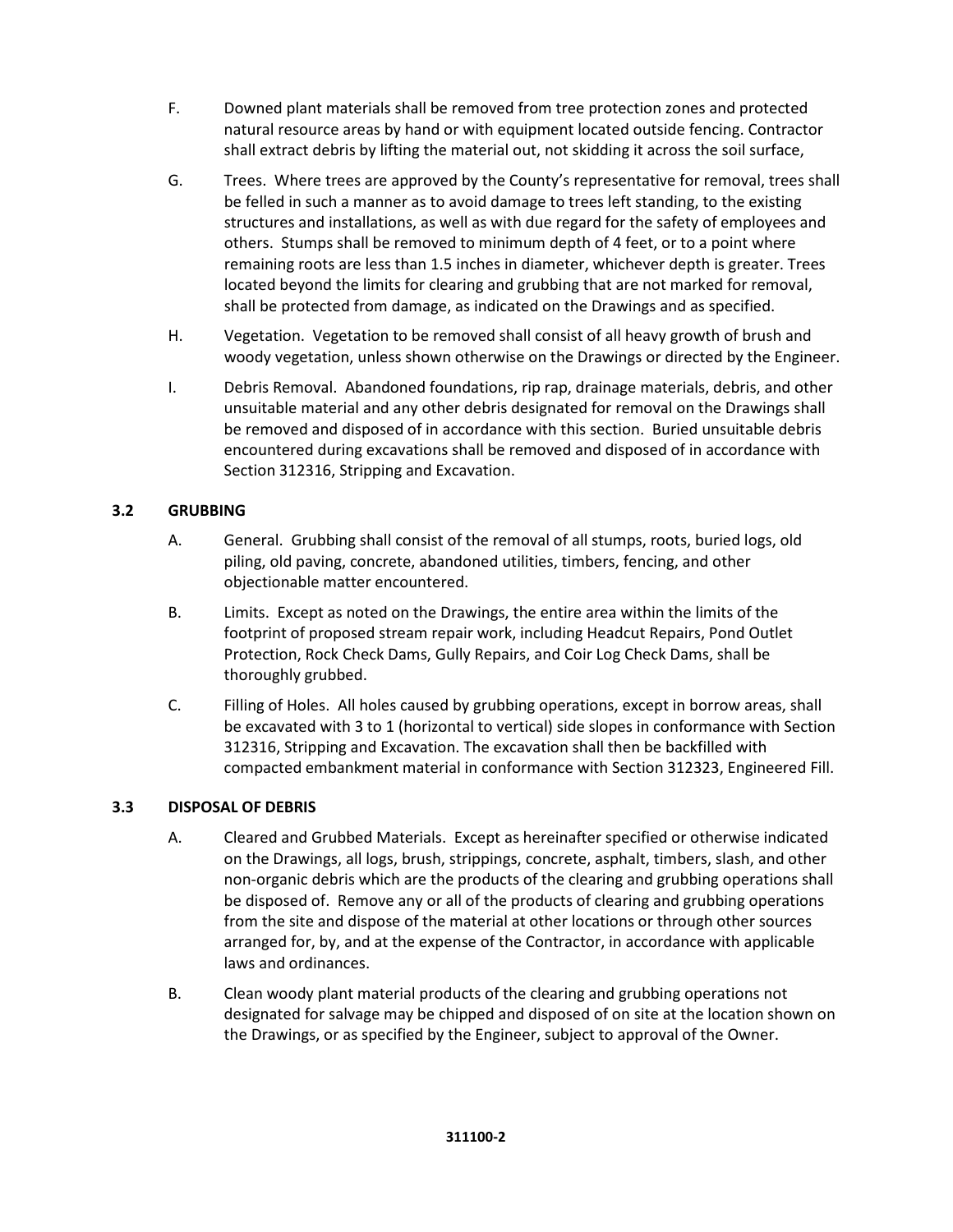F. Downed plant materials shall be removed from tree protection zones and protected natural resource areas by hand or with equipment located outside fencing. Contractor shall extract debris by lifting the material out, not skidding it across the soil surface,

G. Trees. Where trees are approved by the County's representative for removal, trees shall be felled in such a manner as to avoid damage to trees left standing, to the existing structures and installations, as well as with due regard for the safety of employees and others. Stumps shall be removed to minimum depth of 4 feet, or to a point where remaining roots are less than 1.5 inches in diameter, whichever depth is greater. Trees located beyond the limits for clearing and grubbing that are not marked for removal, shall be protected from damage, as indicated on the Drawings and as specified.

H. Vegetation. Vegetation to be removed shall consist of all heavy growth of brush and woody vegetation, unless shown otherwise on the Drawings or directed by the Engineer.

I. Debris Removal. Abandoned foundations, rip rap, drainage materials, debris, and other unsuitable material and any other debris designated for removal on the Drawings shall be removed and disposed of in accordance with this section. Buried unsuitable debris encountered during excavations shall be removed and disposed of in accordance with Section 312316, Stripping and Excavation.

### 3.2 GRUBBING

A. General. Grubbing shall consist of the removal of all stumps, roots, buried logs, old piling, old paving, concrete, abandoned utilities, timbers, fencing, and other objectionable matter encountered.

B. Limits. Except as noted on the Drawings, the entire area within the limits of the footprint of proposed stream repair work, including Headcut Repairs, Pond Outlet Protection, Rock Check Dams, Gully Repairs, and Coir Log Check Dams, shall be thoroughly grubbed.

C. Filling of Holes. All holes caused by grubbing operations, except in borrow areas, shall be excavated with 3 to 1 (horizontal to vertical) side slopes in conformance with Section 312316, Stripping and Excavation. The excavation shall then be backfilled with compacted embankment material in conformance with Section 312323, Engineered Fill.

### 3.3 DISPOSAL OF DEBRIS

A. Cleared and Grubbed Materials. Except as hereinafter specified or otherwise indicated on the Drawings, all logs, brush, strippings, concrete, asphalt, timbers, slash, and other non-organic debris which are the products of the clearing and grubbing operations shall be disposed of. Remove any or all of the products of clearing and grubbing operations from the site and dispose of the material at other locations or through other sources arranged for, by, and at the expense of the Contractor, in accordance with applicable laws and ordinances.

B. Clean woody plant material products of the clearing and grubbing operations not designated for salvage may be chipped and disposed of on site at the location shown on the Drawings, or as specified by the Engineer, subject to approval of the Owner.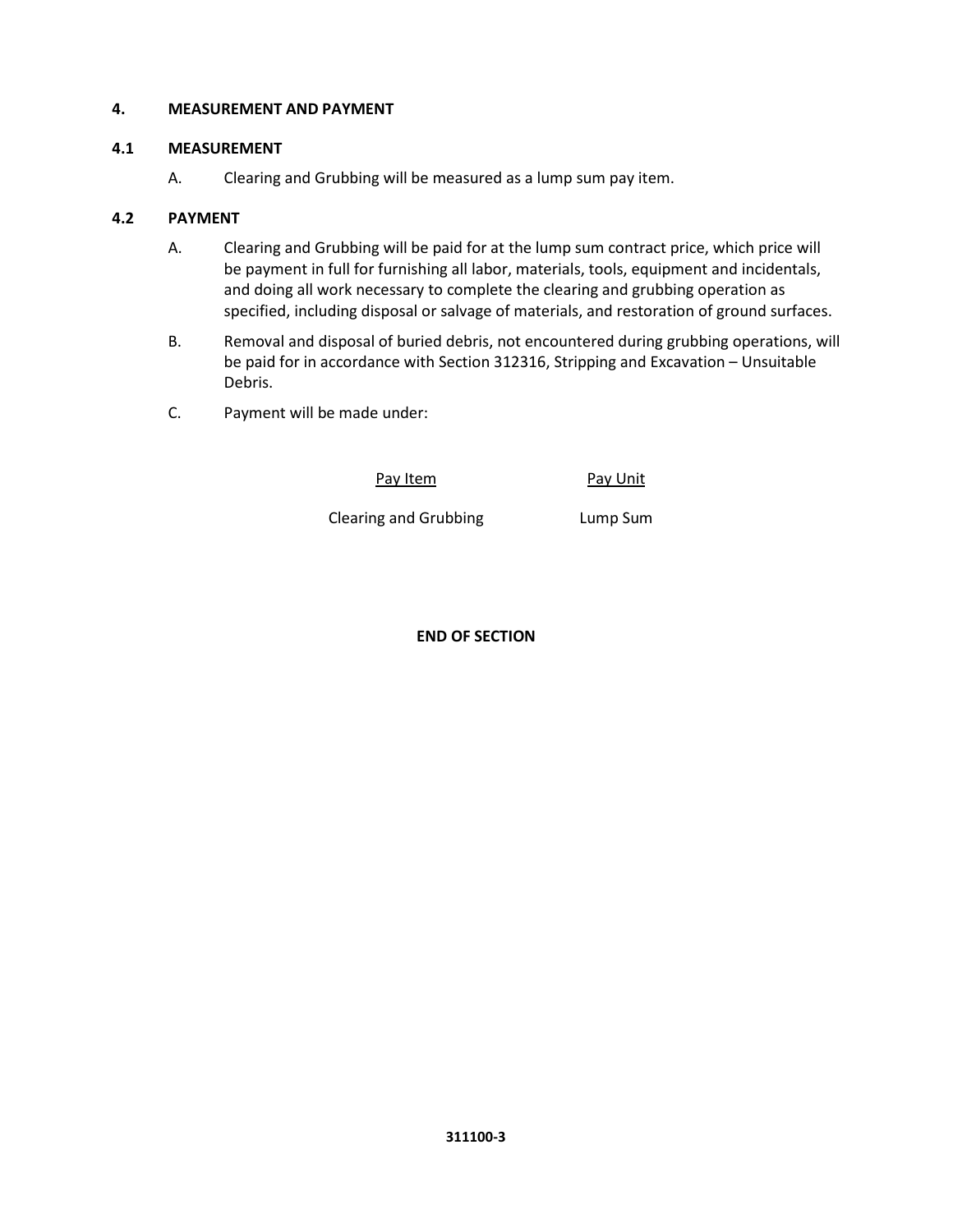## 4. MEASUREMENT AND PAYMENT

### 4.1 MEASUREMENT

A. Clearing and Grubbing will be measured as a lump sum pay item.

### 4.2 PAYMENT

A. Clearing and Grubbing will be paid for at the lump sum contract price, which price will be payment in full for furnishing all labor, materials, tools, equipment and incidentals, and doing all work necessary to complete the clearing and grubbing operation as specified, including disposal or salvage of materials, and restoration of ground surfaces.

B. Removal and disposal of buried debris, not encountered during grubbing operations, will be paid for in accordance with Section 312316, Stripping and Excavation – Unsuitable Debris.

C. Payment will be made under:

| Pay Item | Pay Unit |
| --- | --- |
| Clearing and Grubbing | Lump Sum |

**END OF SECTION**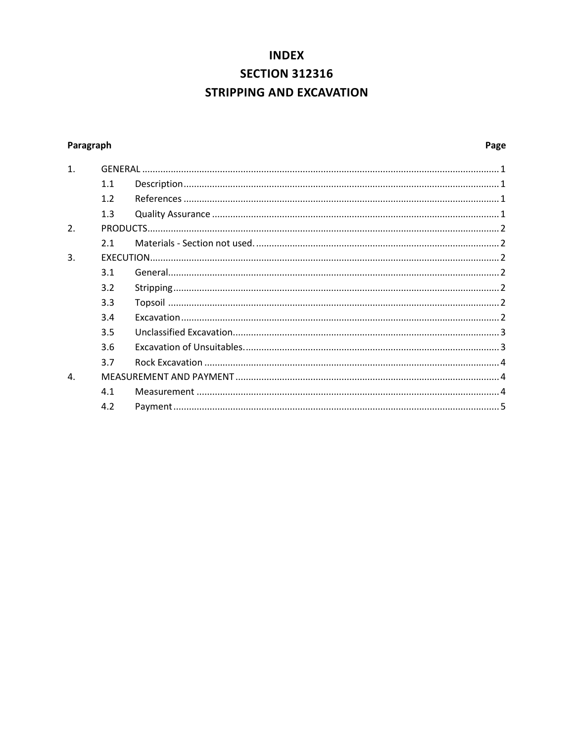# INDEX

# SECTION 312316

# STRIPPING AND EXCAVATION

| Paragraph | | | Page |
|---|---|---|---|
| 1. | GENERAL | | 1 |
| | 1.1 | Description | 1 |
| | 1.2 | References | 1 |
| | 1.3 | Quality Assurance | 1 |
| 2. | PRODUCTS | | 2 |
| | 2.1 | Materials - Section not used. | 2 |
| 3. | EXECUTION | | 2 |
| | 3.1 | General | 2 |
| | 3.2 | Stripping | 2 |
| | 3.3 | Topsoil | 2 |
| | 3.4 | Excavation | 2 |
| | 3.5 | Unclassified Excavation | 3 |
| | 3.6 | Excavation of Unsuitables. | 3 |
| | 3.7 | Rock Excavation | 4 |
| 4. | MEASUREMENT AND PAYMENT | | 4 |
| | 4.1 | Measurement | 4 |
| | 4.2 | Payment | 5 |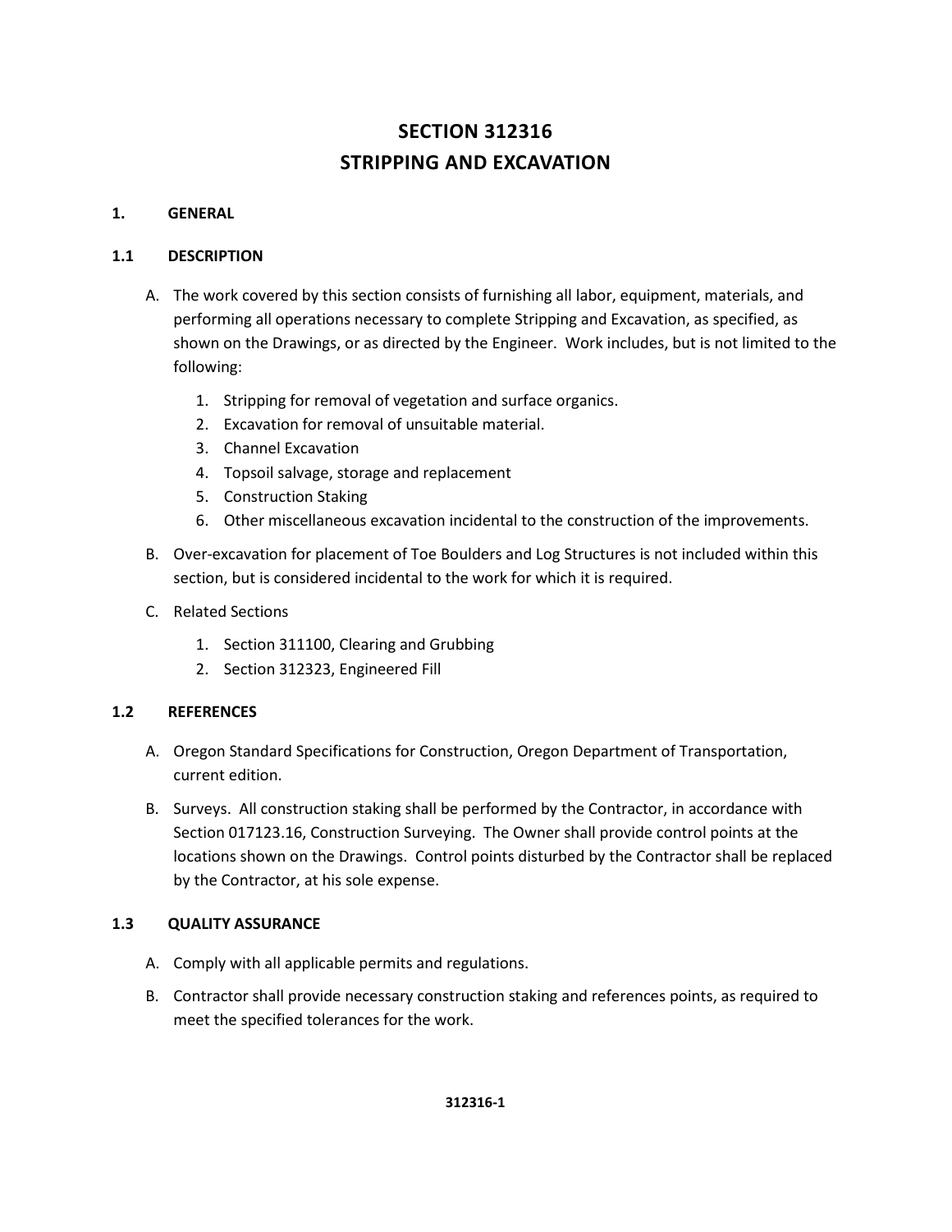# SECTION 312316
# STRIPPING AND EXCAVATION

## 1. GENERAL

### 1.1 DESCRIPTION

A. The work covered by this section consists of furnishing all labor, equipment, materials, and performing all operations necessary to complete Stripping and Excavation, as specified, as shown on the Drawings, or as directed by the Engineer. Work includes, but is not limited to the following:

   1. Stripping for removal of vegetation and surface organics.
   2. Excavation for removal of unsuitable material.
   3. Channel Excavation
   4. Topsoil salvage, storage and replacement
   5. Construction Staking
   6. Other miscellaneous excavation incidental to the construction of the improvements.

B. Over-excavation for placement of Toe Boulders and Log Structures is not included within this section, but is considered incidental to the work for which it is required.

C. Related Sections

   1. Section 311100, Clearing and Grubbing
   2. Section 312323, Engineered Fill

### 1.2 REFERENCES

A. Oregon Standard Specifications for Construction, Oregon Department of Transportation, current edition.

B. Surveys. All construction staking shall be performed by the Contractor, in accordance with Section 017123.16, Construction Surveying. The Owner shall provide control points at the locations shown on the Drawings. Control points disturbed by the Contractor shall be replaced by the Contractor, at his sole expense.

### 1.3 QUALITY ASSURANCE

A. Comply with all applicable permits and regulations.

B. Contractor shall provide necessary construction staking and references points, as required to meet the specified tolerances for the work.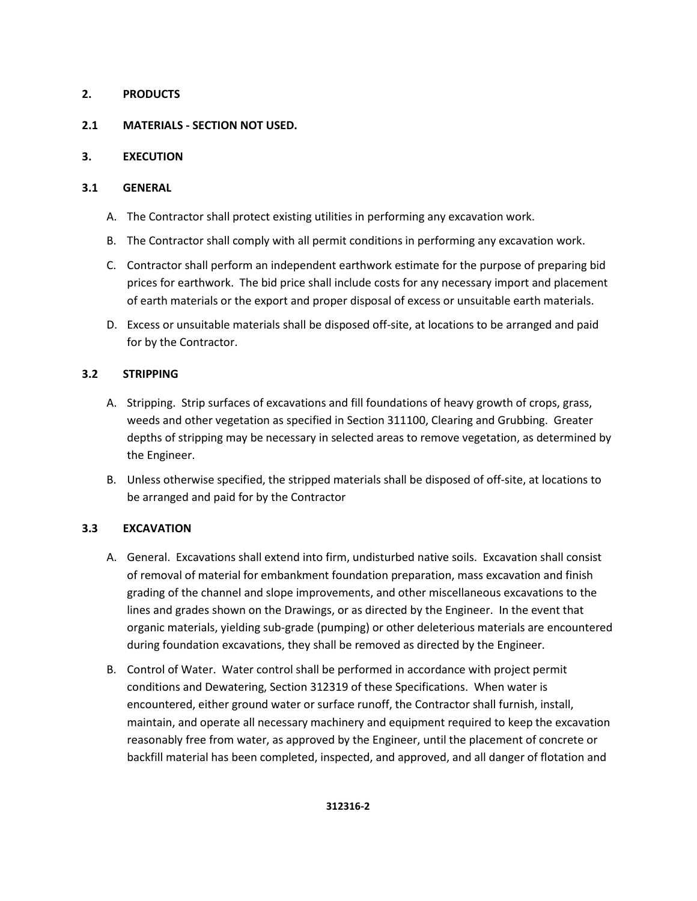## 2. PRODUCTS

### 2.1 MATERIALS - SECTION NOT USED.

## 3. EXECUTION

### 3.1 GENERAL

A. The Contractor shall protect existing utilities in performing any excavation work.

B. The Contractor shall comply with all permit conditions in performing any excavation work.

C. Contractor shall perform an independent earthwork estimate for the purpose of preparing bid prices for earthwork. The bid price shall include costs for any necessary import and placement of earth materials or the export and proper disposal of excess or unsuitable earth materials.

D. Excess or unsuitable materials shall be disposed off-site, at locations to be arranged and paid for by the Contractor.

### 3.2 STRIPPING

A. Stripping. Strip surfaces of excavations and fill foundations of heavy growth of crops, grass, weeds and other vegetation as specified in Section 311100, Clearing and Grubbing. Greater depths of stripping may be necessary in selected areas to remove vegetation, as determined by the Engineer.

B. Unless otherwise specified, the stripped materials shall be disposed of off-site, at locations to be arranged and paid for by the Contractor

### 3.3 EXCAVATION

A. General. Excavations shall extend into firm, undisturbed native soils. Excavation shall consist of removal of material for embankment foundation preparation, mass excavation and finish grading of the channel and slope improvements, and other miscellaneous excavations to the lines and grades shown on the Drawings, or as directed by the Engineer. In the event that organic materials, yielding sub-grade (pumping) or other deleterious materials are encountered during foundation excavations, they shall be removed as directed by the Engineer.

B. Control of Water. Water control shall be performed in accordance with project permit conditions and Dewatering, Section 312319 of these Specifications. When water is encountered, either ground water or surface runoff, the Contractor shall furnish, install, maintain, and operate all necessary machinery and equipment required to keep the excavation reasonably free from water, as approved by the Engineer, until the placement of concrete or backfill material has been completed, inspected, and approved, and all danger of flotation and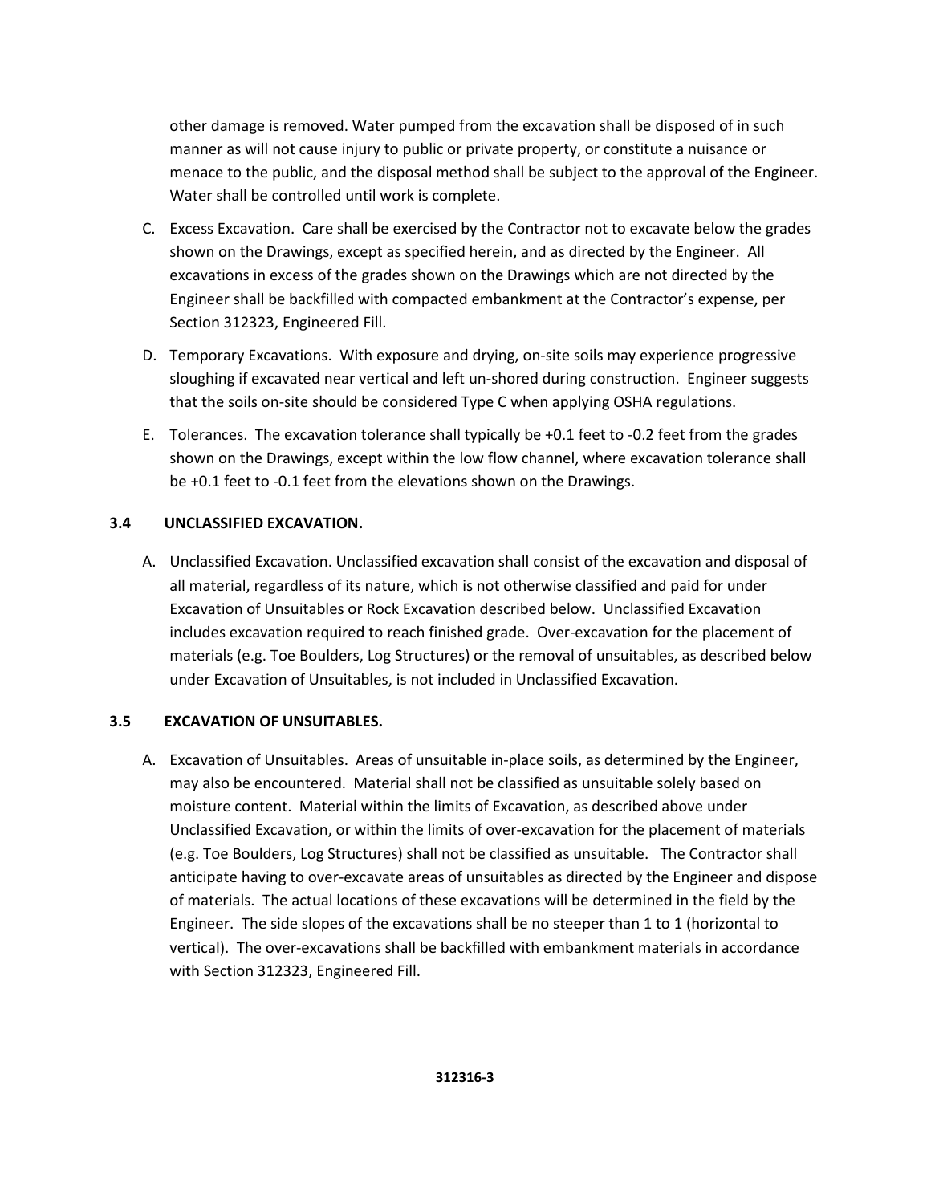other damage is removed. Water pumped from the excavation shall be disposed of in such manner as will not cause injury to public or private property, or constitute a nuisance or menace to the public, and the disposal method shall be subject to the approval of the Engineer. Water shall be controlled until work is complete.

C. Excess Excavation. Care shall be exercised by the Contractor not to excavate below the grades shown on the Drawings, except as specified herein, and as directed by the Engineer. All excavations in excess of the grades shown on the Drawings which are not directed by the Engineer shall be backfilled with compacted embankment at the Contractor's expense, per Section 312323, Engineered Fill.

D. Temporary Excavations. With exposure and drying, on-site soils may experience progressive sloughing if excavated near vertical and left un-shored during construction. Engineer suggests that the soils on-site should be considered Type C when applying OSHA regulations.

E. Tolerances. The excavation tolerance shall typically be +0.1 feet to -0.2 feet from the grades shown on the Drawings, except within the low flow channel, where excavation tolerance shall be +0.1 feet to -0.1 feet from the elevations shown on the Drawings.

### 3.4 UNCLASSIFIED EXCAVATION.

A. Unclassified Excavation. Unclassified excavation shall consist of the excavation and disposal of all material, regardless of its nature, which is not otherwise classified and paid for under Excavation of Unsuitables or Rock Excavation described below. Unclassified Excavation includes excavation required to reach finished grade. Over-excavation for the placement of materials (e.g. Toe Boulders, Log Structures) or the removal of unsuitables, as described below under Excavation of Unsuitables, is not included in Unclassified Excavation.

### 3.5 EXCAVATION OF UNSUITABLES.

A. Excavation of Unsuitables. Areas of unsuitable in-place soils, as determined by the Engineer, may also be encountered. Material shall not be classified as unsuitable solely based on moisture content. Material within the limits of Excavation, as described above under Unclassified Excavation, or within the limits of over-excavation for the placement of materials (e.g. Toe Boulders, Log Structures) shall not be classified as unsuitable. The Contractor shall anticipate having to over-excavate areas of unsuitables as directed by the Engineer and dispose of materials. The actual locations of these excavations will be determined in the field by the Engineer. The side slopes of the excavations shall be no steeper than 1 to 1 (horizontal to vertical). The over-excavations shall be backfilled with embankment materials in accordance with Section 312323, Engineered Fill.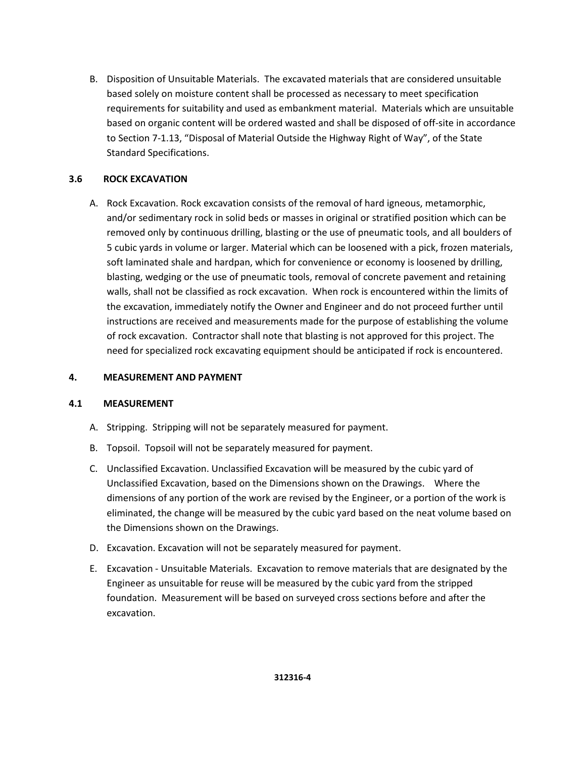B. Disposition of Unsuitable Materials. The excavated materials that are considered unsuitable based solely on moisture content shall be processed as necessary to meet specification requirements for suitability and used as embankment material. Materials which are unsuitable based on organic content will be ordered wasted and shall be disposed of off-site in accordance to Section 7-1.13, "Disposal of Material Outside the Highway Right of Way", of the State Standard Specifications.

### 3.6 ROCK EXCAVATION

A. Rock Excavation. Rock excavation consists of the removal of hard igneous, metamorphic, and/or sedimentary rock in solid beds or masses in original or stratified position which can be removed only by continuous drilling, blasting or the use of pneumatic tools, and all boulders of 5 cubic yards in volume or larger. Material which can be loosened with a pick, frozen materials, soft laminated shale and hardpan, which for convenience or economy is loosened by drilling, blasting, wedging or the use of pneumatic tools, removal of concrete pavement and retaining walls, shall not be classified as rock excavation. When rock is encountered within the limits of the excavation, immediately notify the Owner and Engineer and do not proceed further until instructions are received and measurements made for the purpose of establishing the volume of rock excavation. Contractor shall note that blasting is not approved for this project. The need for specialized rock excavating equipment should be anticipated if rock is encountered.

## 4. MEASUREMENT AND PAYMENT

### 4.1 MEASUREMENT

A. Stripping. Stripping will not be separately measured for payment.

B. Topsoil. Topsoil will not be separately measured for payment.

C. Unclassified Excavation. Unclassified Excavation will be measured by the cubic yard of Unclassified Excavation, based on the Dimensions shown on the Drawings. Where the dimensions of any portion of the work are revised by the Engineer, or a portion of the work is eliminated, the change will be measured by the cubic yard based on the neat volume based on the Dimensions shown on the Drawings.

D. Excavation. Excavation will not be separately measured for payment.

E. Excavation - Unsuitable Materials. Excavation to remove materials that are designated by the Engineer as unsuitable for reuse will be measured by the cubic yard from the stripped foundation. Measurement will be based on surveyed cross sections before and after the excavation.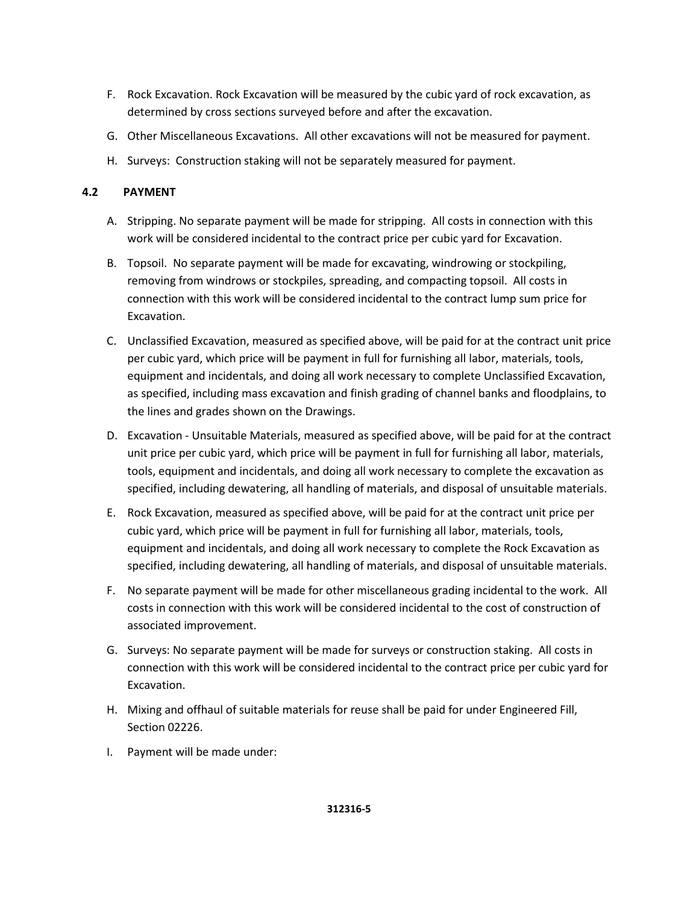F. Rock Excavation. Rock Excavation will be measured by the cubic yard of rock excavation, as determined by cross sections surveyed before and after the excavation.

G. Other Miscellaneous Excavations. All other excavations will not be measured for payment.

H. Surveys: Construction staking will not be separately measured for payment.

## 4.2 PAYMENT

A. Stripping. No separate payment will be made for stripping. All costs in connection with this work will be considered incidental to the contract price per cubic yard for Excavation.

B. Topsoil. No separate payment will be made for excavating, windrowing or stockpiling, removing from windrows or stockpiles, spreading, and compacting topsoil. All costs in connection with this work will be considered incidental to the contract lump sum price for Excavation.

C. Unclassified Excavation, measured as specified above, will be paid for at the contract unit price per cubic yard, which price will be payment in full for furnishing all labor, materials, tools, equipment and incidentals, and doing all work necessary to complete Unclassified Excavation, as specified, including mass excavation and finish grading of channel banks and floodplains, to the lines and grades shown on the Drawings.

D. Excavation - Unsuitable Materials, measured as specified above, will be paid for at the contract unit price per cubic yard, which price will be payment in full for furnishing all labor, materials, tools, equipment and incidentals, and doing all work necessary to complete the excavation as specified, including dewatering, all handling of materials, and disposal of unsuitable materials.

E. Rock Excavation, measured as specified above, will be paid for at the contract unit price per cubic yard, which price will be payment in full for furnishing all labor, materials, tools, equipment and incidentals, and doing all work necessary to complete the Rock Excavation as specified, including dewatering, all handling of materials, and disposal of unsuitable materials.

F. No separate payment will be made for other miscellaneous grading incidental to the work. All costs in connection with this work will be considered incidental to the cost of construction of associated improvement.

G. Surveys: No separate payment will be made for surveys or construction staking. All costs in connection with this work will be considered incidental to the contract price per cubic yard for Excavation.

H. Mixing and offhaul of suitable materials for reuse shall be paid for under Engineered Fill, Section 02226.

I. Payment will be made under: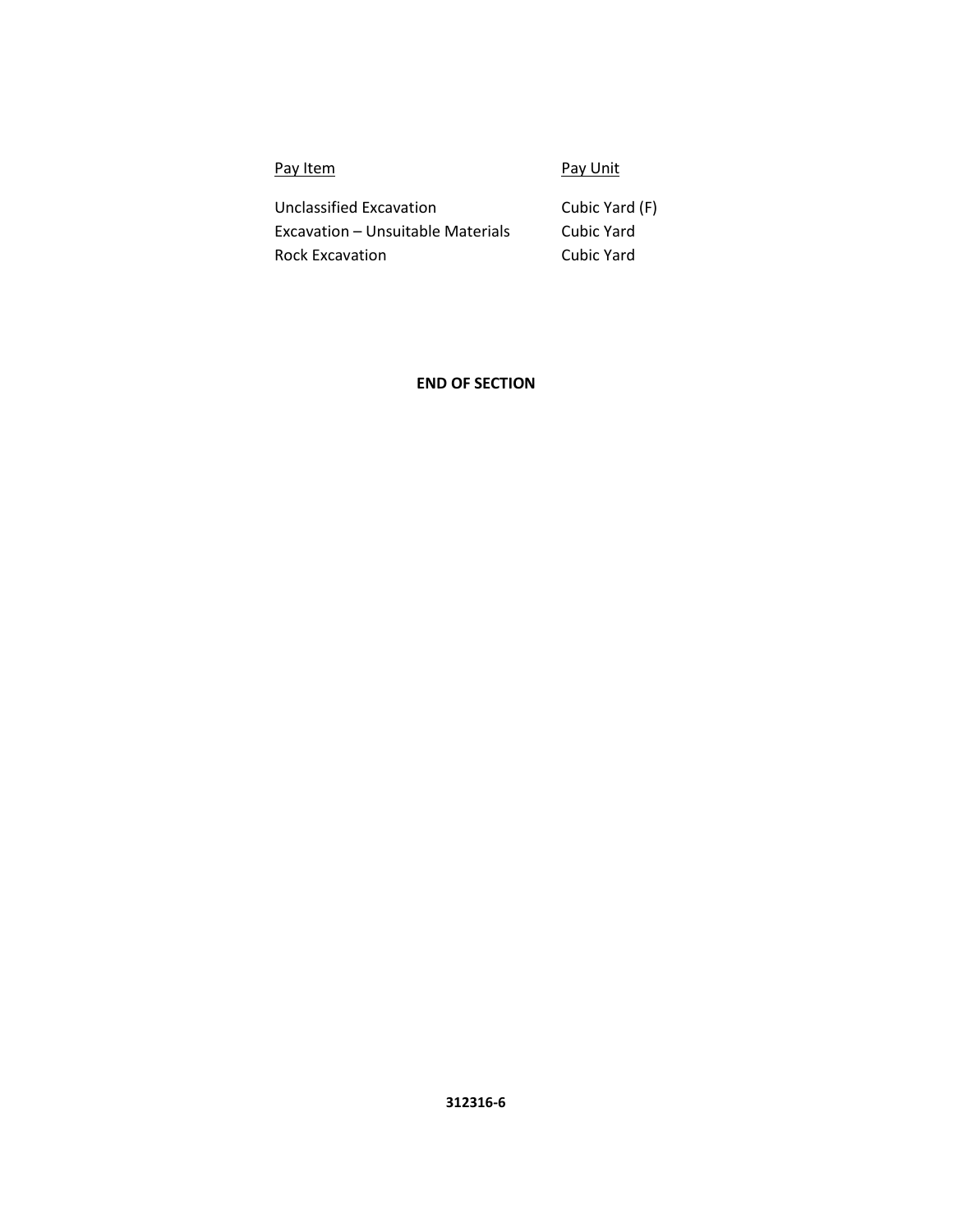| Pay Item | Pay Unit |
| --- | --- |
| Unclassified Excavation | Cubic Yard (F) |
| Excavation – Unsuitable Materials | Cubic Yard |
| Rock Excavation | Cubic Yard |

**END OF SECTION**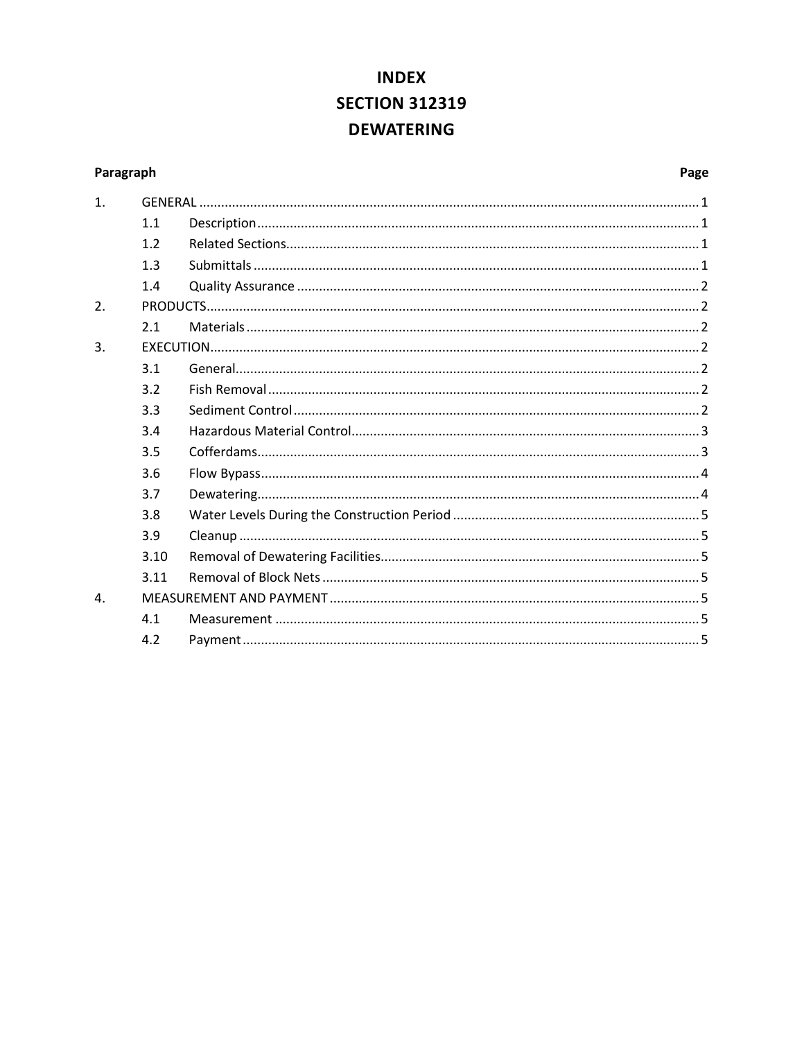# INDEX
# SECTION 312319
# DEWATERING

| Paragraph | | | Page |
|---|---|---|---|
| 1. | GENERAL | | 1 |
| | 1.1 | Description | 1 |
| | 1.2 | Related Sections | 1 |
| | 1.3 | Submittals | 1 |
| | 1.4 | Quality Assurance | 2 |
| 2. | PRODUCTS | | 2 |
| | 2.1 | Materials | 2 |
| 3. | EXECUTION | | 2 |
| | 3.1 | General | 2 |
| | 3.2 | Fish Removal | 2 |
| | 3.3 | Sediment Control | 2 |
| | 3.4 | Hazardous Material Control | 3 |
| | 3.5 | Cofferdams | 3 |
| | 3.6 | Flow Bypass | 4 |
| | 3.7 | Dewatering | 4 |
| | 3.8 | Water Levels During the Construction Period | 5 |
| | 3.9 | Cleanup | 5 |
| | 3.10 | Removal of Dewatering Facilities | 5 |
| | 3.11 | Removal of Block Nets | 5 |
| 4. | MEASUREMENT AND PAYMENT | | 5 |
| | 4.1 | Measurement | 5 |
| | 4.2 | Payment | 5 |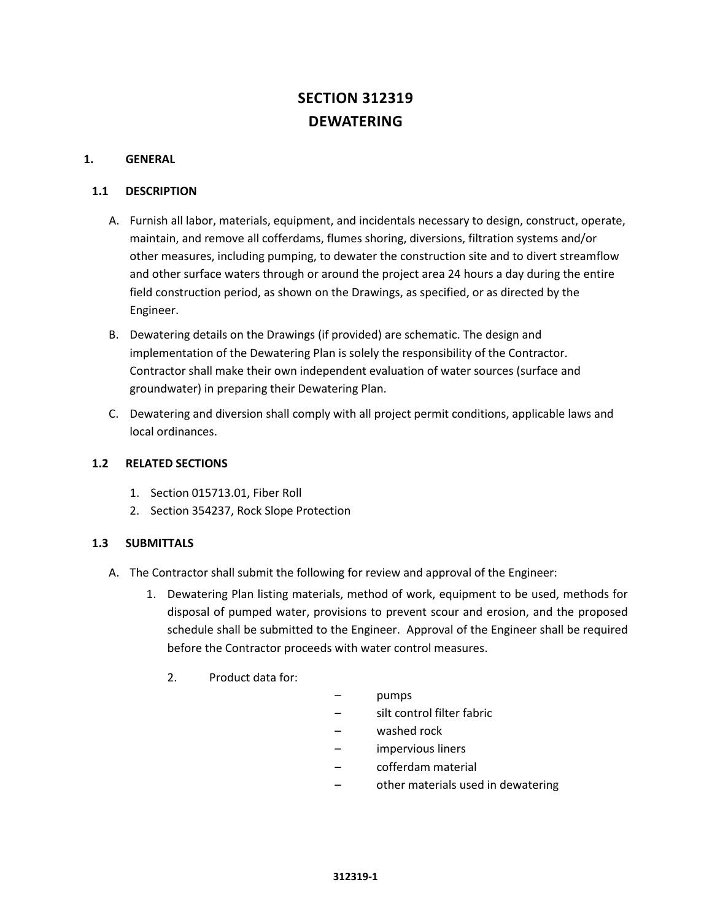# SECTION 312319
# DEWATERING

## 1. GENERAL

### 1.1 DESCRIPTION

A. Furnish all labor, materials, equipment, and incidentals necessary to design, construct, operate, maintain, and remove all cofferdams, flumes shoring, diversions, filtration systems and/or other measures, including pumping, to dewater the construction site and to divert streamflow and other surface waters through or around the project area 24 hours a day during the entire field construction period, as shown on the Drawings, as specified, or as directed by the Engineer.

B. Dewatering details on the Drawings (if provided) are schematic. The design and implementation of the Dewatering Plan is solely the responsibility of the Contractor. Contractor shall make their own independent evaluation of water sources (surface and groundwater) in preparing their Dewatering Plan.

C. Dewatering and diversion shall comply with all project permit conditions, applicable laws and local ordinances.

### 1.2 RELATED SECTIONS

1. Section 015713.01, Fiber Roll
2. Section 354237, Rock Slope Protection

### 1.3 SUBMITTALS

A. The Contractor shall submit the following for review and approval of the Engineer:

   1. Dewatering Plan listing materials, method of work, equipment to be used, methods for disposal of pumped water, provisions to prevent scour and erosion, and the proposed schedule shall be submitted to the Engineer. Approval of the Engineer shall be required before the Contractor proceeds with water control measures.

   2. Product data for:
      - pumps
      - silt control filter fabric
      - washed rock
      - impervious liners
      - cofferdam material
      - other materials used in dewatering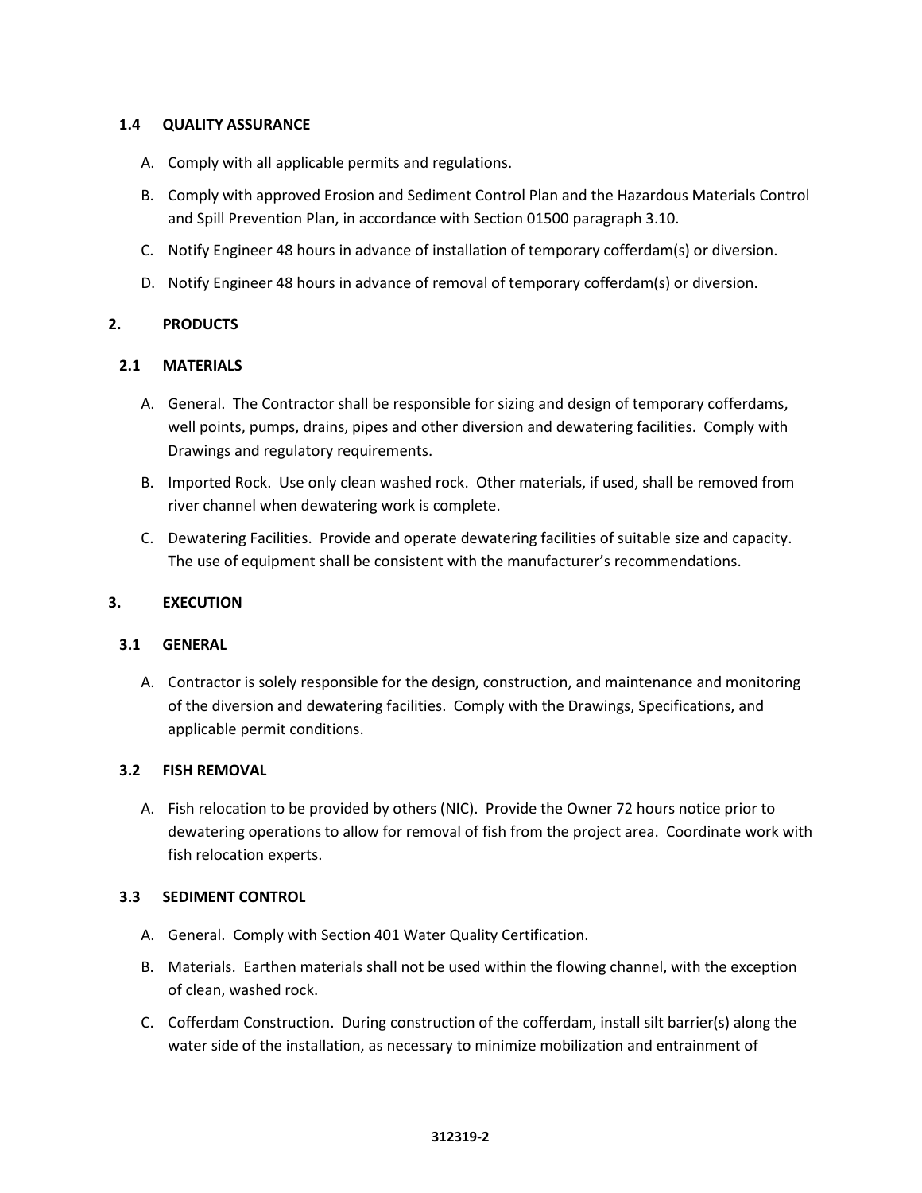### 1.4 QUALITY ASSURANCE

A. Comply with all applicable permits and regulations.

B. Comply with approved Erosion and Sediment Control Plan and the Hazardous Materials Control and Spill Prevention Plan, in accordance with Section 01500 paragraph 3.10.

C. Notify Engineer 48 hours in advance of installation of temporary cofferdam(s) or diversion.

D. Notify Engineer 48 hours in advance of removal of temporary cofferdam(s) or diversion.

## 2. PRODUCTS

### 2.1 MATERIALS

A. General. The Contractor shall be responsible for sizing and design of temporary cofferdams, well points, pumps, drains, pipes and other diversion and dewatering facilities. Comply with Drawings and regulatory requirements.

B. Imported Rock. Use only clean washed rock. Other materials, if used, shall be removed from river channel when dewatering work is complete.

C. Dewatering Facilities. Provide and operate dewatering facilities of suitable size and capacity. The use of equipment shall be consistent with the manufacturer's recommendations.

## 3. EXECUTION

### 3.1 GENERAL

A. Contractor is solely responsible for the design, construction, and maintenance and monitoring of the diversion and dewatering facilities. Comply with the Drawings, Specifications, and applicable permit conditions.

### 3.2 FISH REMOVAL

A. Fish relocation to be provided by others (NIC). Provide the Owner 72 hours notice prior to dewatering operations to allow for removal of fish from the project area. Coordinate work with fish relocation experts.

### 3.3 SEDIMENT CONTROL

A. General. Comply with Section 401 Water Quality Certification.

B. Materials. Earthen materials shall not be used within the flowing channel, with the exception of clean, washed rock.

C. Cofferdam Construction. During construction of the cofferdam, install silt barrier(s) along the water side of the installation, as necessary to minimize mobilization and entrainment of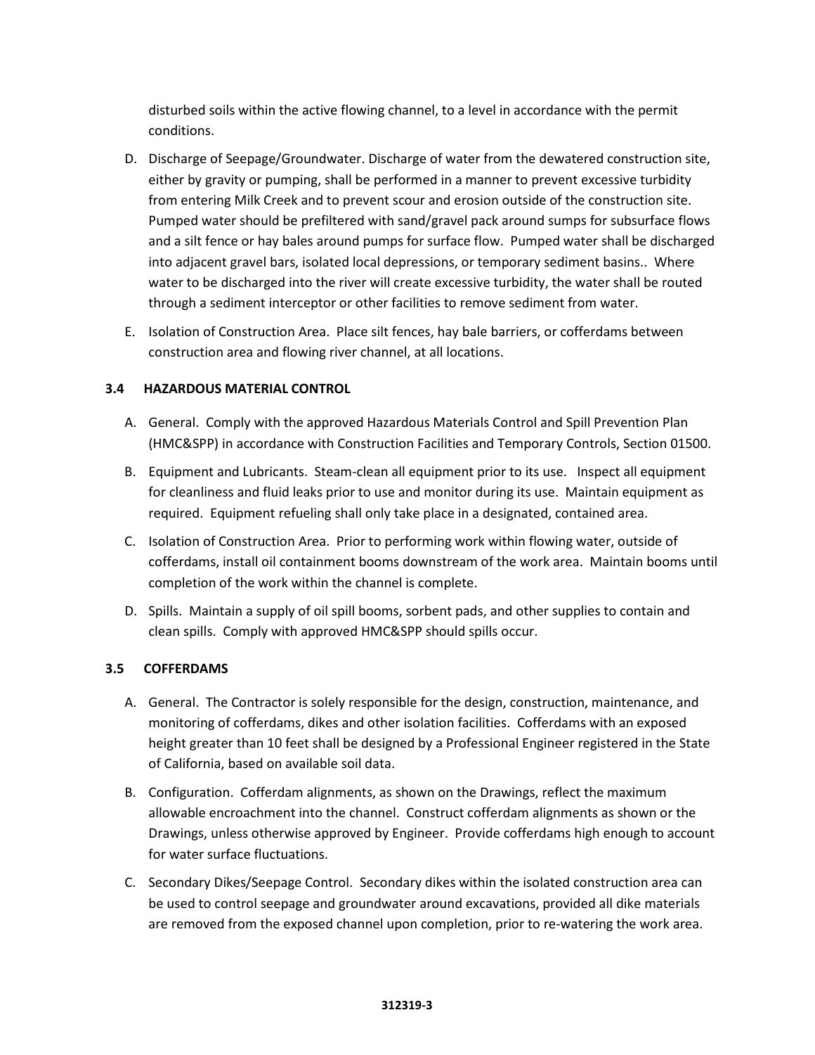disturbed soils within the active flowing channel, to a level in accordance with the permit conditions.

D. Discharge of Seepage/Groundwater. Discharge of water from the dewatered construction site, either by gravity or pumping, shall be performed in a manner to prevent excessive turbidity from entering Milk Creek and to prevent scour and erosion outside of the construction site. Pumped water should be prefiltered with sand/gravel pack around sumps for subsurface flows and a silt fence or hay bales around pumps for surface flow. Pumped water shall be discharged into adjacent gravel bars, isolated local depressions, or temporary sediment basins.. Where water to be discharged into the river will create excessive turbidity, the water shall be routed through a sediment interceptor or other facilities to remove sediment from water.

E. Isolation of Construction Area. Place silt fences, hay bale barriers, or cofferdams between construction area and flowing river channel, at all locations.

### 3.4 HAZARDOUS MATERIAL CONTROL

A. General. Comply with the approved Hazardous Materials Control and Spill Prevention Plan (HMC&SPP) in accordance with Construction Facilities and Temporary Controls, Section 01500.

B. Equipment and Lubricants. Steam-clean all equipment prior to its use. Inspect all equipment for cleanliness and fluid leaks prior to use and monitor during its use. Maintain equipment as required. Equipment refueling shall only take place in a designated, contained area.

C. Isolation of Construction Area. Prior to performing work within flowing water, outside of cofferdams, install oil containment booms downstream of the work area. Maintain booms until completion of the work within the channel is complete.

D. Spills. Maintain a supply of oil spill booms, sorbent pads, and other supplies to contain and clean spills. Comply with approved HMC&SPP should spills occur.

### 3.5 COFFERDAMS

A. General. The Contractor is solely responsible for the design, construction, maintenance, and monitoring of cofferdams, dikes and other isolation facilities. Cofferdams with an exposed height greater than 10 feet shall be designed by a Professional Engineer registered in the State of California, based on available soil data.

B. Configuration. Cofferdam alignments, as shown on the Drawings, reflect the maximum allowable encroachment into the channel. Construct cofferdam alignments as shown or the Drawings, unless otherwise approved by Engineer. Provide cofferdams high enough to account for water surface fluctuations.

C. Secondary Dikes/Seepage Control. Secondary dikes within the isolated construction area can be used to control seepage and groundwater around excavations, provided all dike materials are removed from the exposed channel upon completion, prior to re-watering the work area.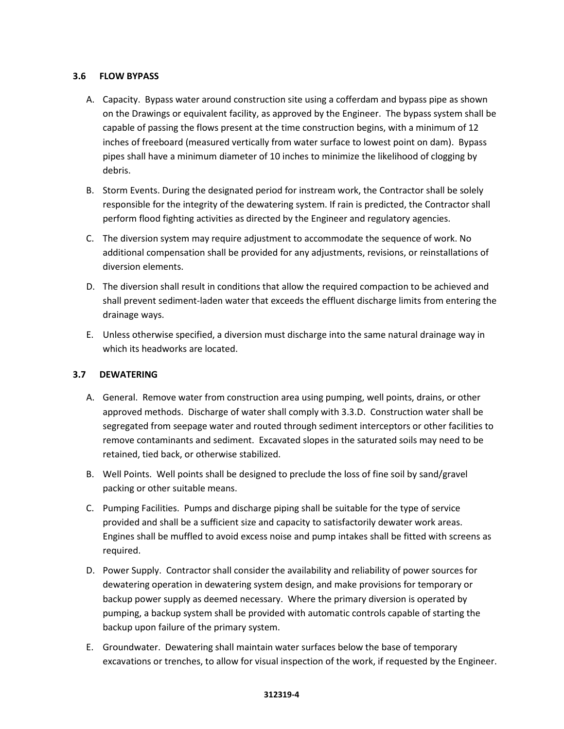### 3.6 FLOW BYPASS

A. Capacity. Bypass water around construction site using a cofferdam and bypass pipe as shown on the Drawings or equivalent facility, as approved by the Engineer. The bypass system shall be capable of passing the flows present at the time construction begins, with a minimum of 12 inches of freeboard (measured vertically from water surface to lowest point on dam). Bypass pipes shall have a minimum diameter of 10 inches to minimize the likelihood of clogging by debris.

B. Storm Events. During the designated period for instream work, the Contractor shall be solely responsible for the integrity of the dewatering system. If rain is predicted, the Contractor shall perform flood fighting activities as directed by the Engineer and regulatory agencies.

C. The diversion system may require adjustment to accommodate the sequence of work. No additional compensation shall be provided for any adjustments, revisions, or reinstallations of diversion elements.

D. The diversion shall result in conditions that allow the required compaction to be achieved and shall prevent sediment-laden water that exceeds the effluent discharge limits from entering the drainage ways.

E. Unless otherwise specified, a diversion must discharge into the same natural drainage way in which its headworks are located.

### 3.7 DEWATERING

A. General. Remove water from construction area using pumping, well points, drains, or other approved methods. Discharge of water shall comply with 3.3.D. Construction water shall be segregated from seepage water and routed through sediment interceptors or other facilities to remove contaminants and sediment. Excavated slopes in the saturated soils may need to be retained, tied back, or otherwise stabilized.

B. Well Points. Well points shall be designed to preclude the loss of fine soil by sand/gravel packing or other suitable means.

C. Pumping Facilities. Pumps and discharge piping shall be suitable for the type of service provided and shall be a sufficient size and capacity to satisfactorily dewater work areas. Engines shall be muffled to avoid excess noise and pump intakes shall be fitted with screens as required.

D. Power Supply. Contractor shall consider the availability and reliability of power sources for dewatering operation in dewatering system design, and make provisions for temporary or backup power supply as deemed necessary. Where the primary diversion is operated by pumping, a backup system shall be provided with automatic controls capable of starting the backup upon failure of the primary system.

E. Groundwater. Dewatering shall maintain water surfaces below the base of temporary excavations or trenches, to allow for visual inspection of the work, if requested by the Engineer.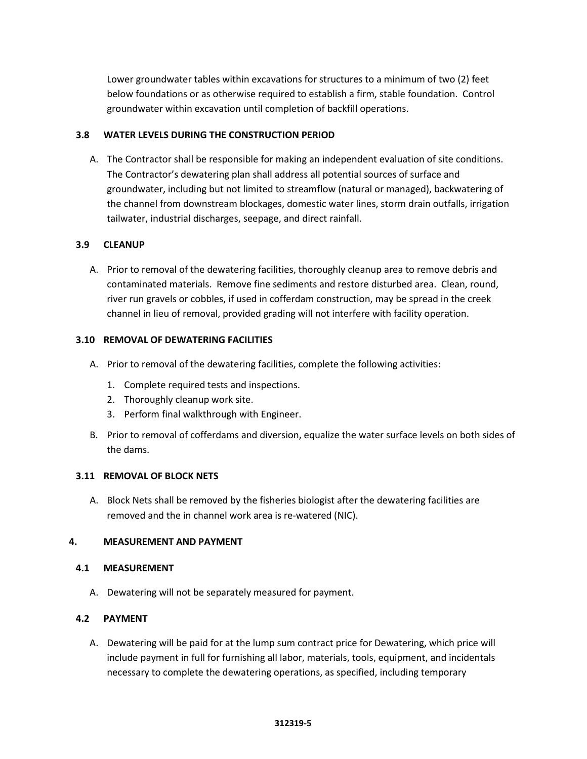Lower groundwater tables within excavations for structures to a minimum of two (2) feet below foundations or as otherwise required to establish a firm, stable foundation. Control groundwater within excavation until completion of backfill operations.

### 3.8 WATER LEVELS DURING THE CONSTRUCTION PERIOD

A. The Contractor shall be responsible for making an independent evaluation of site conditions. The Contractor's dewatering plan shall address all potential sources of surface and groundwater, including but not limited to streamflow (natural or managed), backwatering of the channel from downstream blockages, domestic water lines, storm drain outfalls, irrigation tailwater, industrial discharges, seepage, and direct rainfall.

### 3.9 CLEANUP

A. Prior to removal of the dewatering facilities, thoroughly cleanup area to remove debris and contaminated materials. Remove fine sediments and restore disturbed area. Clean, round, river run gravels or cobbles, if used in cofferdam construction, may be spread in the creek channel in lieu of removal, provided grading will not interfere with facility operation.

### 3.10 REMOVAL OF DEWATERING FACILITIES

A. Prior to removal of the dewatering facilities, complete the following activities:

   1. Complete required tests and inspections.
   2. Thoroughly cleanup work site.
   3. Perform final walkthrough with Engineer.

B. Prior to removal of cofferdams and diversion, equalize the water surface levels on both sides of the dams.

### 3.11 REMOVAL OF BLOCK NETS

A. Block Nets shall be removed by the fisheries biologist after the dewatering facilities are removed and the in channel work area is re-watered (NIC).

## 4. MEASUREMENT AND PAYMENT

### 4.1 MEASUREMENT

A. Dewatering will not be separately measured for payment.

### 4.2 PAYMENT

A. Dewatering will be paid for at the lump sum contract price for Dewatering, which price will include payment in full for furnishing all labor, materials, tools, equipment, and incidentals necessary to complete the dewatering operations, as specified, including temporary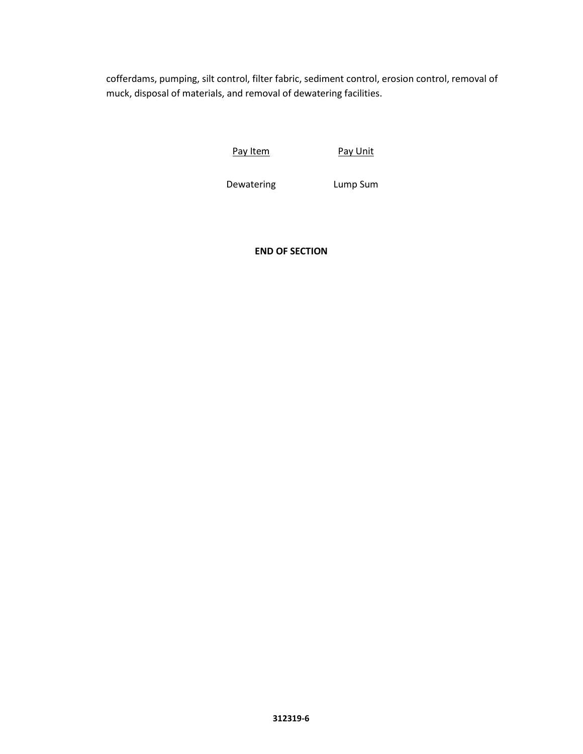cofferdams, pumping, silt control, filter fabric, sediment control, erosion control, removal of muck, disposal of materials, and removal of dewatering facilities.

| Pay Item | Pay Unit |
|---|---|
| Dewatering | Lump Sum |

**END OF SECTION**

**312319-6**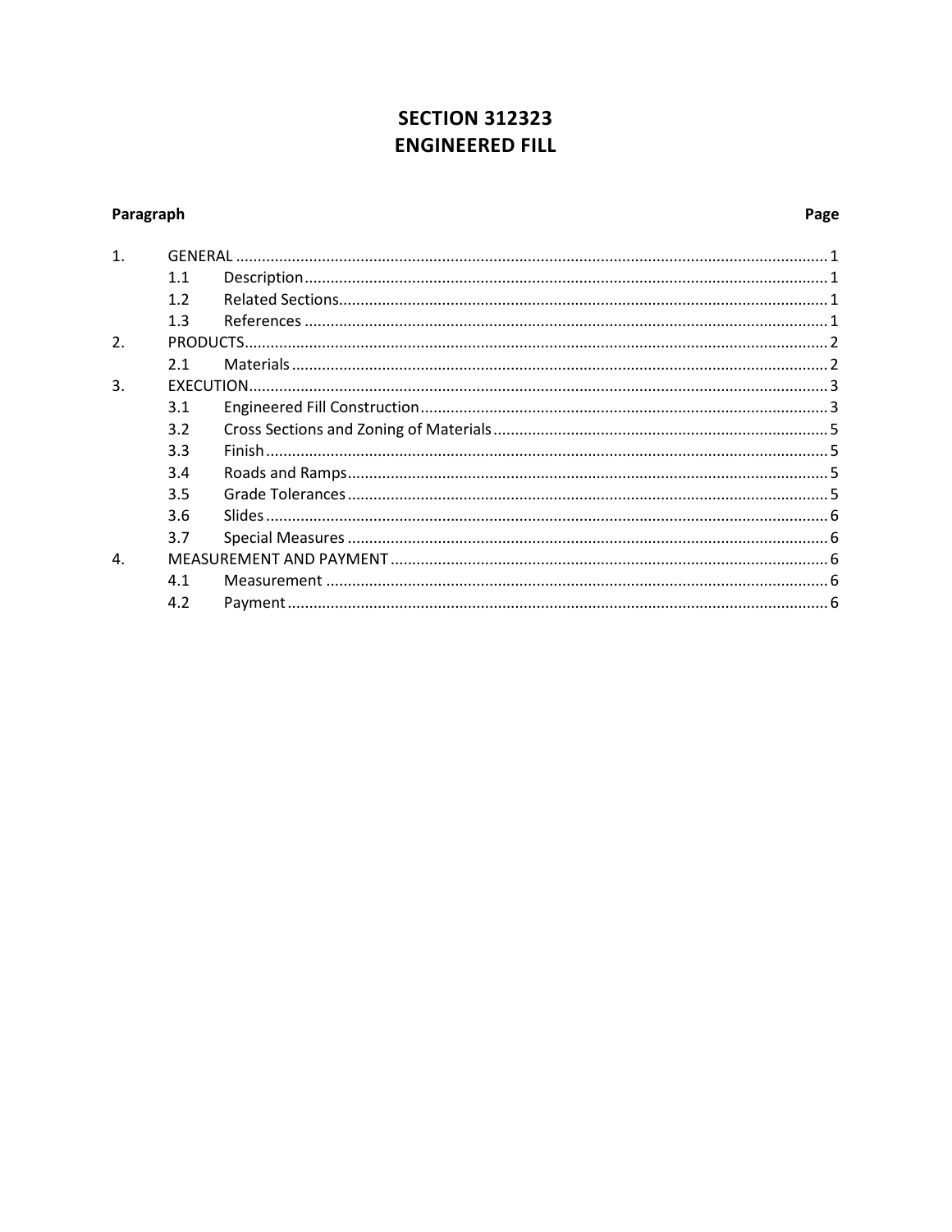# SECTION 312323
# ENGINEERED FILL

| Paragraph | | | Page |
|---|---|---|---|
| 1. | GENERAL | | 1 |
| | 1.1 | Description | 1 |
| | 1.2 | Related Sections | 1 |
| | 1.3 | References | 1 |
| 2. | PRODUCTS | | 2 |
| | 2.1 | Materials | 2 |
| 3. | EXECUTION | | 3 |
| | 3.1 | Engineered Fill Construction | 3 |
| | 3.2 | Cross Sections and Zoning of Materials | 5 |
| | 3.3 | Finish | 5 |
| | 3.4 | Roads and Ramps | 5 |
| | 3.5 | Grade Tolerances | 5 |
| | 3.6 | Slides | 6 |
| | 3.7 | Special Measures | 6 |
| 4. | MEASUREMENT AND PAYMENT | | 6 |
| | 4.1 | Measurement | 6 |
| | 4.2 | Payment | 6 |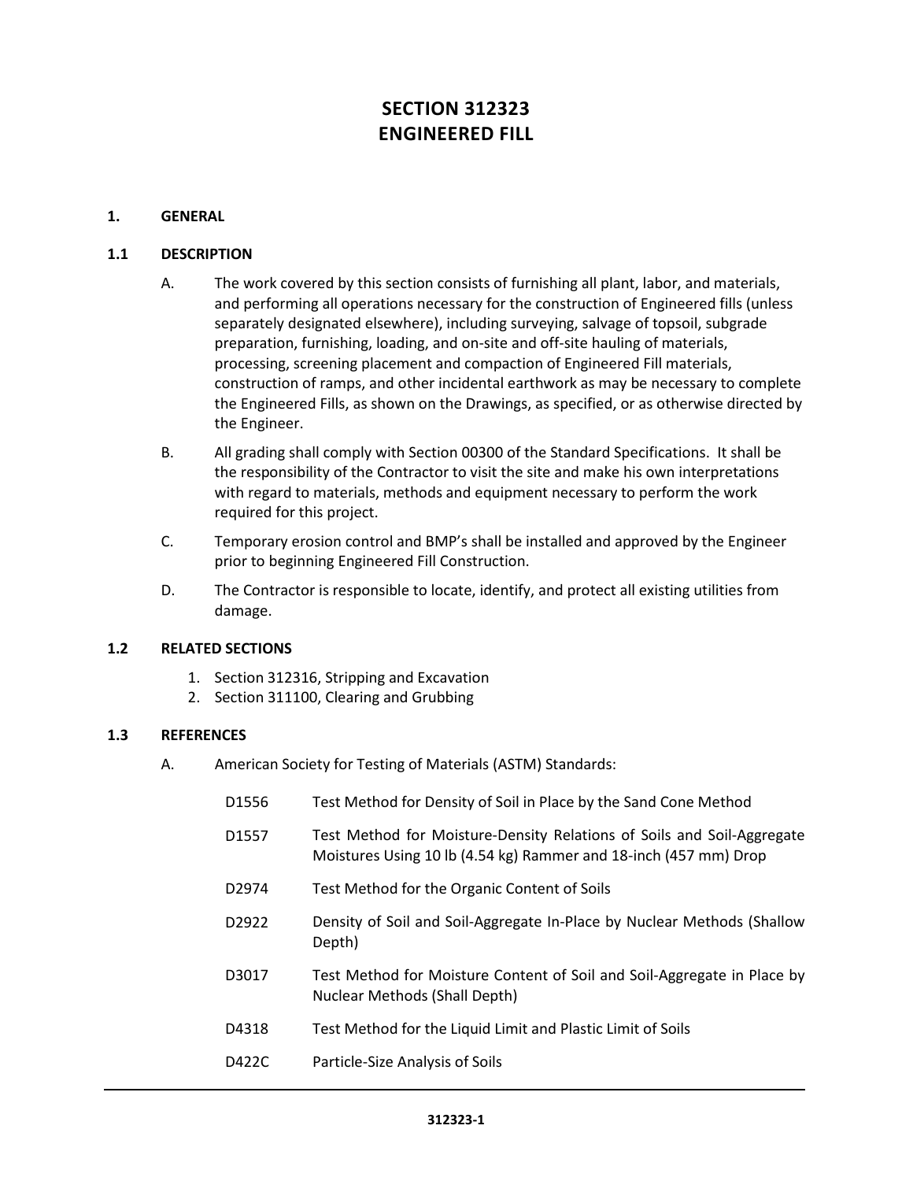# SECTION 312323
# ENGINEERED FILL

## 1. GENERAL

### 1.1 DESCRIPTION

A. The work covered by this section consists of furnishing all plant, labor, and materials, and performing all operations necessary for the construction of Engineered fills (unless separately designated elsewhere), including surveying, salvage of topsoil, subgrade preparation, furnishing, loading, and on-site and off-site hauling of materials, processing, screening placement and compaction of Engineered Fill materials, construction of ramps, and other incidental earthwork as may be necessary to complete the Engineered Fills, as shown on the Drawings, as specified, or as otherwise directed by the Engineer.

B. All grading shall comply with Section 00300 of the Standard Specifications. It shall be the responsibility of the Contractor to visit the site and make his own interpretations with regard to materials, methods and equipment necessary to perform the work required for this project.

C. Temporary erosion control and BMP's shall be installed and approved by the Engineer prior to beginning Engineered Fill Construction.

D. The Contractor is responsible to locate, identify, and protect all existing utilities from damage.

### 1.2 RELATED SECTIONS

1. Section 312316, Stripping and Excavation
2. Section 311100, Clearing and Grubbing

### 1.3 REFERENCES

A. American Society for Testing of Materials (ASTM) Standards:

| | |
|---|---|
| D1556 | Test Method for Density of Soil in Place by the Sand Cone Method |
| D1557 | Test Method for Moisture-Density Relations of Soils and Soil-Aggregate Moistures Using 10 lb (4.54 kg) Rammer and 18-inch (457 mm) Drop |
| D2974 | Test Method for the Organic Content of Soils |
| D2922 | Density of Soil and Soil-Aggregate In-Place by Nuclear Methods (Shallow Depth) |
| D3017 | Test Method for Moisture Content of Soil and Soil-Aggregate in Place by Nuclear Methods (Shall Depth) |
| D4318 | Test Method for the Liquid Limit and Plastic Limit of Soils |
| D422C | Particle-Size Analysis of Soils |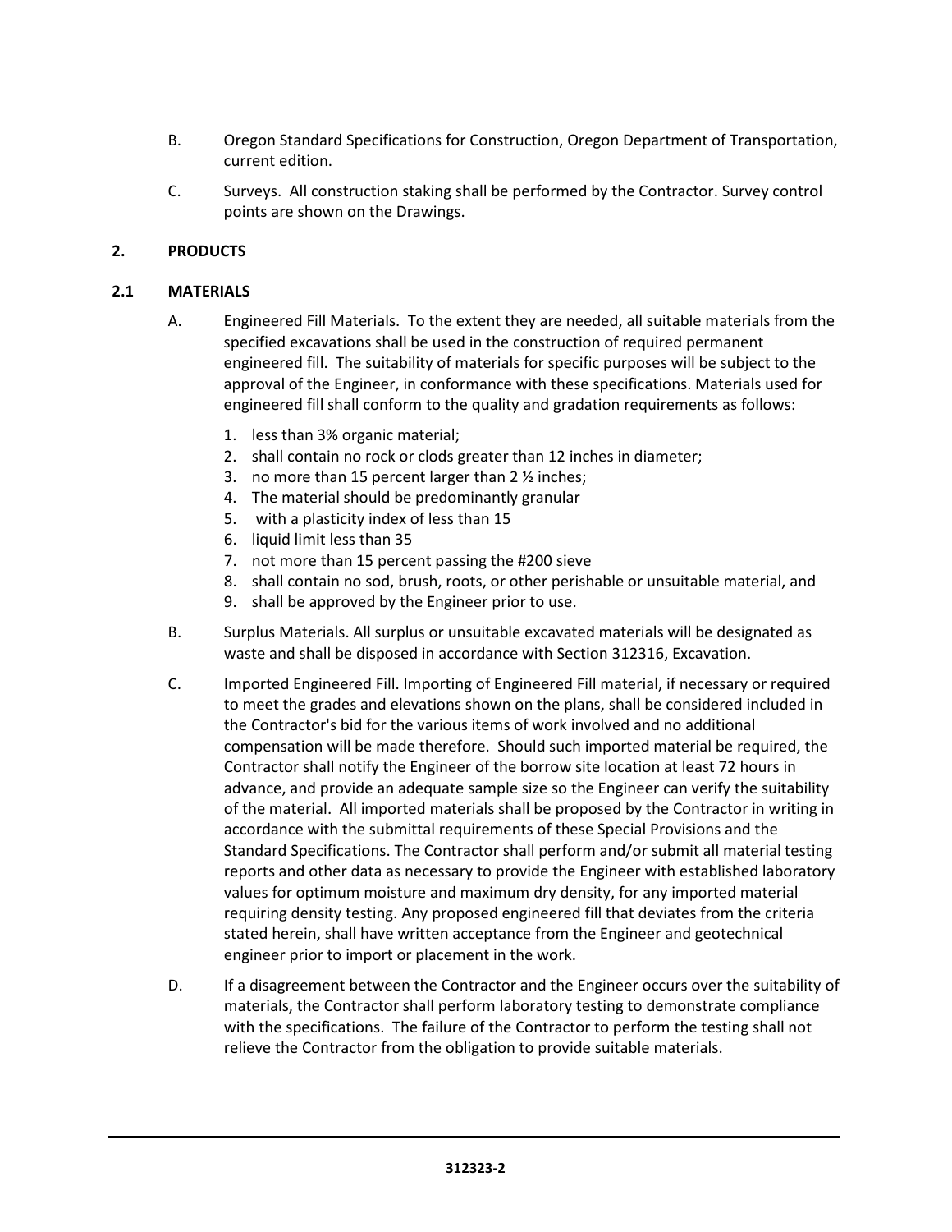B. Oregon Standard Specifications for Construction, Oregon Department of Transportation, current edition.

C. Surveys. All construction staking shall be performed by the Contractor. Survey control points are shown on the Drawings.

## 2. PRODUCTS

### 2.1 MATERIALS

A. Engineered Fill Materials. To the extent they are needed, all suitable materials from the specified excavations shall be used in the construction of required permanent engineered fill. The suitability of materials for specific purposes will be subject to the approval of the Engineer, in conformance with these specifications. Materials used for engineered fill shall conform to the quality and gradation requirements as follows:

1. less than 3% organic material;
2. shall contain no rock or clods greater than 12 inches in diameter;
3. no more than 15 percent larger than 2 ½ inches;
4. The material should be predominantly granular
5. with a plasticity index of less than 15
6. liquid limit less than 35
7. not more than 15 percent passing the #200 sieve
8. shall contain no sod, brush, roots, or other perishable or unsuitable material, and
9. shall be approved by the Engineer prior to use.

B. Surplus Materials. All surplus or unsuitable excavated materials will be designated as waste and shall be disposed in accordance with Section 312316, Excavation.

C. Imported Engineered Fill. Importing of Engineered Fill material, if necessary or required to meet the grades and elevations shown on the plans, shall be considered included in the Contractor's bid for the various items of work involved and no additional compensation will be made therefore. Should such imported material be required, the Contractor shall notify the Engineer of the borrow site location at least 72 hours in advance, and provide an adequate sample size so the Engineer can verify the suitability of the material. All imported materials shall be proposed by the Contractor in writing in accordance with the submittal requirements of these Special Provisions and the Standard Specifications. The Contractor shall perform and/or submit all material testing reports and other data as necessary to provide the Engineer with established laboratory values for optimum moisture and maximum dry density, for any imported material requiring density testing. Any proposed engineered fill that deviates from the criteria stated herein, shall have written acceptance from the Engineer and geotechnical engineer prior to import or placement in the work.

D. If a disagreement between the Contractor and the Engineer occurs over the suitability of materials, the Contractor shall perform laboratory testing to demonstrate compliance with the specifications. The failure of the Contractor to perform the testing shall not relieve the Contractor from the obligation to provide suitable materials.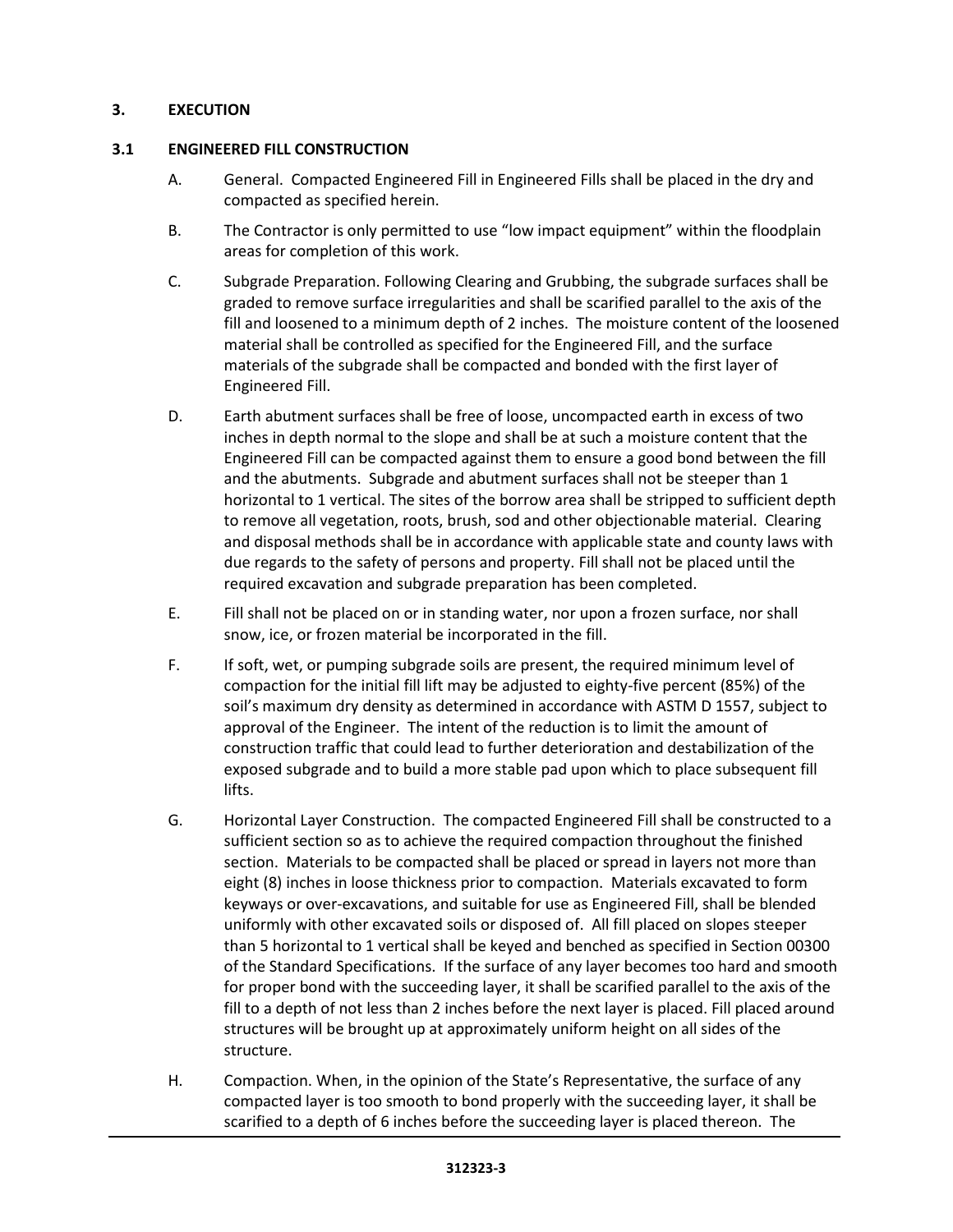## 3. EXECUTION

### 3.1 ENGINEERED FILL CONSTRUCTION

A. General. Compacted Engineered Fill in Engineered Fills shall be placed in the dry and compacted as specified herein.

B. The Contractor is only permitted to use "low impact equipment" within the floodplain areas for completion of this work.

C. Subgrade Preparation. Following Clearing and Grubbing, the subgrade surfaces shall be graded to remove surface irregularities and shall be scarified parallel to the axis of the fill and loosened to a minimum depth of 2 inches. The moisture content of the loosened material shall be controlled as specified for the Engineered Fill, and the surface materials of the subgrade shall be compacted and bonded with the first layer of Engineered Fill.

D. Earth abutment surfaces shall be free of loose, uncompacted earth in excess of two inches in depth normal to the slope and shall be at such a moisture content that the Engineered Fill can be compacted against them to ensure a good bond between the fill and the abutments. Subgrade and abutment surfaces shall not be steeper than 1 horizontal to 1 vertical. The sites of the borrow area shall be stripped to sufficient depth to remove all vegetation, roots, brush, sod and other objectionable material. Clearing and disposal methods shall be in accordance with applicable state and county laws with due regards to the safety of persons and property. Fill shall not be placed until the required excavation and subgrade preparation has been completed.

E. Fill shall not be placed on or in standing water, nor upon a frozen surface, nor shall snow, ice, or frozen material be incorporated in the fill.

F. If soft, wet, or pumping subgrade soils are present, the required minimum level of compaction for the initial fill lift may be adjusted to eighty-five percent (85%) of the soil's maximum dry density as determined in accordance with ASTM D 1557, subject to approval of the Engineer. The intent of the reduction is to limit the amount of construction traffic that could lead to further deterioration and destabilization of the exposed subgrade and to build a more stable pad upon which to place subsequent fill lifts.

G. Horizontal Layer Construction. The compacted Engineered Fill shall be constructed to a sufficient section so as to achieve the required compaction throughout the finished section. Materials to be compacted shall be placed or spread in layers not more than eight (8) inches in loose thickness prior to compaction. Materials excavated to form keyways or over-excavations, and suitable for use as Engineered Fill, shall be blended uniformly with other excavated soils or disposed of. All fill placed on slopes steeper than 5 horizontal to 1 vertical shall be keyed and benched as specified in Section 00300 of the Standard Specifications. If the surface of any layer becomes too hard and smooth for proper bond with the succeeding layer, it shall be scarified parallel to the axis of the fill to a depth of not less than 2 inches before the next layer is placed. Fill placed around structures will be brought up at approximately uniform height on all sides of the structure.

H. Compaction. When, in the opinion of the State's Representative, the surface of any compacted layer is too smooth to bond properly with the succeeding layer, it shall be scarified to a depth of 6 inches before the succeeding layer is placed thereon. The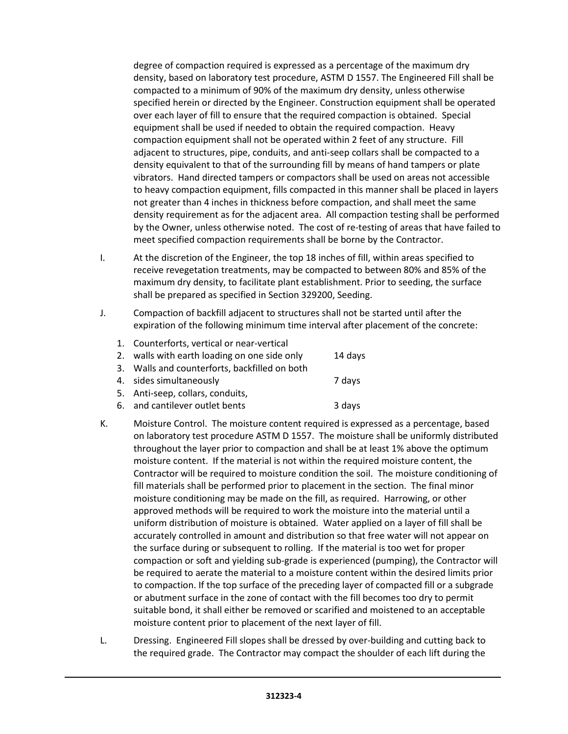degree of compaction required is expressed as a percentage of the maximum dry density, based on laboratory test procedure, ASTM D 1557. The Engineered Fill shall be compacted to a minimum of 90% of the maximum dry density, unless otherwise specified herein or directed by the Engineer. Construction equipment shall be operated over each layer of fill to ensure that the required compaction is obtained. Special equipment shall be used if needed to obtain the required compaction. Heavy compaction equipment shall not be operated within 2 feet of any structure. Fill adjacent to structures, pipe, conduits, and anti-seep collars shall be compacted to a density equivalent to that of the surrounding fill by means of hand tampers or plate vibrators. Hand directed tampers or compactors shall be used on areas not accessible to heavy compaction equipment, fills compacted in this manner shall be placed in layers not greater than 4 inches in thickness before compaction, and shall meet the same density requirement as for the adjacent area. All compaction testing shall be performed by the Owner, unless otherwise noted. The cost of re-testing of areas that have failed to meet specified compaction requirements shall be borne by the Contractor.

I. At the discretion of the Engineer, the top 18 inches of fill, within areas specified to receive revegetation treatments, may be compacted to between 80% and 85% of the maximum dry density, to facilitate plant establishment. Prior to seeding, the surface shall be prepared as specified in Section 329200, Seeding.

J. Compaction of backfill adjacent to structures shall not be started until after the expiration of the following minimum time interval after placement of the concrete:

1. Counterforts, vertical or near-vertical
2. walls with earth loading on one side only 14 days
3. Walls and counterforts, backfilled on both
4. sides simultaneously 7 days
5. Anti-seep, collars, conduits,
6. and cantilever outlet bents 3 days

K. Moisture Control. The moisture content required is expressed as a percentage, based on laboratory test procedure ASTM D 1557. The moisture shall be uniformly distributed throughout the layer prior to compaction and shall be at least 1% above the optimum moisture content. If the material is not within the required moisture content, the Contractor will be required to moisture condition the soil. The moisture conditioning of fill materials shall be performed prior to placement in the section. The final minor moisture conditioning may be made on the fill, as required. Harrowing, or other approved methods will be required to work the moisture into the material until a uniform distribution of moisture is obtained. Water applied on a layer of fill shall be accurately controlled in amount and distribution so that free water will not appear on the surface during or subsequent to rolling. If the material is too wet for proper compaction or soft and yielding sub-grade is experienced (pumping), the Contractor will be required to aerate the material to a moisture content within the desired limits prior to compaction. If the top surface of the preceding layer of compacted fill or a subgrade or abutment surface in the zone of contact with the fill becomes too dry to permit suitable bond, it shall either be removed or scarified and moistened to an acceptable moisture content prior to placement of the next layer of fill.

L. Dressing. Engineered Fill slopes shall be dressed by over-building and cutting back to the required grade. The Contractor may compact the shoulder of each lift during the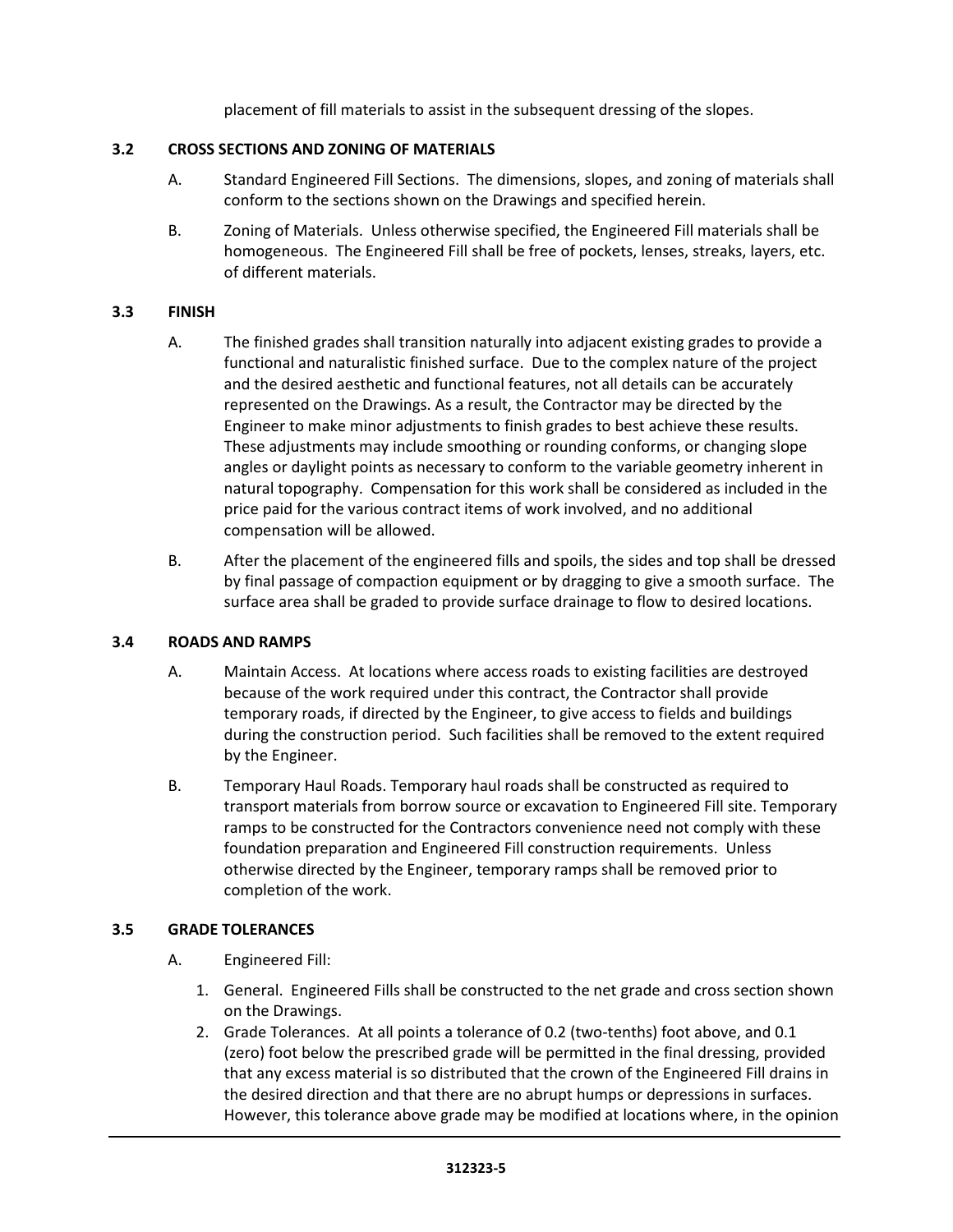placement of fill materials to assist in the subsequent dressing of the slopes.

### 3.2 CROSS SECTIONS AND ZONING OF MATERIALS

A. Standard Engineered Fill Sections. The dimensions, slopes, and zoning of materials shall conform to the sections shown on the Drawings and specified herein.

B. Zoning of Materials. Unless otherwise specified, the Engineered Fill materials shall be homogeneous. The Engineered Fill shall be free of pockets, lenses, streaks, layers, etc. of different materials.

### 3.3 FINISH

A. The finished grades shall transition naturally into adjacent existing grades to provide a functional and naturalistic finished surface. Due to the complex nature of the project and the desired aesthetic and functional features, not all details can be accurately represented on the Drawings. As a result, the Contractor may be directed by the Engineer to make minor adjustments to finish grades to best achieve these results. These adjustments may include smoothing or rounding conforms, or changing slope angles or daylight points as necessary to conform to the variable geometry inherent in natural topography. Compensation for this work shall be considered as included in the price paid for the various contract items of work involved, and no additional compensation will be allowed.

B. After the placement of the engineered fills and spoils, the sides and top shall be dressed by final passage of compaction equipment or by dragging to give a smooth surface. The surface area shall be graded to provide surface drainage to flow to desired locations.

### 3.4 ROADS AND RAMPS

A. Maintain Access. At locations where access roads to existing facilities are destroyed because of the work required under this contract, the Contractor shall provide temporary roads, if directed by the Engineer, to give access to fields and buildings during the construction period. Such facilities shall be removed to the extent required by the Engineer.

B. Temporary Haul Roads. Temporary haul roads shall be constructed as required to transport materials from borrow source or excavation to Engineered Fill site. Temporary ramps to be constructed for the Contractors convenience need not comply with these foundation preparation and Engineered Fill construction requirements. Unless otherwise directed by the Engineer, temporary ramps shall be removed prior to completion of the work.

### 3.5 GRADE TOLERANCES

A. Engineered Fill:

1. General. Engineered Fills shall be constructed to the net grade and cross section shown on the Drawings.
2. Grade Tolerances. At all points a tolerance of 0.2 (two-tenths) foot above, and 0.1 (zero) foot below the prescribed grade will be permitted in the final dressing, provided that any excess material is so distributed that the crown of the Engineered Fill drains in the desired direction and that there are no abrupt humps or depressions in surfaces. However, this tolerance above grade may be modified at locations where, in the opinion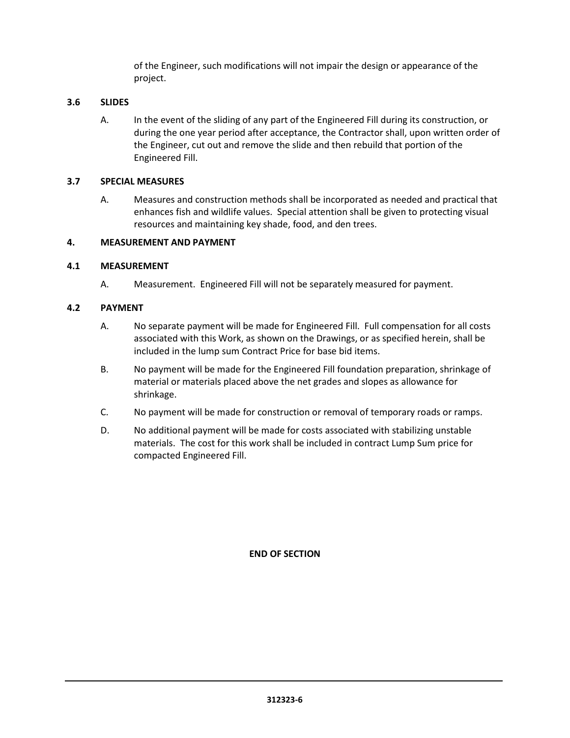of the Engineer, such modifications will not impair the design or appearance of the project.

### 3.6 SLIDES

A. In the event of the sliding of any part of the Engineered Fill during its construction, or during the one year period after acceptance, the Contractor shall, upon written order of the Engineer, cut out and remove the slide and then rebuild that portion of the Engineered Fill.

### 3.7 SPECIAL MEASURES

A. Measures and construction methods shall be incorporated as needed and practical that enhances fish and wildlife values. Special attention shall be given to protecting visual resources and maintaining key shade, food, and den trees.

## 4. MEASUREMENT AND PAYMENT

### 4.1 MEASUREMENT

A. Measurement. Engineered Fill will not be separately measured for payment.

### 4.2 PAYMENT

A. No separate payment will be made for Engineered Fill. Full compensation for all costs associated with this Work, as shown on the Drawings, or as specified herein, shall be included in the lump sum Contract Price for base bid items.

B. No payment will be made for the Engineered Fill foundation preparation, shrinkage of material or materials placed above the net grades and slopes as allowance for shrinkage.

C. No payment will be made for construction or removal of temporary roads or ramps.

D. No additional payment will be made for costs associated with stabilizing unstable materials. The cost for this work shall be included in contract Lump Sum price for compacted Engineered Fill.

**END OF SECTION**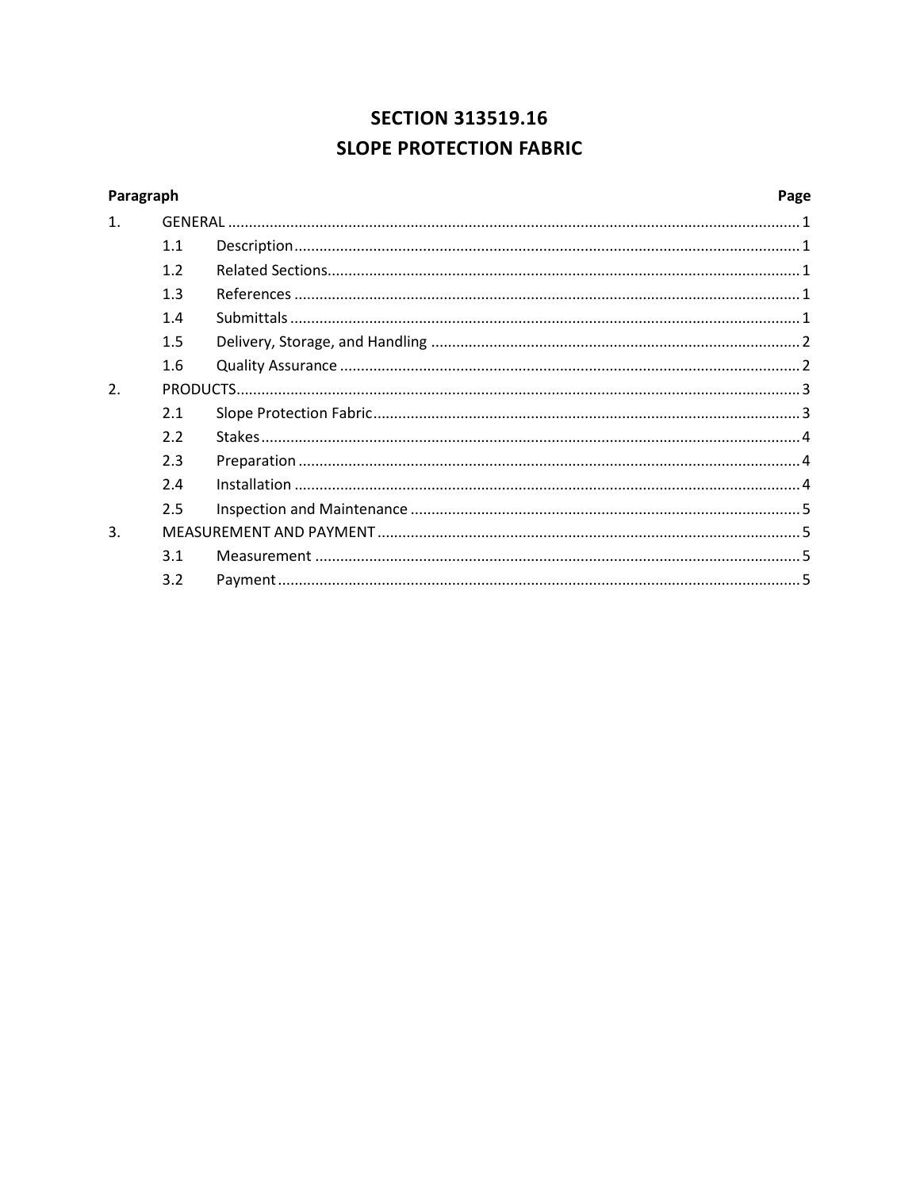# SECTION 313519.16
# SLOPE PROTECTION FABRIC

| Paragraph | | | Page |
|---|---|---|---|
| 1. | GENERAL | | 1 |
| | 1.1 | Description | 1 |
| | 1.2 | Related Sections | 1 |
| | 1.3 | References | 1 |
| | 1.4 | Submittals | 1 |
| | 1.5 | Delivery, Storage, and Handling | 2 |
| | 1.6 | Quality Assurance | 2 |
| 2. | PRODUCTS | | 3 |
| | 2.1 | Slope Protection Fabric | 3 |
| | 2.2 | Stakes | 4 |
| | 2.3 | Preparation | 4 |
| | 2.4 | Installation | 4 |
| | 2.5 | Inspection and Maintenance | 5 |
| 3. | MEASUREMENT AND PAYMENT | | 5 |
| | 3.1 | Measurement | 5 |
| | 3.2 | Payment | 5 |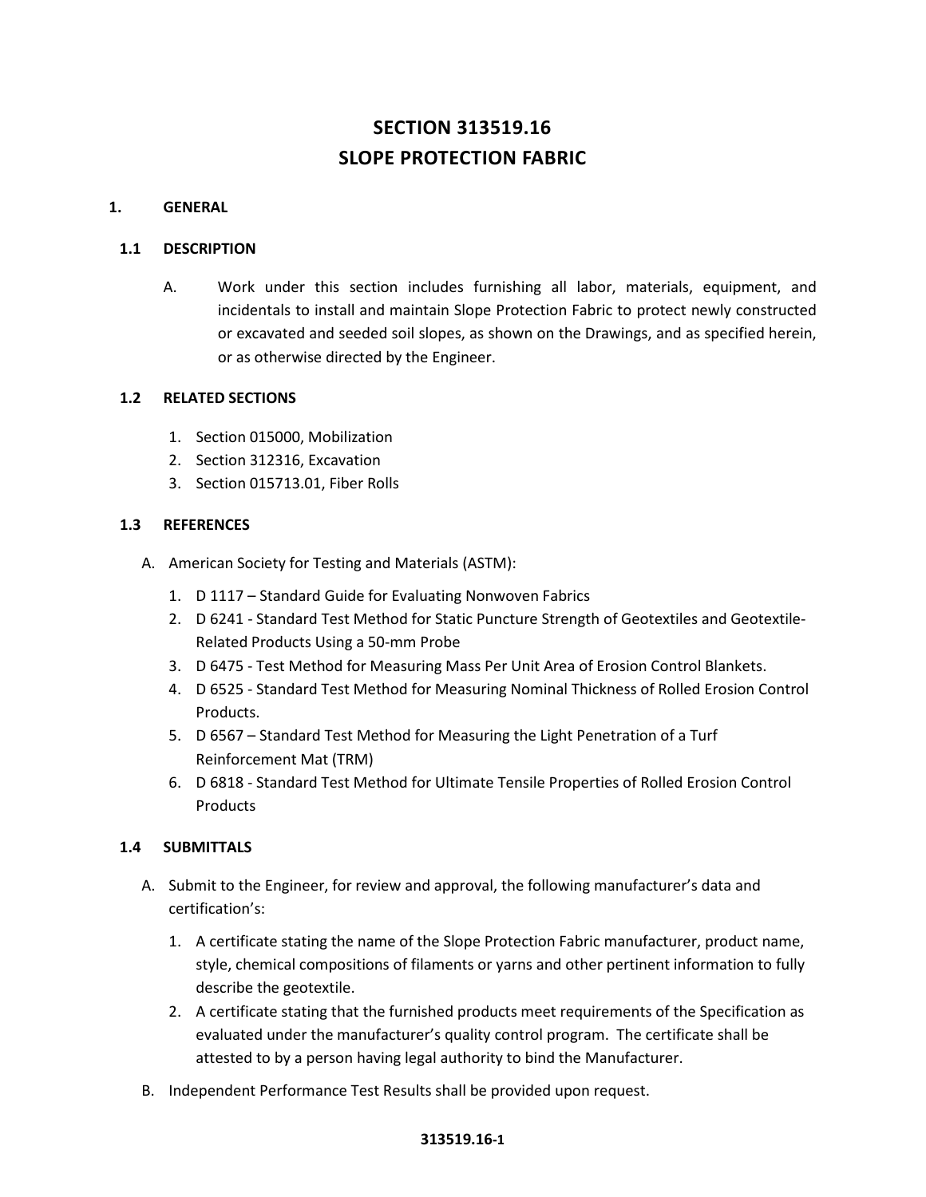# SECTION 313519.16
# SLOPE PROTECTION FABRIC

## 1. GENERAL

### 1.1 DESCRIPTION

A. Work under this section includes furnishing all labor, materials, equipment, and incidentals to install and maintain Slope Protection Fabric to protect newly constructed or excavated and seeded soil slopes, as shown on the Drawings, and as specified herein, or as otherwise directed by the Engineer.

### 1.2 RELATED SECTIONS

1. Section 015000, Mobilization
2. Section 312316, Excavation
3. Section 015713.01, Fiber Rolls

### 1.3 REFERENCES

A. American Society for Testing and Materials (ASTM):

1. D 1117 – Standard Guide for Evaluating Nonwoven Fabrics
2. D 6241 - Standard Test Method for Static Puncture Strength of Geotextiles and Geotextile-Related Products Using a 50-mm Probe
3. D 6475 - Test Method for Measuring Mass Per Unit Area of Erosion Control Blankets.
4. D 6525 - Standard Test Method for Measuring Nominal Thickness of Rolled Erosion Control Products.
5. D 6567 – Standard Test Method for Measuring the Light Penetration of a Turf Reinforcement Mat (TRM)
6. D 6818 - Standard Test Method for Ultimate Tensile Properties of Rolled Erosion Control Products

### 1.4 SUBMITTALS

A. Submit to the Engineer, for review and approval, the following manufacturer's data and certification's:

1. A certificate stating the name of the Slope Protection Fabric manufacturer, product name, style, chemical compositions of filaments or yarns and other pertinent information to fully describe the geotextile.
2. A certificate stating that the furnished products meet requirements of the Specification as evaluated under the manufacturer's quality control program. The certificate shall be attested to by a person having legal authority to bind the Manufacturer.

B. Independent Performance Test Results shall be provided upon request.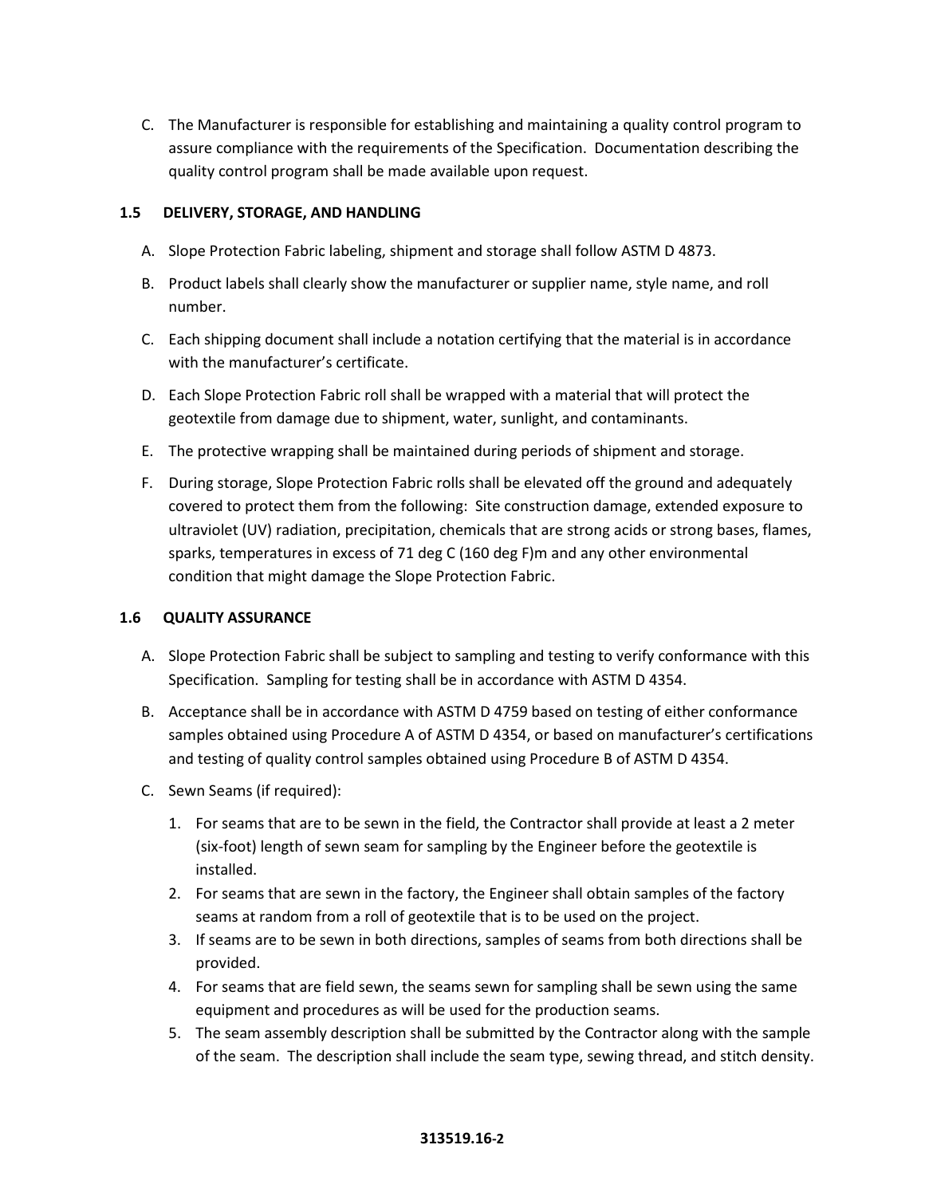C. The Manufacturer is responsible for establishing and maintaining a quality control program to assure compliance with the requirements of the Specification. Documentation describing the quality control program shall be made available upon request.

### 1.5 DELIVERY, STORAGE, AND HANDLING

A. Slope Protection Fabric labeling, shipment and storage shall follow ASTM D 4873.

B. Product labels shall clearly show the manufacturer or supplier name, style name, and roll number.

C. Each shipping document shall include a notation certifying that the material is in accordance with the manufacturer's certificate.

D. Each Slope Protection Fabric roll shall be wrapped with a material that will protect the geotextile from damage due to shipment, water, sunlight, and contaminants.

E. The protective wrapping shall be maintained during periods of shipment and storage.

F. During storage, Slope Protection Fabric rolls shall be elevated off the ground and adequately covered to protect them from the following: Site construction damage, extended exposure to ultraviolet (UV) radiation, precipitation, chemicals that are strong acids or strong bases, flames, sparks, temperatures in excess of 71 deg C (160 deg F)m and any other environmental condition that might damage the Slope Protection Fabric.

### 1.6 QUALITY ASSURANCE

A. Slope Protection Fabric shall be subject to sampling and testing to verify conformance with this Specification. Sampling for testing shall be in accordance with ASTM D 4354.

B. Acceptance shall be in accordance with ASTM D 4759 based on testing of either conformance samples obtained using Procedure A of ASTM D 4354, or based on manufacturer's certifications and testing of quality control samples obtained using Procedure B of ASTM D 4354.

C. Sewn Seams (if required):

1. For seams that are to be sewn in the field, the Contractor shall provide at least a 2 meter (six-foot) length of sewn seam for sampling by the Engineer before the geotextile is installed.
2. For seams that are sewn in the factory, the Engineer shall obtain samples of the factory seams at random from a roll of geotextile that is to be used on the project.
3. If seams are to be sewn in both directions, samples of seams from both directions shall be provided.
4. For seams that are field sewn, the seams sewn for sampling shall be sewn using the same equipment and procedures as will be used for the production seams.
5. The seam assembly description shall be submitted by the Contractor along with the sample of the seam. The description shall include the seam type, sewing thread, and stitch density.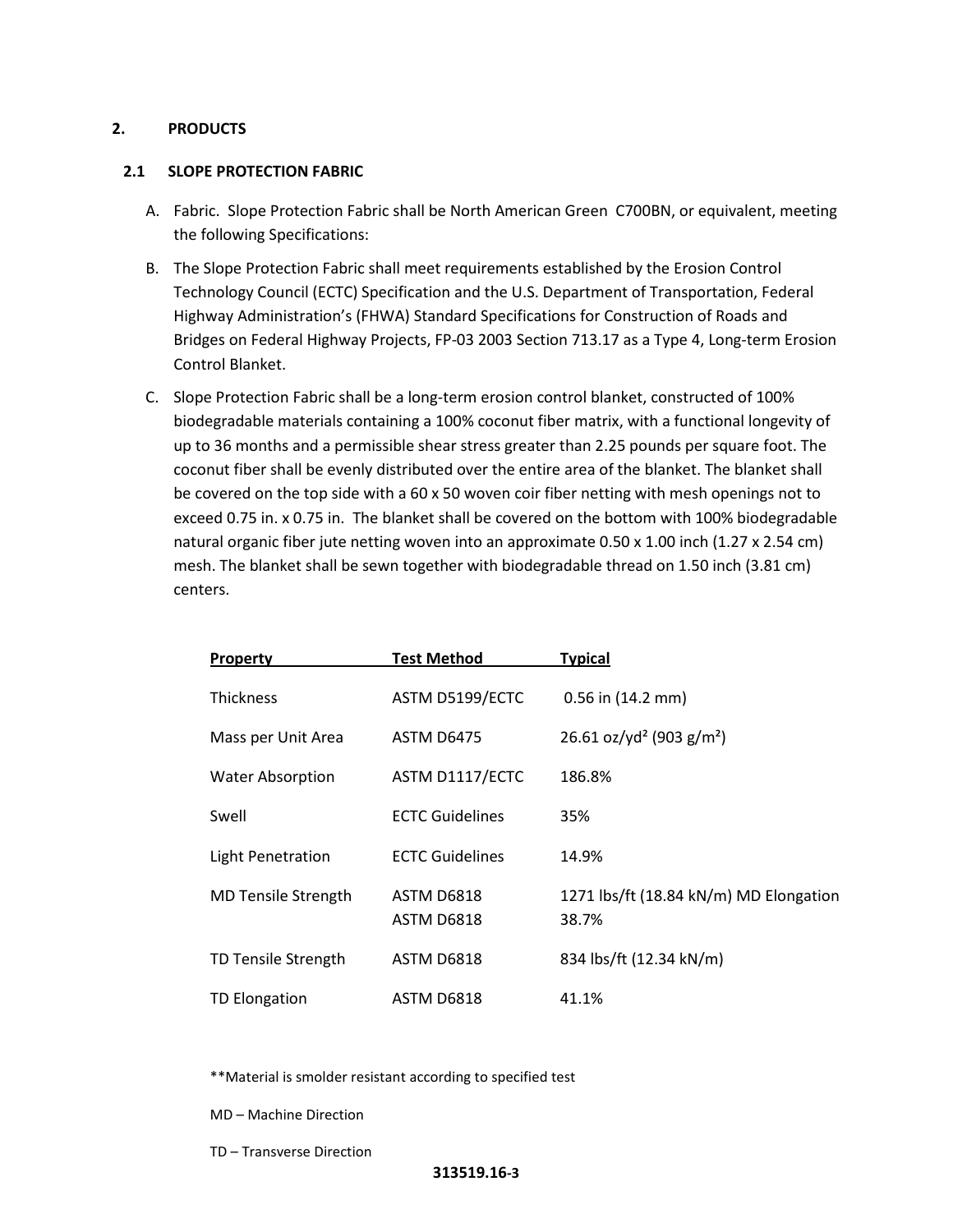## 2. PRODUCTS

### 2.1 SLOPE PROTECTION FABRIC

A. Fabric. Slope Protection Fabric shall be North American Green C700BN, or equivalent, meeting the following Specifications:

B. The Slope Protection Fabric shall meet requirements established by the Erosion Control Technology Council (ECTC) Specification and the U.S. Department of Transportation, Federal Highway Administration's (FHWA) Standard Specifications for Construction of Roads and Bridges on Federal Highway Projects, FP-03 2003 Section 713.17 as a Type 4, Long-term Erosion Control Blanket.

C. Slope Protection Fabric shall be a long-term erosion control blanket, constructed of 100% biodegradable materials containing a 100% coconut fiber matrix, with a functional longevity of up to 36 months and a permissible shear stress greater than 2.25 pounds per square foot. The coconut fiber shall be evenly distributed over the entire area of the blanket. The blanket shall be covered on the top side with a 60 x 50 woven coir fiber netting with mesh openings not to exceed 0.75 in. x 0.75 in. The blanket shall be covered on the bottom with 100% biodegradable natural organic fiber jute netting woven into an approximate 0.50 x 1.00 inch (1.27 x 2.54 cm) mesh. The blanket shall be sewn together with biodegradable thread on 1.50 inch (3.81 cm) centers.

| Property | Test Method | Typical |
|---|---|---|
| Thickness | ASTM D5199/ECTC | 0.56 in (14.2 mm) |
| Mass per Unit Area | ASTM D6475 | 26.61 oz/yd² (903 g/m²) |
| Water Absorption | ASTM D1117/ECTC | 186.8% |
| Swell | ECTC Guidelines | 35% |
| Light Penetration | ECTC Guidelines | 14.9% |
| MD Tensile Strength | ASTM D6818<br>ASTM D6818 | 1271 lbs/ft (18.84 kN/m) MD Elongation<br>38.7% |
| TD Tensile Strength | ASTM D6818 | 834 lbs/ft (12.34 kN/m) |
| TD Elongation | ASTM D6818 | 41.1% |

**Material is smolder resistant according to specified test

MD – Machine Direction

TD – Transverse Direction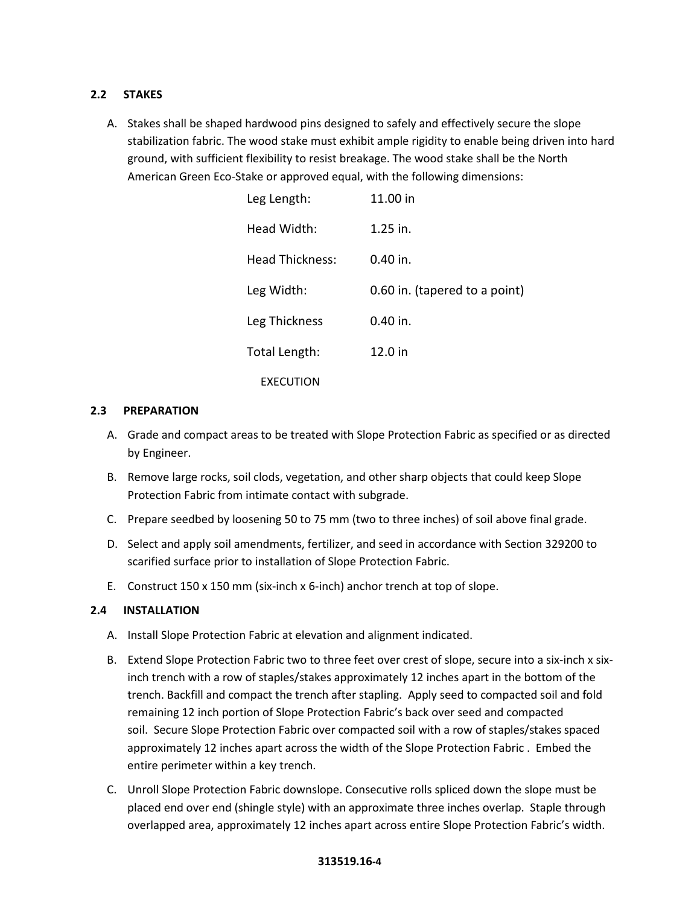### 2.2 STAKES

A. Stakes shall be shaped hardwood pins designed to safely and effectively secure the slope stabilization fabric. The wood stake must exhibit ample rigidity to enable being driven into hard ground, with sufficient flexibility to resist breakage. The wood stake shall be the North American Green Eco-Stake or approved equal, with the following dimensions:

| | |
|---|---|
| Leg Length: | 11.00 in |
| Head Width: | 1.25 in. |
| Head Thickness: | 0.40 in. |
| Leg Width: | 0.60 in. (tapered to a point) |
| Leg Thickness | 0.40 in. |
| Total Length: | 12.0 in |

EXECUTION

### 2.3 PREPARATION

A. Grade and compact areas to be treated with Slope Protection Fabric as specified or as directed by Engineer.

B. Remove large rocks, soil clods, vegetation, and other sharp objects that could keep Slope Protection Fabric from intimate contact with subgrade.

C. Prepare seedbed by loosening 50 to 75 mm (two to three inches) of soil above final grade.

D. Select and apply soil amendments, fertilizer, and seed in accordance with Section 329200 to scarified surface prior to installation of Slope Protection Fabric.

E. Construct 150 x 150 mm (six-inch x 6-inch) anchor trench at top of slope.

### 2.4 INSTALLATION

A. Install Slope Protection Fabric at elevation and alignment indicated.

B. Extend Slope Protection Fabric two to three feet over crest of slope, secure into a six-inch x six-inch trench with a row of staples/stakes approximately 12 inches apart in the bottom of the trench. Backfill and compact the trench after stapling. Apply seed to compacted soil and fold remaining 12 inch portion of Slope Protection Fabric's back over seed and compacted soil. Secure Slope Protection Fabric over compacted soil with a row of staples/stakes spaced approximately 12 inches apart across the width of the Slope Protection Fabric . Embed the entire perimeter within a key trench.

C. Unroll Slope Protection Fabric downslope. Consecutive rolls spliced down the slope must be placed end over end (shingle style) with an approximate three inches overlap. Staple through overlapped area, approximately 12 inches apart across entire Slope Protection Fabric's width.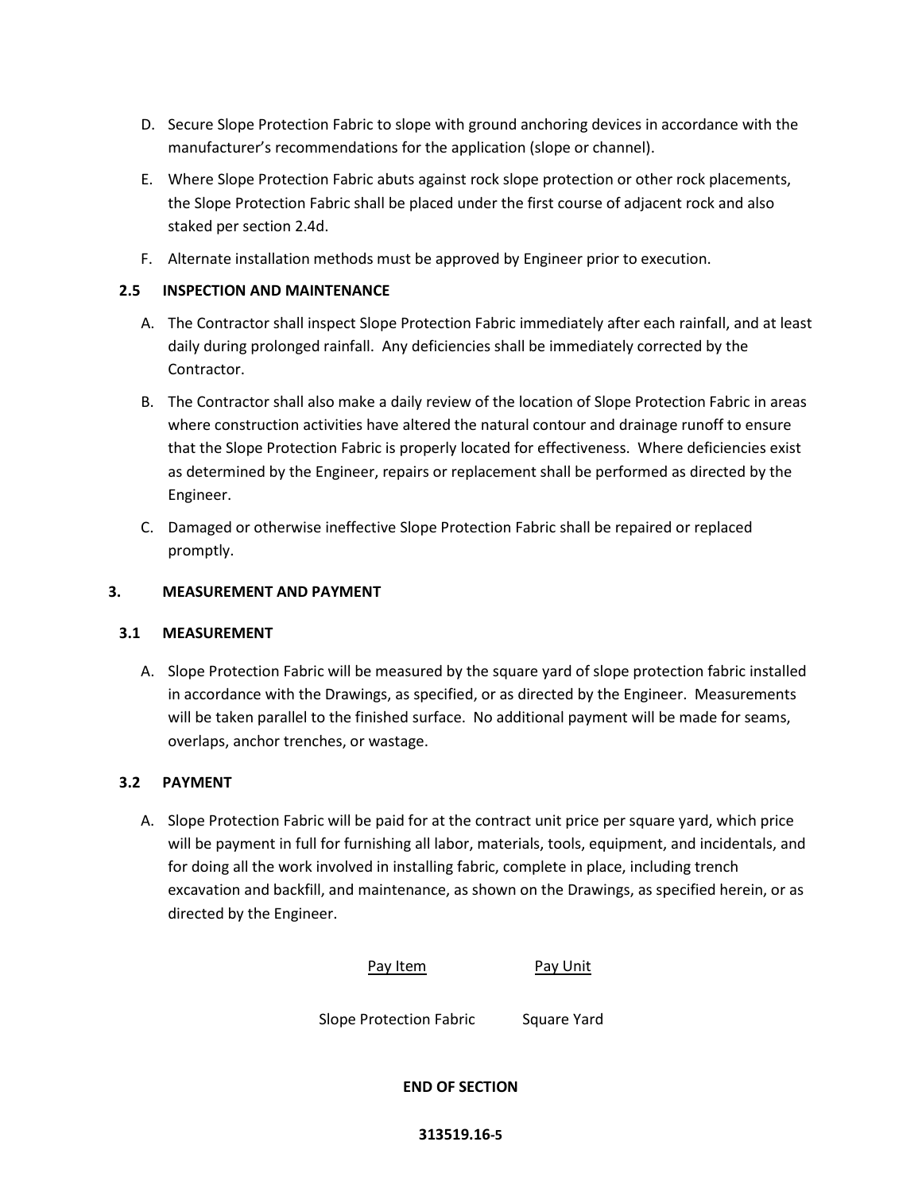D. Secure Slope Protection Fabric to slope with ground anchoring devices in accordance with the manufacturer's recommendations for the application (slope or channel).

E. Where Slope Protection Fabric abuts against rock slope protection or other rock placements, the Slope Protection Fabric shall be placed under the first course of adjacent rock and also staked per section 2.4d.

F. Alternate installation methods must be approved by Engineer prior to execution.

### 2.5 INSPECTION AND MAINTENANCE

A. The Contractor shall inspect Slope Protection Fabric immediately after each rainfall, and at least daily during prolonged rainfall. Any deficiencies shall be immediately corrected by the Contractor.

B. The Contractor shall also make a daily review of the location of Slope Protection Fabric in areas where construction activities have altered the natural contour and drainage runoff to ensure that the Slope Protection Fabric is properly located for effectiveness. Where deficiencies exist as determined by the Engineer, repairs or replacement shall be performed as directed by the Engineer.

C. Damaged or otherwise ineffective Slope Protection Fabric shall be repaired or replaced promptly.

## 3. MEASUREMENT AND PAYMENT

### 3.1 MEASUREMENT

A. Slope Protection Fabric will be measured by the square yard of slope protection fabric installed in accordance with the Drawings, as specified, or as directed by the Engineer. Measurements will be taken parallel to the finished surface. No additional payment will be made for seams, overlaps, anchor trenches, or wastage.

### 3.2 PAYMENT

A. Slope Protection Fabric will be paid for at the contract unit price per square yard, which price will be payment in full for furnishing all labor, materials, tools, equipment, and incidentals, and for doing all the work involved in installing fabric, complete in place, including trench excavation and backfill, and maintenance, as shown on the Drawings, as specified herein, or as directed by the Engineer.

| Pay Item | Pay Unit |
|---|---|
| Slope Protection Fabric | Square Yard |

**END OF SECTION**

**313519.16-5**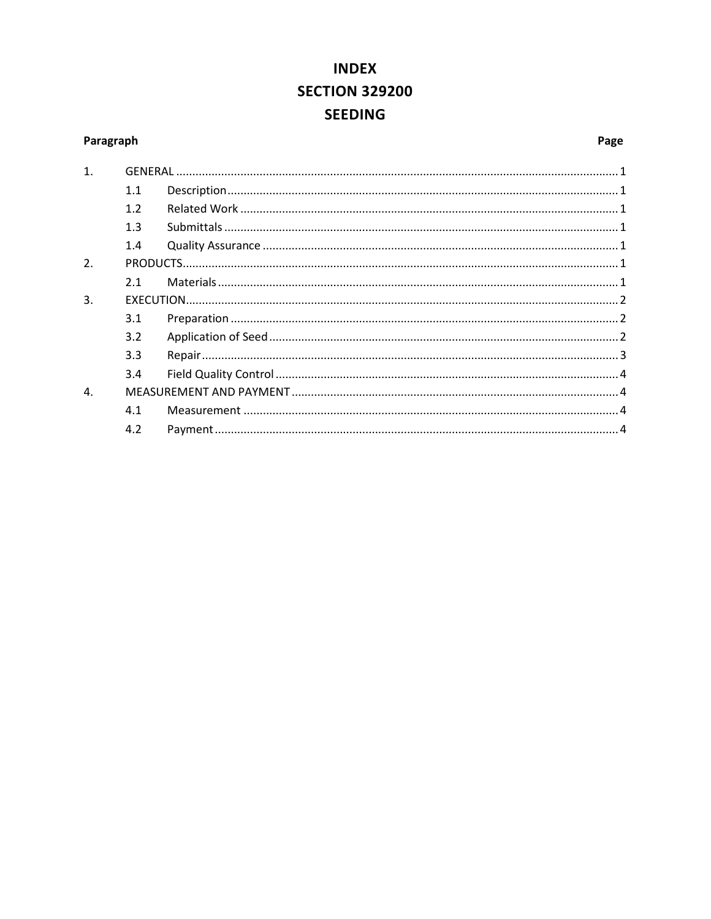# INDEX
# SECTION 329200
# SEEDING

| Paragraph | | | Page |
|---|---|---|---|
| 1. | GENERAL | | 1 |
| | 1.1 | Description | 1 |
| | 1.2 | Related Work | 1 |
| | 1.3 | Submittals | 1 |
| | 1.4 | Quality Assurance | 1 |
| 2. | PRODUCTS | | 1 |
| | 2.1 | Materials | 1 |
| 3. | EXECUTION | | 2 |
| | 3.1 | Preparation | 2 |
| | 3.2 | Application of Seed | 2 |
| | 3.3 | Repair | 3 |
| | 3.4 | Field Quality Control | 4 |
| 4. | MEASUREMENT AND PAYMENT | | 4 |
| | 4.1 | Measurement | 4 |
| | 4.2 | Payment | 4 |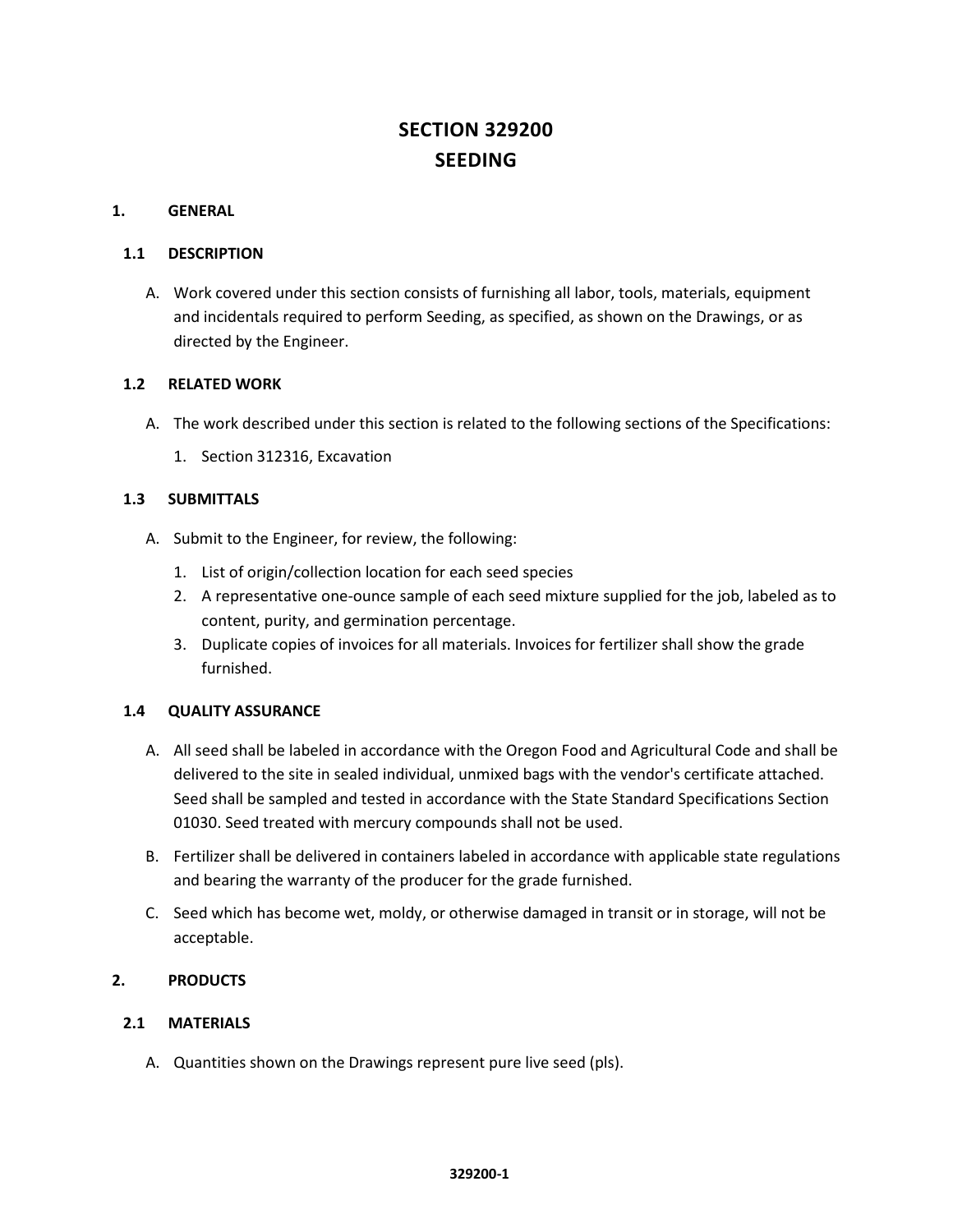# SECTION 329200
# SEEDING

## 1. GENERAL

### 1.1 DESCRIPTION

A. Work covered under this section consists of furnishing all labor, tools, materials, equipment and incidentals required to perform Seeding, as specified, as shown on the Drawings, or as directed by the Engineer.

### 1.2 RELATED WORK

A. The work described under this section is related to the following sections of the Specifications:

1. Section 312316, Excavation

### 1.3 SUBMITTALS

A. Submit to the Engineer, for review, the following:

1. List of origin/collection location for each seed species
2. A representative one-ounce sample of each seed mixture supplied for the job, labeled as to content, purity, and germination percentage.
3. Duplicate copies of invoices for all materials. Invoices for fertilizer shall show the grade furnished.

### 1.4 QUALITY ASSURANCE

A. All seed shall be labeled in accordance with the Oregon Food and Agricultural Code and shall be delivered to the site in sealed individual, unmixed bags with the vendor's certificate attached. Seed shall be sampled and tested in accordance with the State Standard Specifications Section 01030. Seed treated with mercury compounds shall not be used.

B. Fertilizer shall be delivered in containers labeled in accordance with applicable state regulations and bearing the warranty of the producer for the grade furnished.

C. Seed which has become wet, moldy, or otherwise damaged in transit or in storage, will not be acceptable.

## 2. PRODUCTS

### 2.1 MATERIALS

A. Quantities shown on the Drawings represent pure live seed (pls).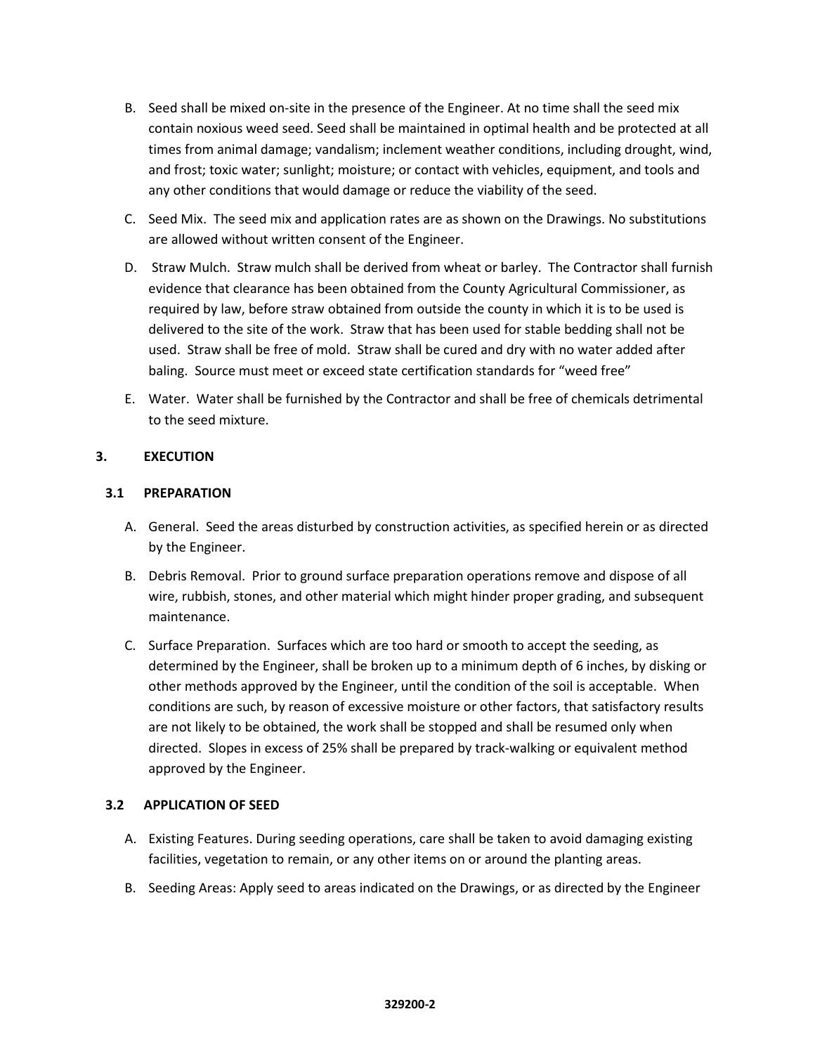B. Seed shall be mixed on-site in the presence of the Engineer. At no time shall the seed mix contain noxious weed seed. Seed shall be maintained in optimal health and be protected at all times from animal damage; vandalism; inclement weather conditions, including drought, wind, and frost; toxic water; sunlight; moisture; or contact with vehicles, equipment, and tools and any other conditions that would damage or reduce the viability of the seed.

C. Seed Mix. The seed mix and application rates are as shown on the Drawings. No substitutions are allowed without written consent of the Engineer.

D. Straw Mulch. Straw mulch shall be derived from wheat or barley. The Contractor shall furnish evidence that clearance has been obtained from the County Agricultural Commissioner, as required by law, before straw obtained from outside the county in which it is to be used is delivered to the site of the work. Straw that has been used for stable bedding shall not be used. Straw shall be free of mold. Straw shall be cured and dry with no water added after baling. Source must meet or exceed state certification standards for "weed free"

E. Water. Water shall be furnished by the Contractor and shall be free of chemicals detrimental to the seed mixture.

## 3. EXECUTION

### 3.1 PREPARATION

A. General. Seed the areas disturbed by construction activities, as specified herein or as directed by the Engineer.

B. Debris Removal. Prior to ground surface preparation operations remove and dispose of all wire, rubbish, stones, and other material which might hinder proper grading, and subsequent maintenance.

C. Surface Preparation. Surfaces which are too hard or smooth to accept the seeding, as determined by the Engineer, shall be broken up to a minimum depth of 6 inches, by disking or other methods approved by the Engineer, until the condition of the soil is acceptable. When conditions are such, by reason of excessive moisture or other factors, that satisfactory results are not likely to be obtained, the work shall be stopped and shall be resumed only when directed. Slopes in excess of 25% shall be prepared by track-walking or equivalent method approved by the Engineer.

### 3.2 APPLICATION OF SEED

A. Existing Features. During seeding operations, care shall be taken to avoid damaging existing facilities, vegetation to remain, or any other items on or around the planting areas.

B. Seeding Areas: Apply seed to areas indicated on the Drawings, or as directed by the Engineer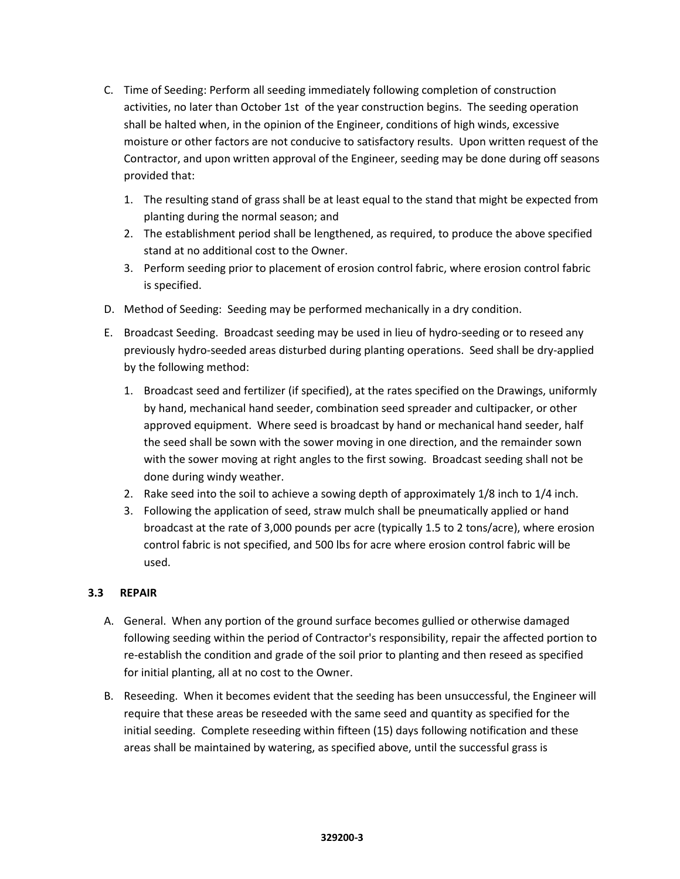C. Time of Seeding: Perform all seeding immediately following completion of construction activities, no later than October 1st of the year construction begins. The seeding operation shall be halted when, in the opinion of the Engineer, conditions of high winds, excessive moisture or other factors are not conducive to satisfactory results. Upon written request of the Contractor, and upon written approval of the Engineer, seeding may be done during off seasons provided that:

   1. The resulting stand of grass shall be at least equal to the stand that might be expected from planting during the normal season; and
   2. The establishment period shall be lengthened, as required, to produce the above specified stand at no additional cost to the Owner.
   3. Perform seeding prior to placement of erosion control fabric, where erosion control fabric is specified.

D. Method of Seeding: Seeding may be performed mechanically in a dry condition.

E. Broadcast Seeding. Broadcast seeding may be used in lieu of hydro-seeding or to reseed any previously hydro-seeded areas disturbed during planting operations. Seed shall be dry-applied by the following method:

   1. Broadcast seed and fertilizer (if specified), at the rates specified on the Drawings, uniformly by hand, mechanical hand seeder, combination seed spreader and cultipacker, or other approved equipment. Where seed is broadcast by hand or mechanical hand seeder, half the seed shall be sown with the sower moving in one direction, and the remainder sown with the sower moving at right angles to the first sowing. Broadcast seeding shall not be done during windy weather.
   2. Rake seed into the soil to achieve a sowing depth of approximately 1/8 inch to 1/4 inch.
   3. Following the application of seed, straw mulch shall be pneumatically applied or hand broadcast at the rate of 3,000 pounds per acre (typically 1.5 to 2 tons/acre), where erosion control fabric is not specified, and 500 lbs for acre where erosion control fabric will be used.

### 3.3 REPAIR

A. General. When any portion of the ground surface becomes gullied or otherwise damaged following seeding within the period of Contractor's responsibility, repair the affected portion to re-establish the condition and grade of the soil prior to planting and then reseed as specified for initial planting, all at no cost to the Owner.

B. Reseeding. When it becomes evident that the seeding has been unsuccessful, the Engineer will require that these areas be reseeded with the same seed and quantity as specified for the initial seeding. Complete reseeding within fifteen (15) days following notification and these areas shall be maintained by watering, as specified above, until the successful grass is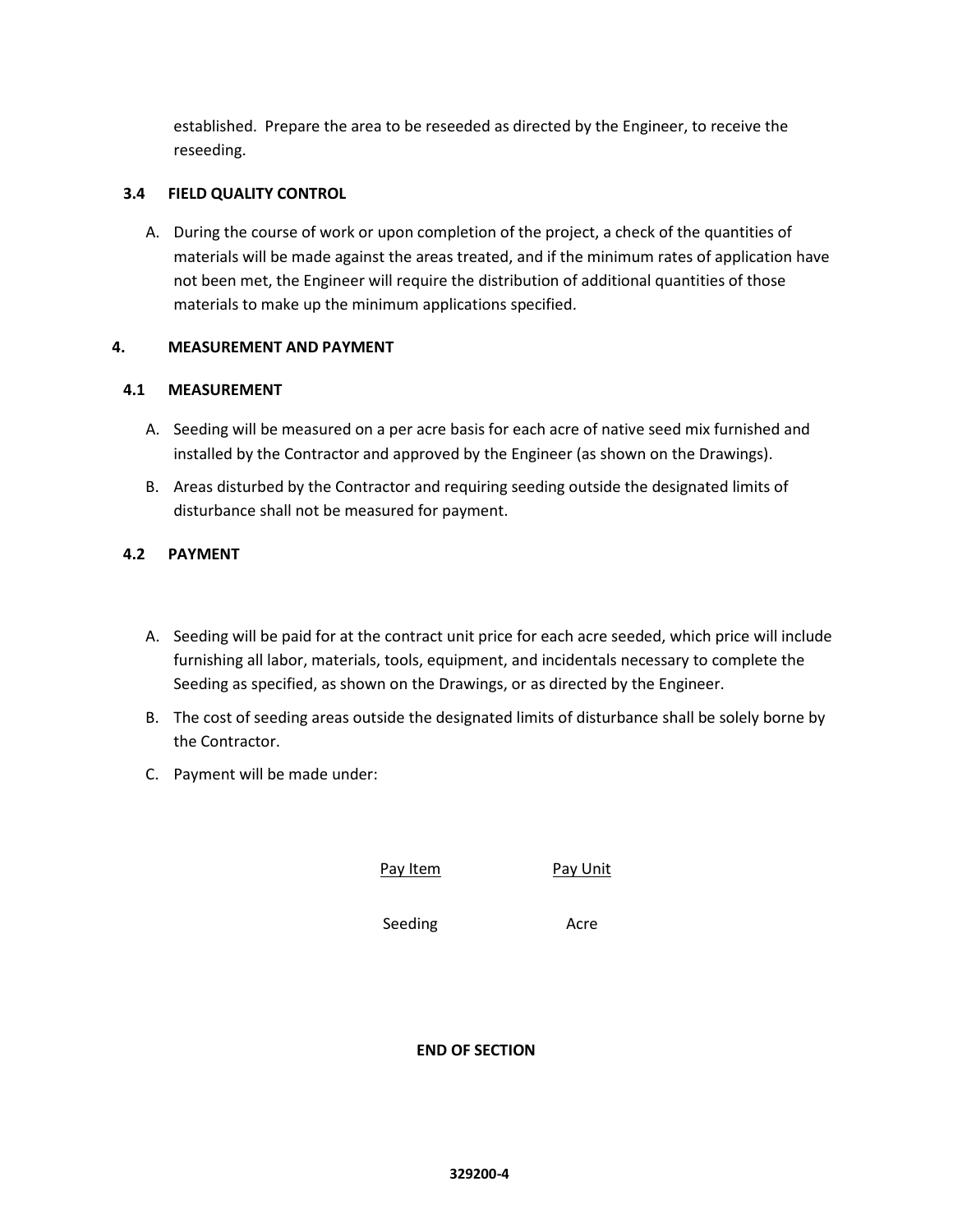established. Prepare the area to be reseeded as directed by the Engineer, to receive the reseeding.

### 3.4 FIELD QUALITY CONTROL

A. During the course of work or upon completion of the project, a check of the quantities of materials will be made against the areas treated, and if the minimum rates of application have not been met, the Engineer will require the distribution of additional quantities of those materials to make up the minimum applications specified.

## 4. MEASUREMENT AND PAYMENT

### 4.1 MEASUREMENT

A. Seeding will be measured on a per acre basis for each acre of native seed mix furnished and installed by the Contractor and approved by the Engineer (as shown on the Drawings).

B. Areas disturbed by the Contractor and requiring seeding outside the designated limits of disturbance shall not be measured for payment.

### 4.2 PAYMENT

A. Seeding will be paid for at the contract unit price for each acre seeded, which price will include furnishing all labor, materials, tools, equipment, and incidentals necessary to complete the Seeding as specified, as shown on the Drawings, or as directed by the Engineer.

B. The cost of seeding areas outside the designated limits of disturbance shall be solely borne by the Contractor.

C. Payment will be made under:

| Pay Item | Pay Unit |
|---|---|
| Seeding | Acre |

**END OF SECTION**

**329200-4**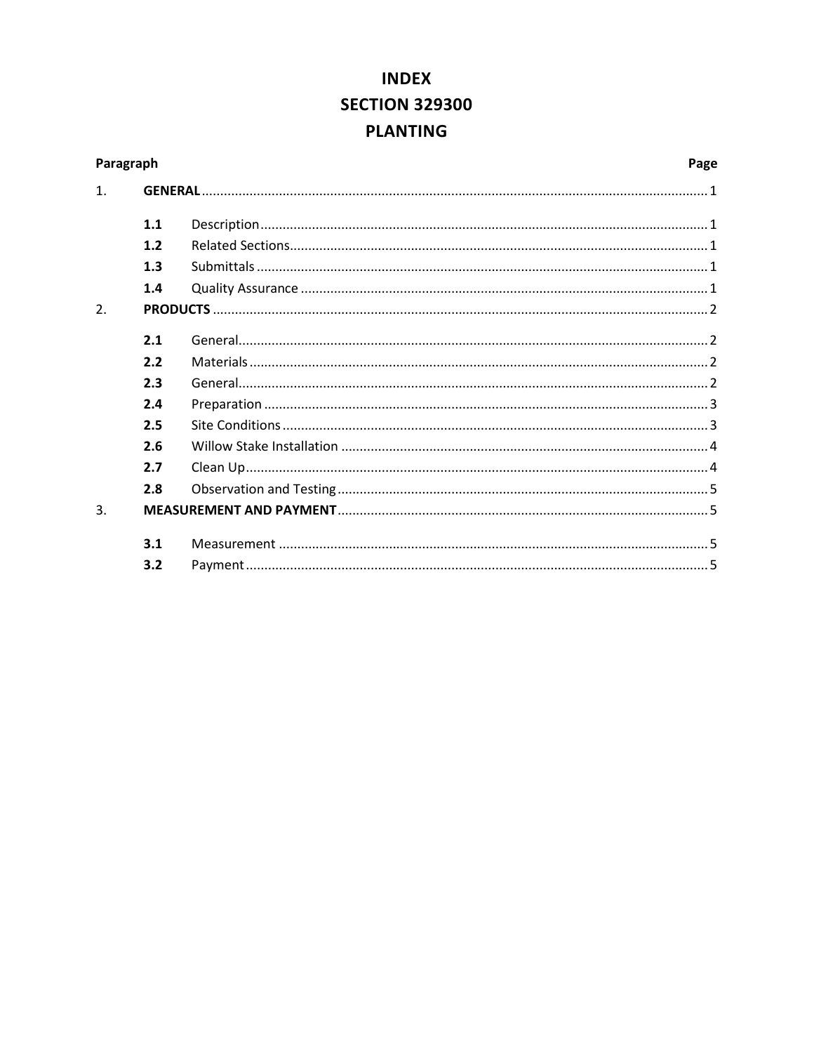# INDEX
# SECTION 329300
# PLANTING

| Paragraph | | | Page |
|---|---|---|---|
| 1. | **GENERAL** | | 1 |
| | **1.1** | Description | 1 |
| | **1.2** | Related Sections | 1 |
| | **1.3** | Submittals | 1 |
| | **1.4** | Quality Assurance | 1 |
| 2. | **PRODUCTS** | | 2 |
| | **2.1** | General | 2 |
| | **2.2** | Materials | 2 |
| | **2.3** | General | 2 |
| | **2.4** | Preparation | 3 |
| | **2.5** | Site Conditions | 3 |
| | **2.6** | Willow Stake Installation | 4 |
| | **2.7** | Clean Up | 4 |
| | **2.8** | Observation and Testing | 5 |
| 3. | **MEASUREMENT AND PAYMENT** | | 5 |
| | **3.1** | Measurement | 5 |
| | **3.2** | Payment | 5 |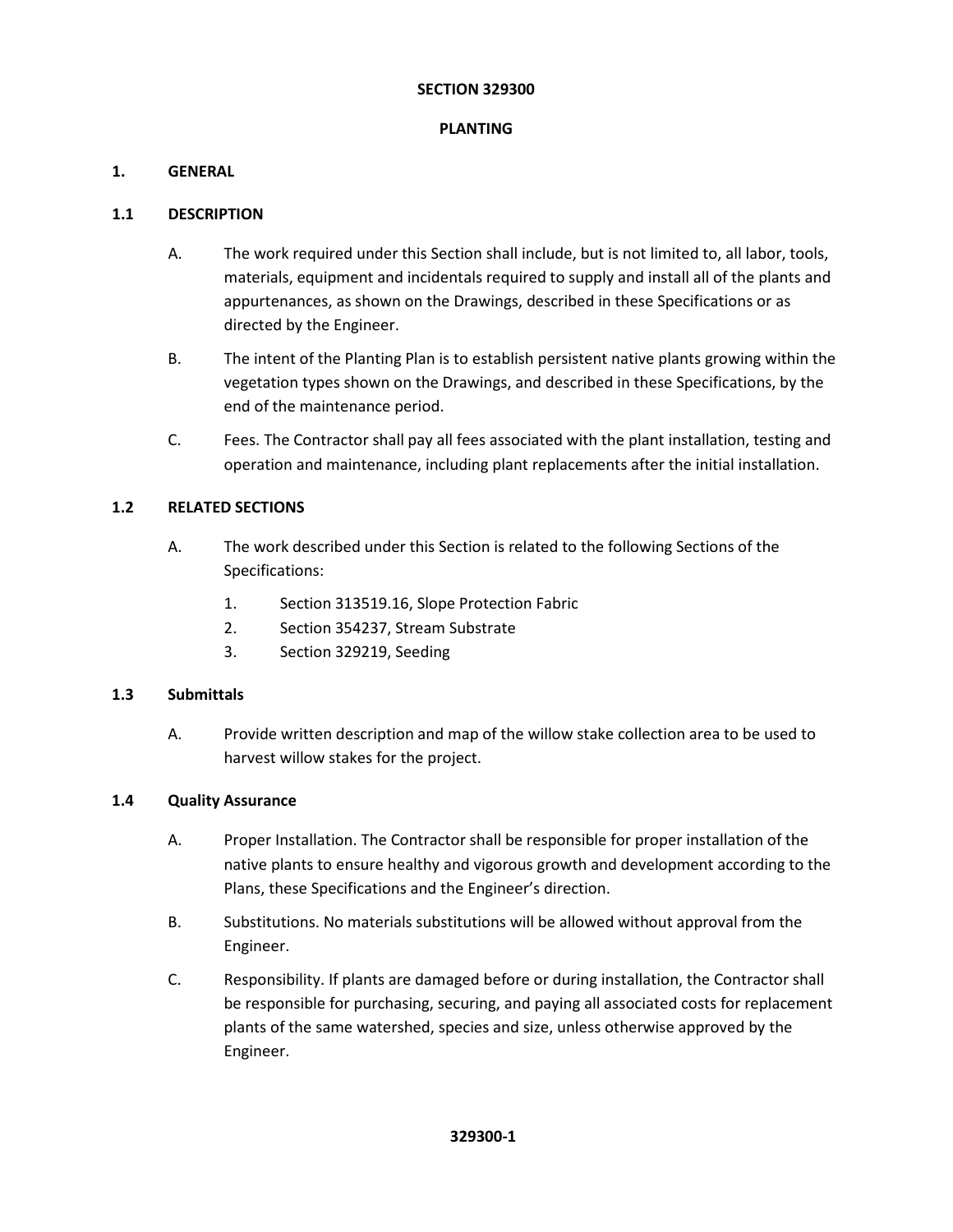# SECTION 329300

# PLANTING

## 1. GENERAL

### 1.1 DESCRIPTION

A. The work required under this Section shall include, but is not limited to, all labor, tools, materials, equipment and incidentals required to supply and install all of the plants and appurtenances, as shown on the Drawings, described in these Specifications or as directed by the Engineer.

B. The intent of the Planting Plan is to establish persistent native plants growing within the vegetation types shown on the Drawings, and described in these Specifications, by the end of the maintenance period.

C. Fees. The Contractor shall pay all fees associated with the plant installation, testing and operation and maintenance, including plant replacements after the initial installation.

### 1.2 RELATED SECTIONS

A. The work described under this Section is related to the following Sections of the Specifications:

1. Section 313519.16, Slope Protection Fabric
2. Section 354237, Stream Substrate
3. Section 329219, Seeding

### 1.3 Submittals

A. Provide written description and map of the willow stake collection area to be used to harvest willow stakes for the project.

### 1.4 Quality Assurance

A. Proper Installation. The Contractor shall be responsible for proper installation of the native plants to ensure healthy and vigorous growth and development according to the Plans, these Specifications and the Engineer's direction.

B. Substitutions. No materials substitutions will be allowed without approval from the Engineer.

C. Responsibility. If plants are damaged before or during installation, the Contractor shall be responsible for purchasing, securing, and paying all associated costs for replacement plants of the same watershed, species and size, unless otherwise approved by the Engineer.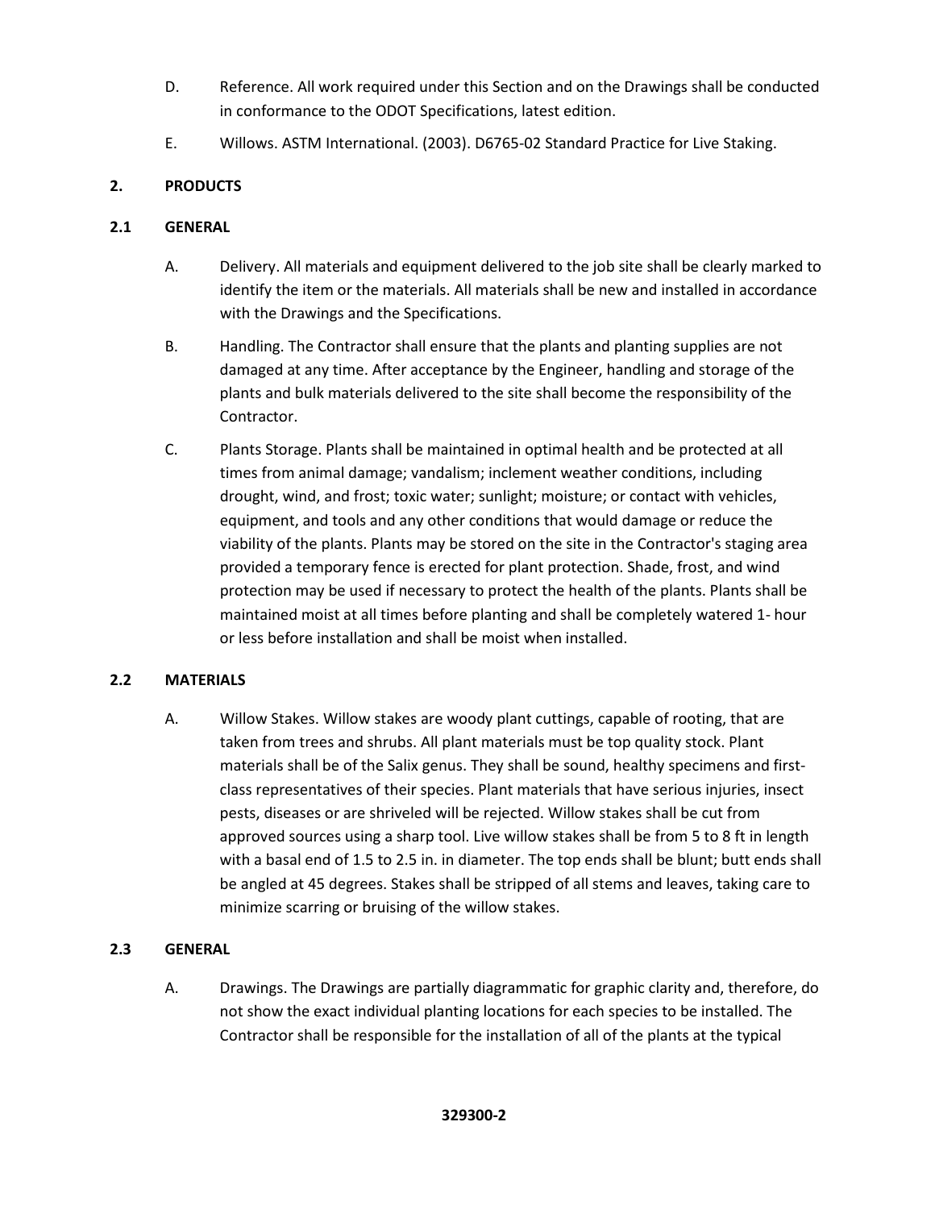D. Reference. All work required under this Section and on the Drawings shall be conducted in conformance to the ODOT Specifications, latest edition.

E. Willows. ASTM International. (2003). D6765-02 Standard Practice for Live Staking.

## 2. PRODUCTS

### 2.1 GENERAL

A. Delivery. All materials and equipment delivered to the job site shall be clearly marked to identify the item or the materials. All materials shall be new and installed in accordance with the Drawings and the Specifications.

B. Handling. The Contractor shall ensure that the plants and planting supplies are not damaged at any time. After acceptance by the Engineer, handling and storage of the plants and bulk materials delivered to the site shall become the responsibility of the Contractor.

C. Plants Storage. Plants shall be maintained in optimal health and be protected at all times from animal damage; vandalism; inclement weather conditions, including drought, wind, and frost; toxic water; sunlight; moisture; or contact with vehicles, equipment, and tools and any other conditions that would damage or reduce the viability of the plants. Plants may be stored on the site in the Contractor's staging area provided a temporary fence is erected for plant protection. Shade, frost, and wind protection may be used if necessary to protect the health of the plants. Plants shall be maintained moist at all times before planting and shall be completely watered 1- hour or less before installation and shall be moist when installed.

### 2.2 MATERIALS

A. Willow Stakes. Willow stakes are woody plant cuttings, capable of rooting, that are taken from trees and shrubs. All plant materials must be top quality stock. Plant materials shall be of the Salix genus. They shall be sound, healthy specimens and first-class representatives of their species. Plant materials that have serious injuries, insect pests, diseases or are shriveled will be rejected. Willow stakes shall be cut from approved sources using a sharp tool. Live willow stakes shall be from 5 to 8 ft in length with a basal end of 1.5 to 2.5 in. in diameter. The top ends shall be blunt; butt ends shall be angled at 45 degrees. Stakes shall be stripped of all stems and leaves, taking care to minimize scarring or bruising of the willow stakes.

### 2.3 GENERAL

A. Drawings. The Drawings are partially diagrammatic for graphic clarity and, therefore, do not show the exact individual planting locations for each species to be installed. The Contractor shall be responsible for the installation of all of the plants at the typical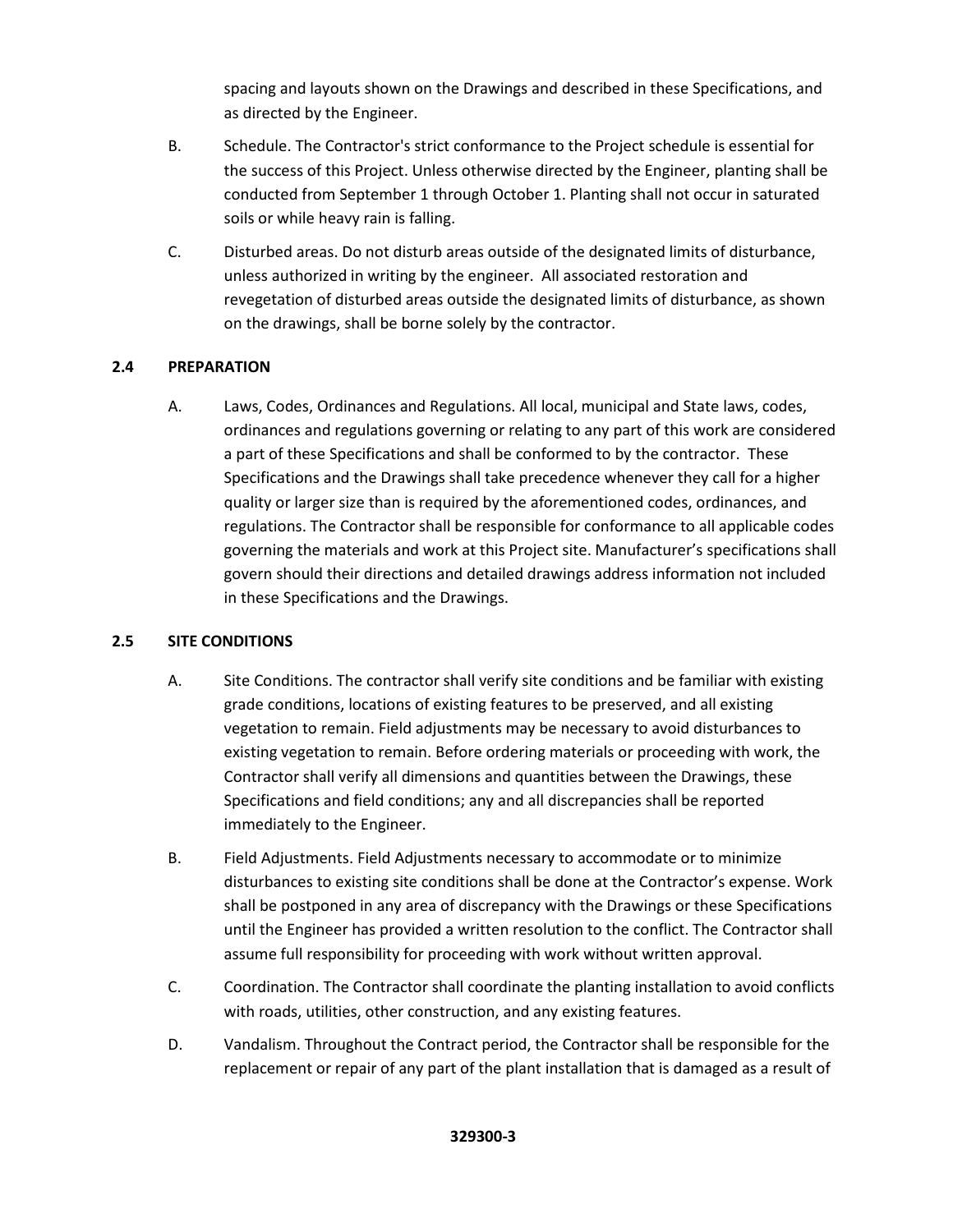spacing and layouts shown on the Drawings and described in these Specifications, and as directed by the Engineer.

B. Schedule. The Contractor's strict conformance to the Project schedule is essential for the success of this Project. Unless otherwise directed by the Engineer, planting shall be conducted from September 1 through October 1. Planting shall not occur in saturated soils or while heavy rain is falling.

C. Disturbed areas. Do not disturb areas outside of the designated limits of disturbance, unless authorized in writing by the engineer. All associated restoration and revegetation of disturbed areas outside the designated limits of disturbance, as shown on the drawings, shall be borne solely by the contractor.

## 2.4 PREPARATION

A. Laws, Codes, Ordinances and Regulations. All local, municipal and State laws, codes, ordinances and regulations governing or relating to any part of this work are considered a part of these Specifications and shall be conformed to by the contractor. These Specifications and the Drawings shall take precedence whenever they call for a higher quality or larger size than is required by the aforementioned codes, ordinances, and regulations. The Contractor shall be responsible for conformance to all applicable codes governing the materials and work at this Project site. Manufacturer's specifications shall govern should their directions and detailed drawings address information not included in these Specifications and the Drawings.

## 2.5 SITE CONDITIONS

A. Site Conditions. The contractor shall verify site conditions and be familiar with existing grade conditions, locations of existing features to be preserved, and all existing vegetation to remain. Field adjustments may be necessary to avoid disturbances to existing vegetation to remain. Before ordering materials or proceeding with work, the Contractor shall verify all dimensions and quantities between the Drawings, these Specifications and field conditions; any and all discrepancies shall be reported immediately to the Engineer.

B. Field Adjustments. Field Adjustments necessary to accommodate or to minimize disturbances to existing site conditions shall be done at the Contractor's expense. Work shall be postponed in any area of discrepancy with the Drawings or these Specifications until the Engineer has provided a written resolution to the conflict. The Contractor shall assume full responsibility for proceeding with work without written approval.

C. Coordination. The Contractor shall coordinate the planting installation to avoid conflicts with roads, utilities, other construction, and any existing features.

D. Vandalism. Throughout the Contract period, the Contractor shall be responsible for the replacement or repair of any part of the plant installation that is damaged as a result of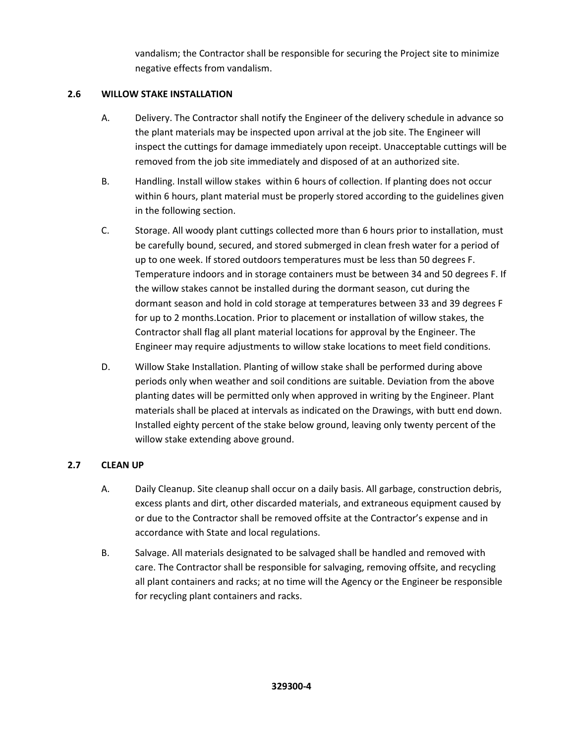vandalism; the Contractor shall be responsible for securing the Project site to minimize negative effects from vandalism.

## 2.6 WILLOW STAKE INSTALLATION

A. Delivery. The Contractor shall notify the Engineer of the delivery schedule in advance so the plant materials may be inspected upon arrival at the job site. The Engineer will inspect the cuttings for damage immediately upon receipt. Unacceptable cuttings will be removed from the job site immediately and disposed of at an authorized site.

B. Handling. Install willow stakes within 6 hours of collection. If planting does not occur within 6 hours, plant material must be properly stored according to the guidelines given in the following section.

C. Storage. All woody plant cuttings collected more than 6 hours prior to installation, must be carefully bound, secured, and stored submerged in clean fresh water for a period of up to one week. If stored outdoors temperatures must be less than 50 degrees F. Temperature indoors and in storage containers must be between 34 and 50 degrees F. If the willow stakes cannot be installed during the dormant season, cut during the dormant season and hold in cold storage at temperatures between 33 and 39 degrees F for up to 2 months.Location. Prior to placement or installation of willow stakes, the Contractor shall flag all plant material locations for approval by the Engineer. The Engineer may require adjustments to willow stake locations to meet field conditions.

D. Willow Stake Installation. Planting of willow stake shall be performed during above periods only when weather and soil conditions are suitable. Deviation from the above planting dates will be permitted only when approved in writing by the Engineer. Plant materials shall be placed at intervals as indicated on the Drawings, with butt end down. Installed eighty percent of the stake below ground, leaving only twenty percent of the willow stake extending above ground.

## 2.7 CLEAN UP

A. Daily Cleanup. Site cleanup shall occur on a daily basis. All garbage, construction debris, excess plants and dirt, other discarded materials, and extraneous equipment caused by or due to the Contractor shall be removed offsite at the Contractor's expense and in accordance with State and local regulations.

B. Salvage. All materials designated to be salvaged shall be handled and removed with care. The Contractor shall be responsible for salvaging, removing offsite, and recycling all plant containers and racks; at no time will the Agency or the Engineer be responsible for recycling plant containers and racks.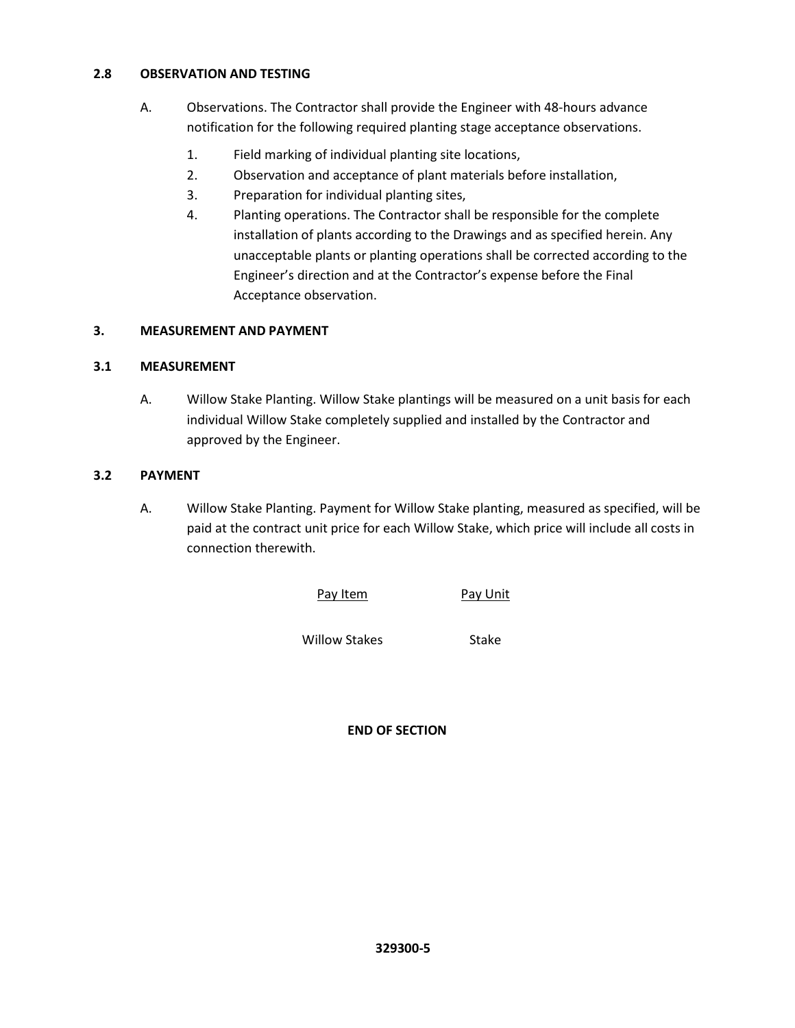### 2.8 OBSERVATION AND TESTING

A. Observations. The Contractor shall provide the Engineer with 48-hours advance notification for the following required planting stage acceptance observations.

1. Field marking of individual planting site locations,
2. Observation and acceptance of plant materials before installation,
3. Preparation for individual planting sites,
4. Planting operations. The Contractor shall be responsible for the complete installation of plants according to the Drawings and as specified herein. Any unacceptable plants or planting operations shall be corrected according to the Engineer's direction and at the Contractor's expense before the Final Acceptance observation.

## 3. MEASUREMENT AND PAYMENT

### 3.1 MEASUREMENT

A. Willow Stake Planting. Willow Stake plantings will be measured on a unit basis for each individual Willow Stake completely supplied and installed by the Contractor and approved by the Engineer.

### 3.2 PAYMENT

A. Willow Stake Planting. Payment for Willow Stake planting, measured as specified, will be paid at the contract unit price for each Willow Stake, which price will include all costs in connection therewith.

| Pay Item | Pay Unit |
|---|---|
| Willow Stakes | Stake |

**END OF SECTION**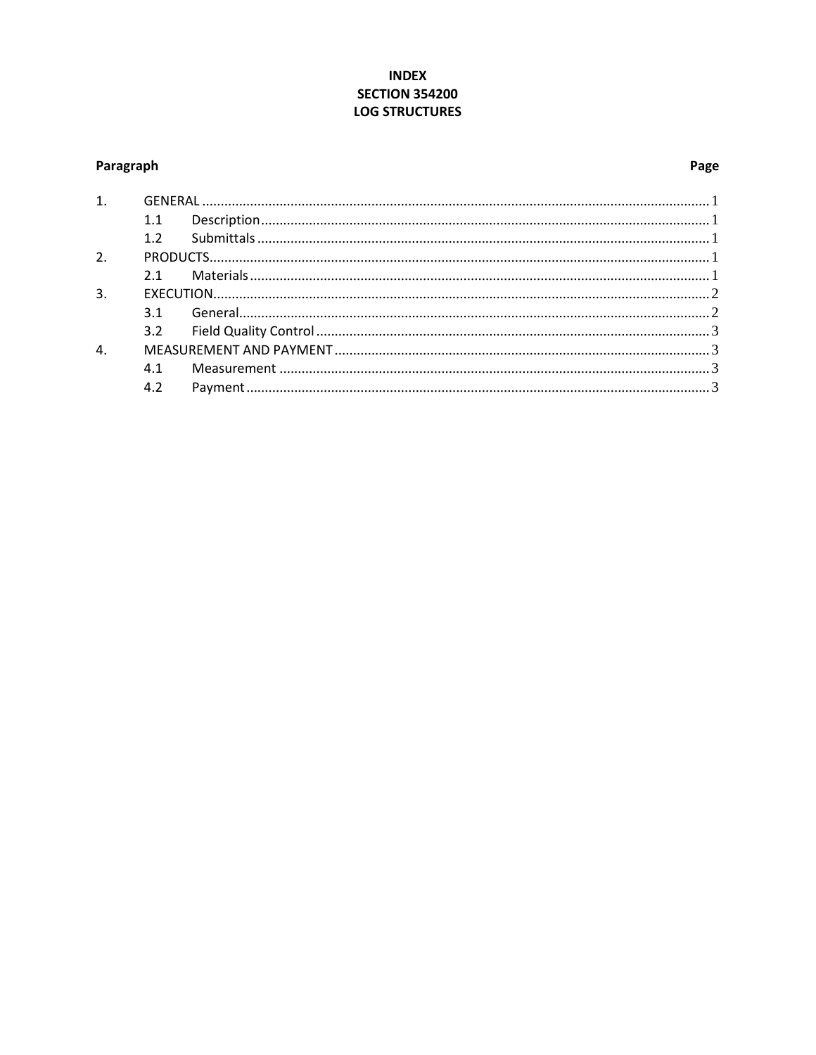# INDEX
# SECTION 354200
# LOG STRUCTURES

| Paragraph | | | Page |
|---|---|---|---|
| 1. | GENERAL | | 1 |
| | 1.1 | Description | 1 |
| | 1.2 | Submittals | 1 |
| 2. | PRODUCTS | | 1 |
| | 2.1 | Materials | 1 |
| 3. | EXECUTION | | 2 |
| | 3.1 | General | 2 |
| | 3.2 | Field Quality Control | 3 |
| 4. | MEASUREMENT AND PAYMENT | | 3 |
| | 4.1 | Measurement | 3 |
| | 4.2 | Payment | 3 |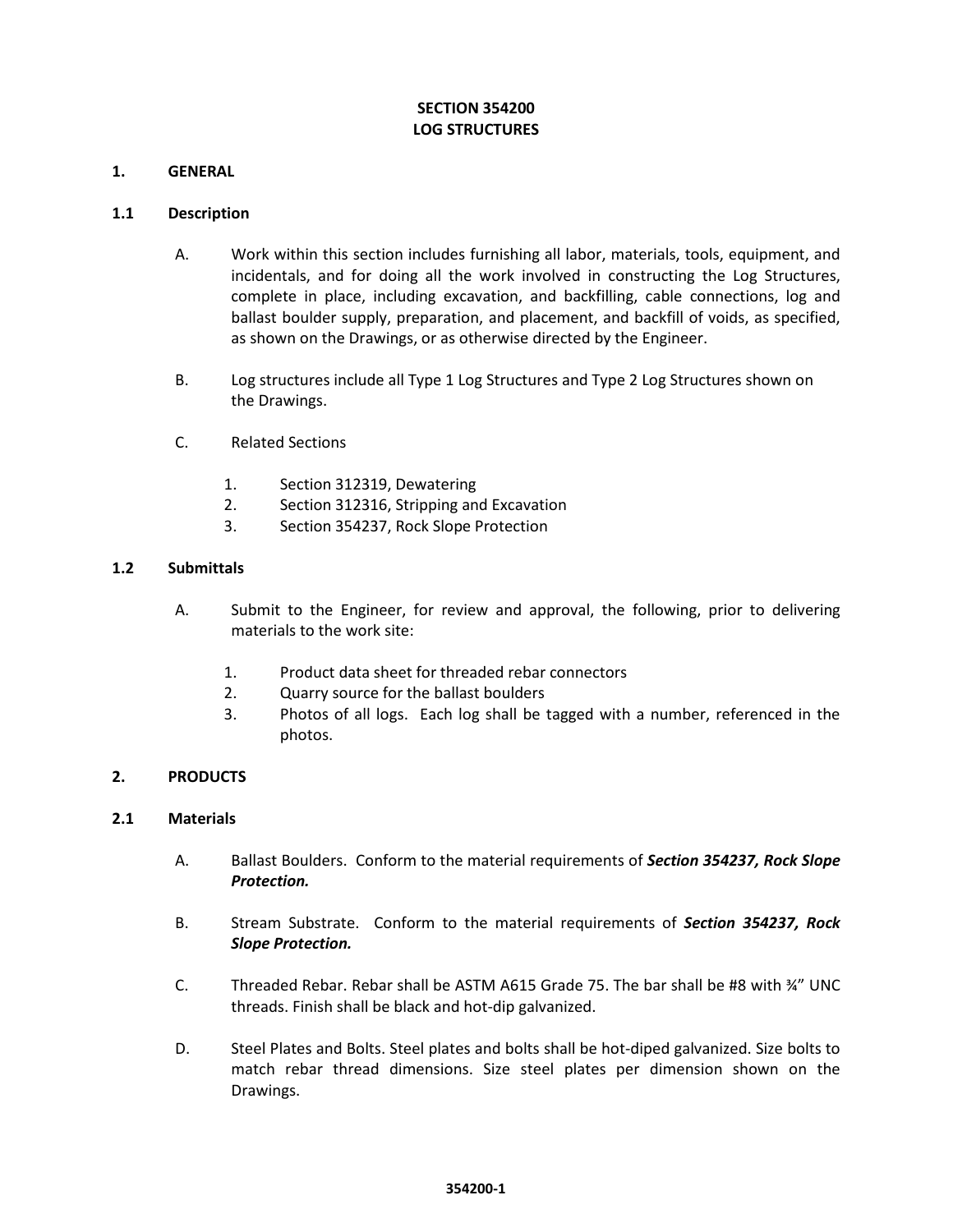# SECTION 354200
# LOG STRUCTURES

## 1. GENERAL

### 1.1 Description

A. Work within this section includes furnishing all labor, materials, tools, equipment, and incidentals, and for doing all the work involved in constructing the Log Structures, complete in place, including excavation, and backfilling, cable connections, log and ballast boulder supply, preparation, and placement, and backfill of voids, as specified, as shown on the Drawings, or as otherwise directed by the Engineer.

B. Log structures include all Type 1 Log Structures and Type 2 Log Structures shown on the Drawings.

C. Related Sections

1. Section 312319, Dewatering
2. Section 312316, Stripping and Excavation
3. Section 354237, Rock Slope Protection

### 1.2 Submittals

A. Submit to the Engineer, for review and approval, the following, prior to delivering materials to the work site:

1. Product data sheet for threaded rebar connectors
2. Quarry source for the ballast boulders
3. Photos of all logs. Each log shall be tagged with a number, referenced in the photos.

## 2. PRODUCTS

### 2.1 Materials

A. Ballast Boulders. Conform to the material requirements of ***Section 354237, Rock Slope Protection.***

B. Stream Substrate. Conform to the material requirements of ***Section 354237, Rock Slope Protection.***

C. Threaded Rebar. Rebar shall be ASTM A615 Grade 75. The bar shall be #8 with ¾” UNC threads. Finish shall be black and hot-dip galvanized.

D. Steel Plates and Bolts. Steel plates and bolts shall be hot-diped galvanized. Size bolts to match rebar thread dimensions. Size steel plates per dimension shown on the Drawings.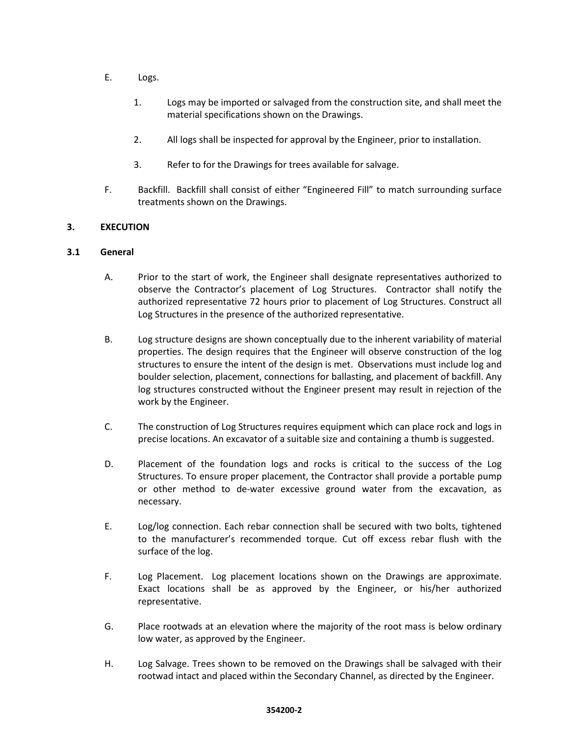E. Logs.

1. Logs may be imported or salvaged from the construction site, and shall meet the material specifications shown on the Drawings.

2. All logs shall be inspected for approval by the Engineer, prior to installation.

3. Refer to for the Drawings for trees available for salvage.

F. Backfill. Backfill shall consist of either "Engineered Fill" to match surrounding surface treatments shown on the Drawings.

## 3. EXECUTION

### 3.1 General

A. Prior to the start of work, the Engineer shall designate representatives authorized to observe the Contractor's placement of Log Structures. Contractor shall notify the authorized representative 72 hours prior to placement of Log Structures. Construct all Log Structures in the presence of the authorized representative.

B. Log structure designs are shown conceptually due to the inherent variability of material properties. The design requires that the Engineer will observe construction of the log structures to ensure the intent of the design is met. Observations must include log and boulder selection, placement, connections for ballasting, and placement of backfill. Any log structures constructed without the Engineer present may result in rejection of the work by the Engineer.

C. The construction of Log Structures requires equipment which can place rock and logs in precise locations. An excavator of a suitable size and containing a thumb is suggested.

D. Placement of the foundation logs and rocks is critical to the success of the Log Structures. To ensure proper placement, the Contractor shall provide a portable pump or other method to de-water excessive ground water from the excavation, as necessary.

E. Log/log connection. Each rebar connection shall be secured with two bolts, tightened to the manufacturer's recommended torque. Cut off excess rebar flush with the surface of the log.

F. Log Placement. Log placement locations shown on the Drawings are approximate. Exact locations shall be as approved by the Engineer, or his/her authorized representative.

G. Place rootwads at an elevation where the majority of the root mass is below ordinary low water, as approved by the Engineer.

H. Log Salvage. Trees shown to be removed on the Drawings shall be salvaged with their rootwad intact and placed within the Secondary Channel, as directed by the Engineer.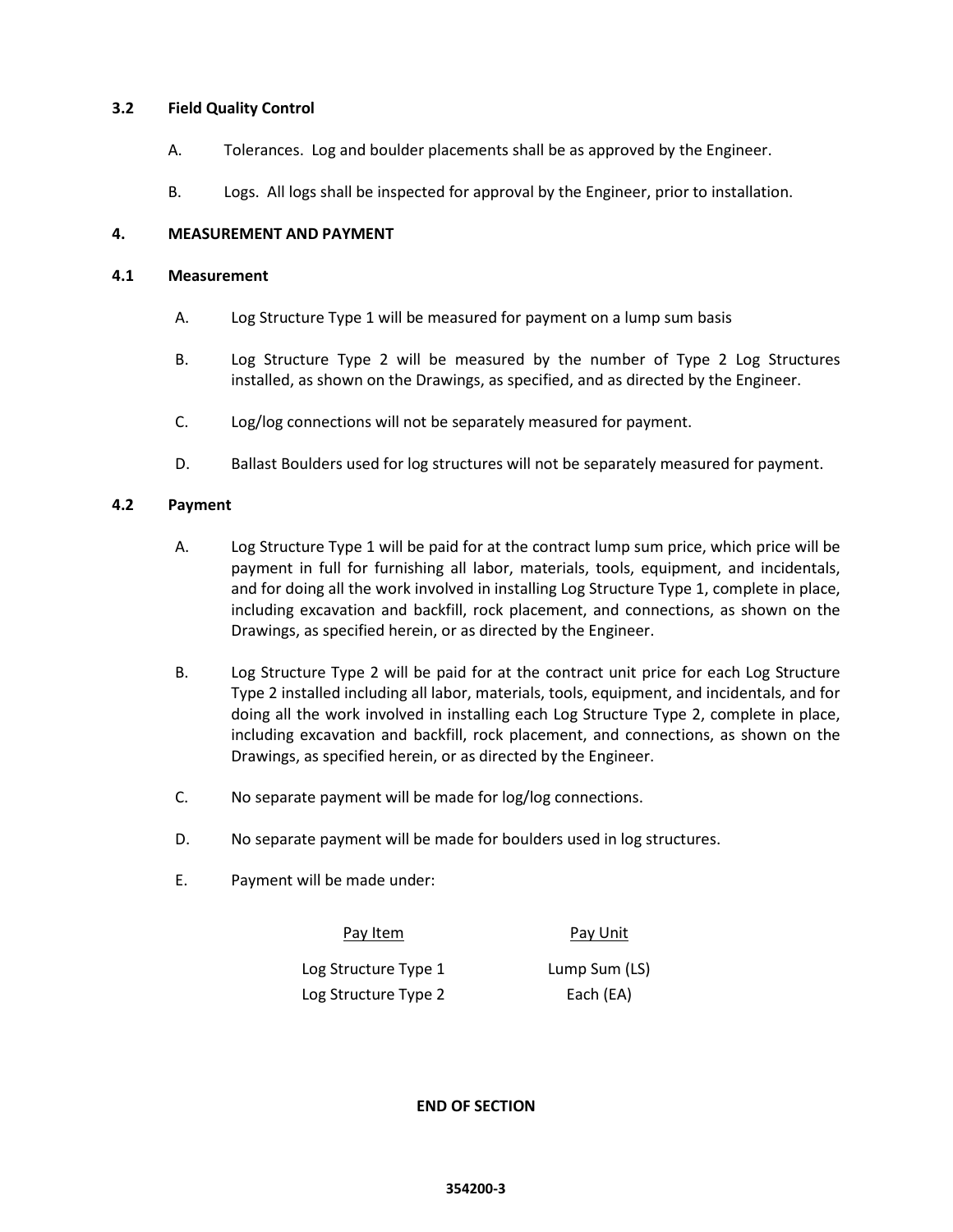### 3.2 Field Quality Control

A. Tolerances. Log and boulder placements shall be as approved by the Engineer.

B. Logs. All logs shall be inspected for approval by the Engineer, prior to installation.

## 4. MEASUREMENT AND PAYMENT

### 4.1 Measurement

A. Log Structure Type 1 will be measured for payment on a lump sum basis

B. Log Structure Type 2 will be measured by the number of Type 2 Log Structures installed, as shown on the Drawings, as specified, and as directed by the Engineer.

C. Log/log connections will not be separately measured for payment.

D. Ballast Boulders used for log structures will not be separately measured for payment.

### 4.2 Payment

A. Log Structure Type 1 will be paid for at the contract lump sum price, which price will be payment in full for furnishing all labor, materials, tools, equipment, and incidentals, and for doing all the work involved in installing Log Structure Type 1, complete in place, including excavation and backfill, rock placement, and connections, as shown on the Drawings, as specified herein, or as directed by the Engineer.

B. Log Structure Type 2 will be paid for at the contract unit price for each Log Structure Type 2 installed including all labor, materials, tools, equipment, and incidentals, and for doing all the work involved in installing each Log Structure Type 2, complete in place, including excavation and backfill, rock placement, and connections, as shown on the Drawings, as specified herein, or as directed by the Engineer.

C. No separate payment will be made for log/log connections.

D. No separate payment will be made for boulders used in log structures.

E. Payment will be made under:

| Pay Item | Pay Unit |
|---|---|
| Log Structure Type 1 | Lump Sum (LS) |
| Log Structure Type 2 | Each (EA) |

**END OF SECTION**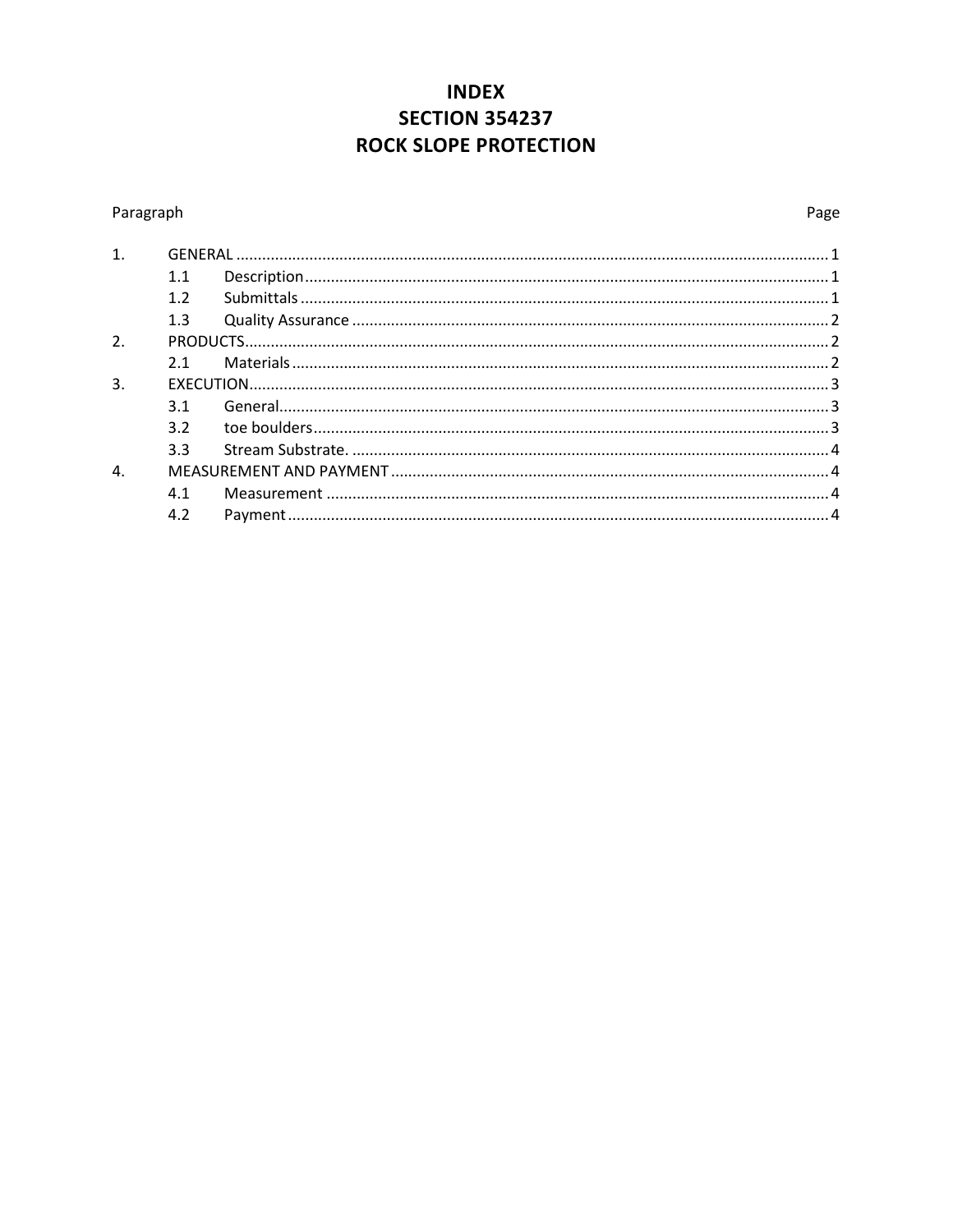# INDEX
# SECTION 354237
# ROCK SLOPE PROTECTION

| Paragraph | | | Page |
|---|---|---|---|
| 1. | GENERAL | | 1 |
| | 1.1 | Description | 1 |
| | 1.2 | Submittals | 1 |
| | 1.3 | Quality Assurance | 2 |
| 2. | PRODUCTS | | 2 |
| | 2.1 | Materials | 2 |
| 3. | EXECUTION | | 3 |
| | 3.1 | General | 3 |
| | 3.2 | toe boulders | 3 |
| | 3.3 | Stream Substrate. | 4 |
| 4. | MEASUREMENT AND PAYMENT | | 4 |
| | 4.1 | Measurement | 4 |
| | 4.2 | Payment | 4 |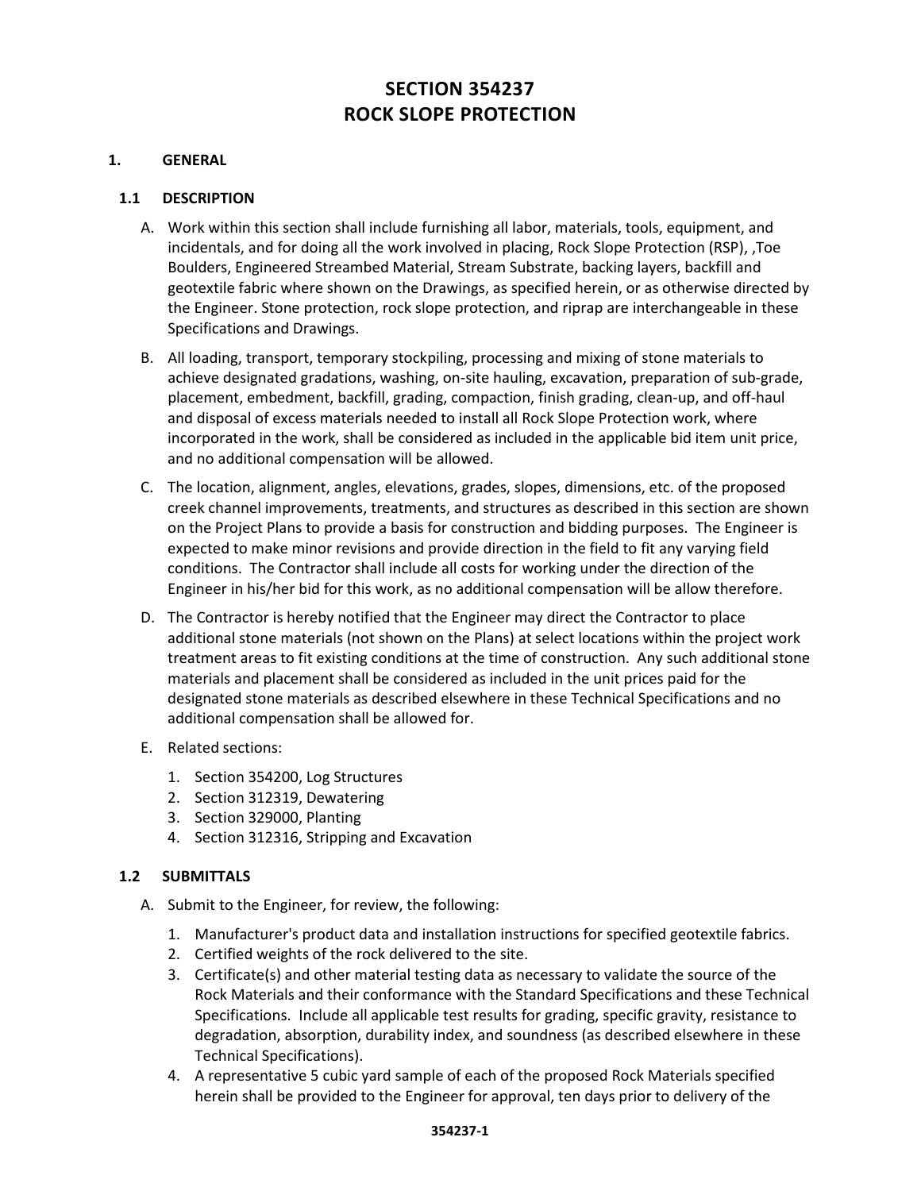# SECTION 354237
# ROCK SLOPE PROTECTION

## 1. GENERAL

### 1.1 DESCRIPTION

A. Work within this section shall include furnishing all labor, materials, tools, equipment, and incidentals, and for doing all the work involved in placing, Rock Slope Protection (RSP), ,Toe Boulders, Engineered Streambed Material, Stream Substrate, backing layers, backfill and geotextile fabric where shown on the Drawings, as specified herein, or as otherwise directed by the Engineer. Stone protection, rock slope protection, and riprap are interchangeable in these Specifications and Drawings.

B. All loading, transport, temporary stockpiling, processing and mixing of stone materials to achieve designated gradations, washing, on-site hauling, excavation, preparation of sub-grade, placement, embedment, backfill, grading, compaction, finish grading, clean-up, and off-haul and disposal of excess materials needed to install all Rock Slope Protection work, where incorporated in the work, shall be considered as included in the applicable bid item unit price, and no additional compensation will be allowed.

C. The location, alignment, angles, elevations, grades, slopes, dimensions, etc. of the proposed creek channel improvements, treatments, and structures as described in this section are shown on the Project Plans to provide a basis for construction and bidding purposes. The Engineer is expected to make minor revisions and provide direction in the field to fit any varying field conditions. The Contractor shall include all costs for working under the direction of the Engineer in his/her bid for this work, as no additional compensation will be allow therefore.

D. The Contractor is hereby notified that the Engineer may direct the Contractor to place additional stone materials (not shown on the Plans) at select locations within the project work treatment areas to fit existing conditions at the time of construction. Any such additional stone materials and placement shall be considered as included in the unit prices paid for the designated stone materials as described elsewhere in these Technical Specifications and no additional compensation shall be allowed for.

E. Related sections:

1. Section 354200, Log Structures
2. Section 312319, Dewatering
3. Section 329000, Planting
4. Section 312316, Stripping and Excavation

### 1.2 SUBMITTALS

A. Submit to the Engineer, for review, the following:

1. Manufacturer's product data and installation instructions for specified geotextile fabrics.
2. Certified weights of the rock delivered to the site.
3. Certificate(s) and other material testing data as necessary to validate the source of the Rock Materials and their conformance with the Standard Specifications and these Technical Specifications. Include all applicable test results for grading, specific gravity, resistance to degradation, absorption, durability index, and soundness (as described elsewhere in these Technical Specifications).
4. A representative 5 cubic yard sample of each of the proposed Rock Materials specified herein shall be provided to the Engineer for approval, ten days prior to delivery of the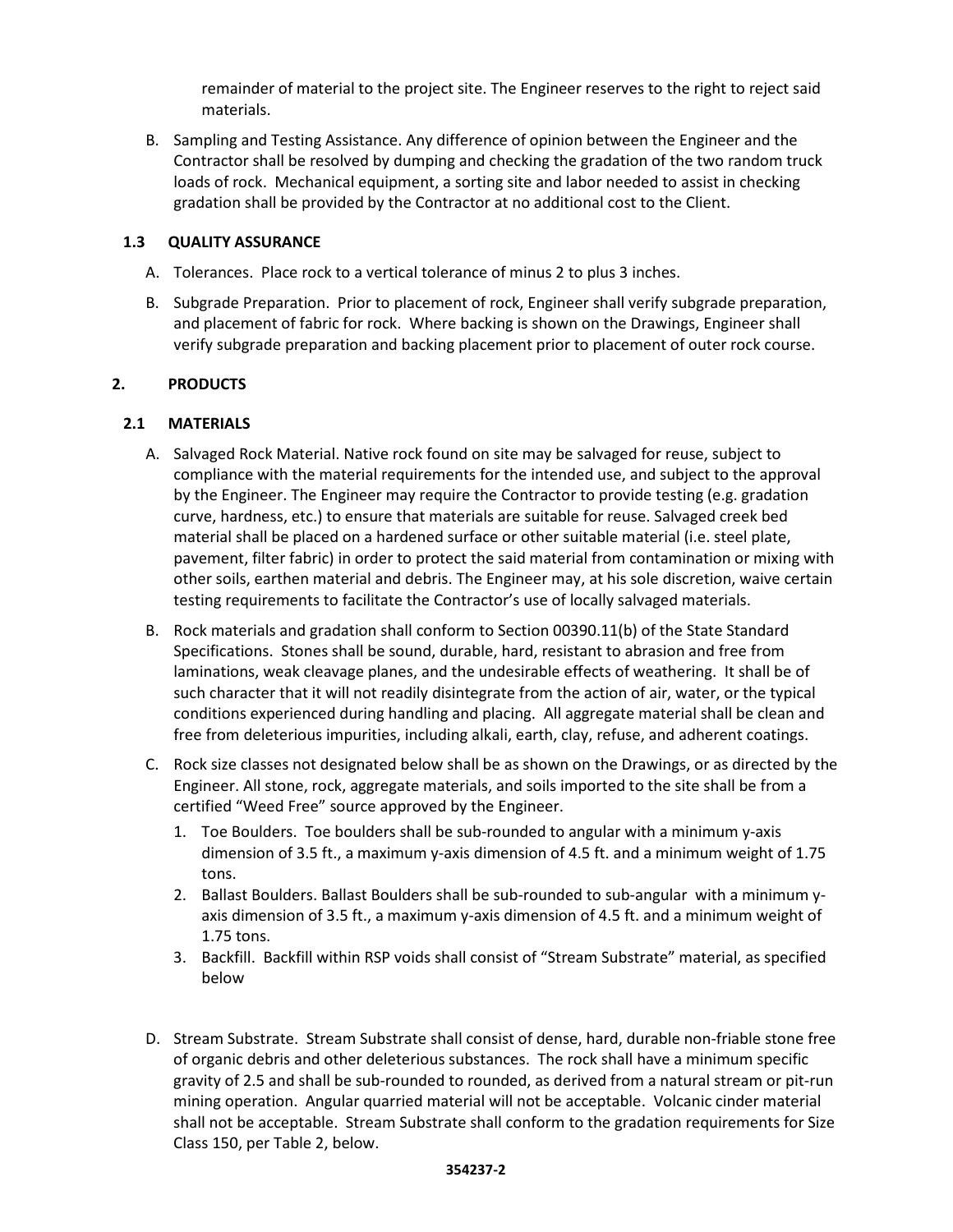remainder of material to the project site. The Engineer reserves to the right to reject said materials.

B. Sampling and Testing Assistance. Any difference of opinion between the Engineer and the Contractor shall be resolved by dumping and checking the gradation of the two random truck loads of rock. Mechanical equipment, a sorting site and labor needed to assist in checking gradation shall be provided by the Contractor at no additional cost to the Client.

### 1.3 QUALITY ASSURANCE

A. Tolerances. Place rock to a vertical tolerance of minus 2 to plus 3 inches.

B. Subgrade Preparation. Prior to placement of rock, Engineer shall verify subgrade preparation, and placement of fabric for rock. Where backing is shown on the Drawings, Engineer shall verify subgrade preparation and backing placement prior to placement of outer rock course.

## 2. PRODUCTS

### 2.1 MATERIALS

A. Salvaged Rock Material. Native rock found on site may be salvaged for reuse, subject to compliance with the material requirements for the intended use, and subject to the approval by the Engineer. The Engineer may require the Contractor to provide testing (e.g. gradation curve, hardness, etc.) to ensure that materials are suitable for reuse. Salvaged creek bed material shall be placed on a hardened surface or other suitable material (i.e. steel plate, pavement, filter fabric) in order to protect the said material from contamination or mixing with other soils, earthen material and debris. The Engineer may, at his sole discretion, waive certain testing requirements to facilitate the Contractor's use of locally salvaged materials.

B. Rock materials and gradation shall conform to Section 00390.11(b) of the State Standard Specifications. Stones shall be sound, durable, hard, resistant to abrasion and free from laminations, weak cleavage planes, and the undesirable effects of weathering. It shall be of such character that it will not readily disintegrate from the action of air, water, or the typical conditions experienced during handling and placing. All aggregate material shall be clean and free from deleterious impurities, including alkali, earth, clay, refuse, and adherent coatings.

C. Rock size classes not designated below shall be as shown on the Drawings, or as directed by the Engineer. All stone, rock, aggregate materials, and soils imported to the site shall be from a certified "Weed Free" source approved by the Engineer.

1. Toe Boulders. Toe boulders shall be sub-rounded to angular with a minimum y-axis dimension of 3.5 ft., a maximum y-axis dimension of 4.5 ft. and a minimum weight of 1.75 tons.
2. Ballast Boulders. Ballast Boulders shall be sub-rounded to sub-angular with a minimum y-axis dimension of 3.5 ft., a maximum y-axis dimension of 4.5 ft. and a minimum weight of 1.75 tons.
3. Backfill. Backfill within RSP voids shall consist of "Stream Substrate" material, as specified below

D. Stream Substrate. Stream Substrate shall consist of dense, hard, durable non-friable stone free of organic debris and other deleterious substances. The rock shall have a minimum specific gravity of 2.5 and shall be sub-rounded to rounded, as derived from a natural stream or pit-run mining operation. Angular quarried material will not be acceptable. Volcanic cinder material shall not be acceptable. Stream Substrate shall conform to the gradation requirements for Size Class 150, per Table 2, below.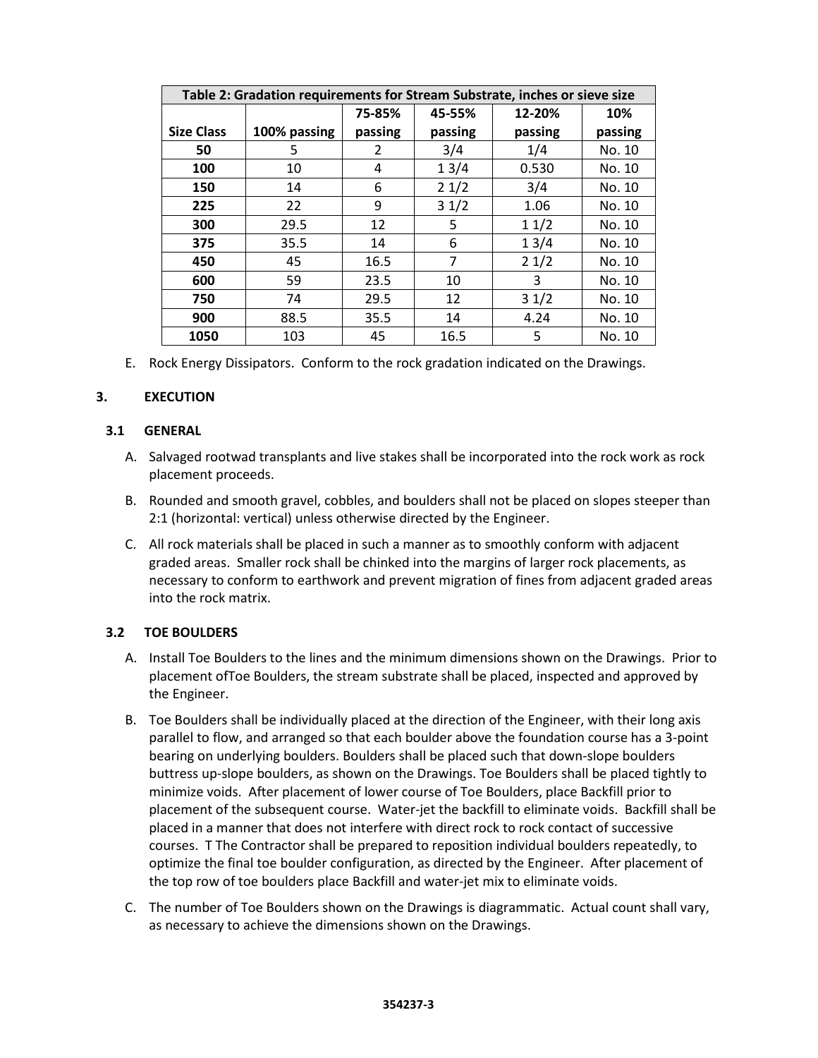| Table 2: Gradation requirements for Stream Substrate, inches or sieve size | | | | | |
|---|---|---|---|---|---|
| **Size Class** | **100% passing** | **75-85% passing** | **45-55% passing** | **12-20% passing** | **10% passing** |
| **50** | 5 | 2 | 3/4 | 1/4 | No. 10 |
| **100** | 10 | 4 | 1 3/4 | 0.530 | No. 10 |
| **150** | 14 | 6 | 2 1/2 | 3/4 | No. 10 |
| **225** | 22 | 9 | 3 1/2 | 1.06 | No. 10 |
| **300** | 29.5 | 12 | 5 | 1 1/2 | No. 10 |
| **375** | 35.5 | 14 | 6 | 1 3/4 | No. 10 |
| **450** | 45 | 16.5 | 7 | 2 1/2 | No. 10 |
| **600** | 59 | 23.5 | 10 | 3 | No. 10 |
| **750** | 74 | 29.5 | 12 | 3 1/2 | No. 10 |
| **900** | 88.5 | 35.5 | 14 | 4.24 | No. 10 |
| **1050** | 103 | 45 | 16.5 | 5 | No. 10 |

E. Rock Energy Dissipators. Conform to the rock gradation indicated on the Drawings.

## 3. EXECUTION

### 3.1 GENERAL

A. Salvaged rootwad transplants and live stakes shall be incorporated into the rock work as rock placement proceeds.

B. Rounded and smooth gravel, cobbles, and boulders shall not be placed on slopes steeper than 2:1 (horizontal: vertical) unless otherwise directed by the Engineer.

C. All rock materials shall be placed in such a manner as to smoothly conform with adjacent graded areas. Smaller rock shall be chinked into the margins of larger rock placements, as necessary to conform to earthwork and prevent migration of fines from adjacent graded areas into the rock matrix.

### 3.2 TOE BOULDERS

A. Install Toe Boulders to the lines and the minimum dimensions shown on the Drawings. Prior to placement ofToe Boulders, the stream substrate shall be placed, inspected and approved by the Engineer.

B. Toe Boulders shall be individually placed at the direction of the Engineer, with their long axis parallel to flow, and arranged so that each boulder above the foundation course has a 3-point bearing on underlying boulders. Boulders shall be placed such that down-slope boulders buttress up-slope boulders, as shown on the Drawings. Toe Boulders shall be placed tightly to minimize voids. After placement of lower course of Toe Boulders, place Backfill prior to placement of the subsequent course. Water-jet the backfill to eliminate voids. Backfill shall be placed in a manner that does not interfere with direct rock to rock contact of successive courses. T The Contractor shall be prepared to reposition individual boulders repeatedly, to optimize the final toe boulder configuration, as directed by the Engineer. After placement of the top row of toe boulders place Backfill and water-jet mix to eliminate voids.

C. The number of Toe Boulders shown on the Drawings is diagrammatic. Actual count shall vary, as necessary to achieve the dimensions shown on the Drawings.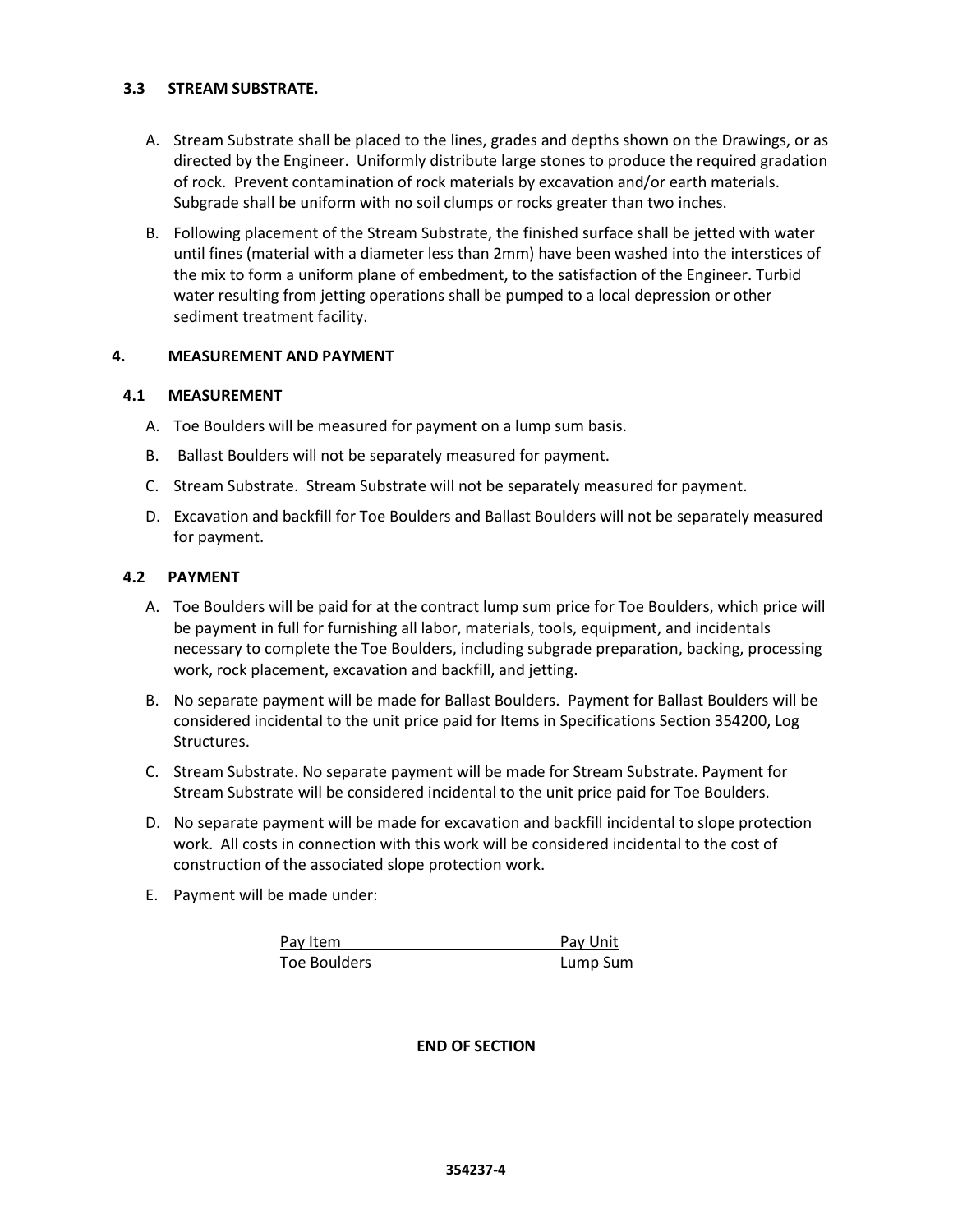### 3.3 STREAM SUBSTRATE.

A. Stream Substrate shall be placed to the lines, grades and depths shown on the Drawings, or as directed by the Engineer. Uniformly distribute large stones to produce the required gradation of rock. Prevent contamination of rock materials by excavation and/or earth materials. Subgrade shall be uniform with no soil clumps or rocks greater than two inches.

B. Following placement of the Stream Substrate, the finished surface shall be jetted with water until fines (material with a diameter less than 2mm) have been washed into the interstices of the mix to form a uniform plane of embedment, to the satisfaction of the Engineer. Turbid water resulting from jetting operations shall be pumped to a local depression or other sediment treatment facility.

## 4. MEASUREMENT AND PAYMENT

### 4.1 MEASUREMENT

A. Toe Boulders will be measured for payment on a lump sum basis.

B. Ballast Boulders will not be separately measured for payment.

C. Stream Substrate. Stream Substrate will not be separately measured for payment.

D. Excavation and backfill for Toe Boulders and Ballast Boulders will not be separately measured for payment.

### 4.2 PAYMENT

A. Toe Boulders will be paid for at the contract lump sum price for Toe Boulders, which price will be payment in full for furnishing all labor, materials, tools, equipment, and incidentals necessary to complete the Toe Boulders, including subgrade preparation, backing, processing work, rock placement, excavation and backfill, and jetting.

B. No separate payment will be made for Ballast Boulders. Payment for Ballast Boulders will be considered incidental to the unit price paid for Items in Specifications Section 354200, Log Structures.

C. Stream Substrate. No separate payment will be made for Stream Substrate. Payment for Stream Substrate will be considered incidental to the unit price paid for Toe Boulders.

D. No separate payment will be made for excavation and backfill incidental to slope protection work. All costs in connection with this work will be considered incidental to the cost of construction of the associated slope protection work.

E. Payment will be made under:

| Pay Item | Pay Unit |
|---|---|
| Toe Boulders | Lump Sum |

**END OF SECTION**